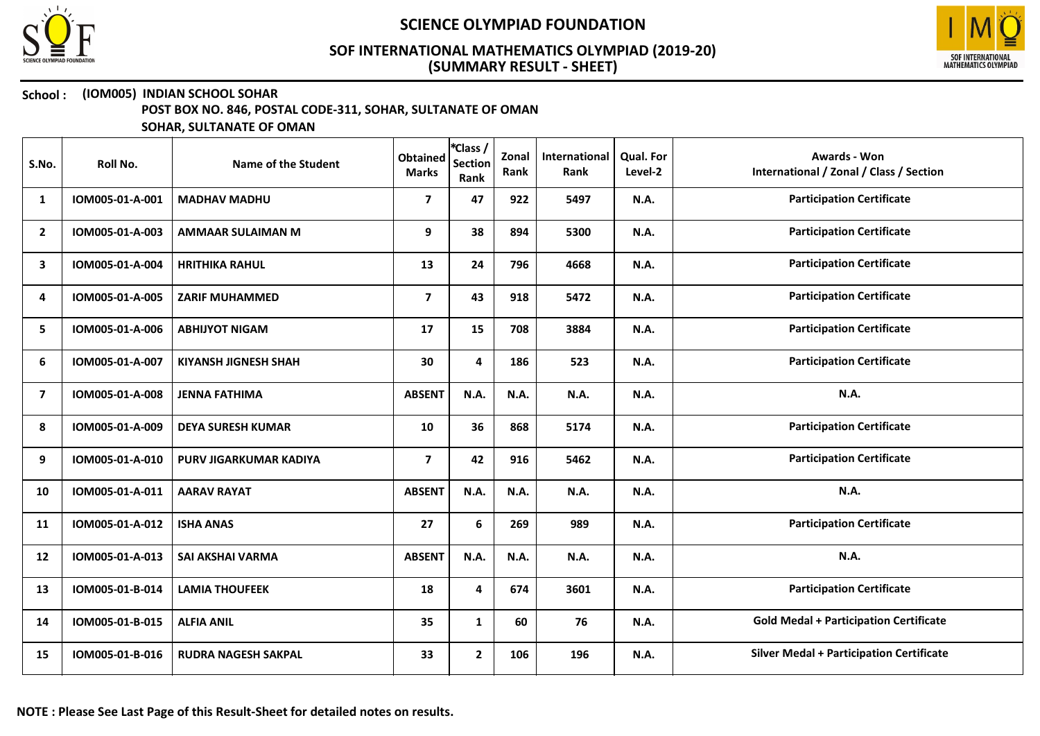# SCIENCE OLYMPIAD FOUNDATION

## SOF INTERNATIONAL MATHEMATICS OLYMPIAD (2019-20)
## (SUMMARY RESULT - SHEET)

**School : (IOM005) INDIAN SCHOOL SOHAR**
**POST BOX NO. 846, POSTAL CODE-311, SOHAR, SULTANATE OF OMAN**
**SOHAR, SULTANATE OF OMAN**

| S.No. | Roll No. | Name of the Student | Obtained Marks | *Class / Section Rank | Zonal Rank | International Rank | Qual. For Level-2 | Awards - Won International / Zonal / Class / Section |
|---|---|---|---|---|---|---|---|---|
| 1 | IOM005-01-A-001 | MADHAV MADHU | 7 | 47 | 922 | 5497 | N.A. | Participation Certificate |
| 2 | IOM005-01-A-003 | AMMAAR SULAIMAN M | 9 | 38 | 894 | 5300 | N.A. | Participation Certificate |
| 3 | IOM005-01-A-004 | HRITHIKA RAHUL | 13 | 24 | 796 | 4668 | N.A. | Participation Certificate |
| 4 | IOM005-01-A-005 | ZARIF MUHAMMED | 7 | 43 | 918 | 5472 | N.A. | Participation Certificate |
| 5 | IOM005-01-A-006 | ABHIJYOT NIGAM | 17 | 15 | 708 | 3884 | N.A. | Participation Certificate |
| 6 | IOM005-01-A-007 | KIYANSH JIGNESH SHAH | 30 | 4 | 186 | 523 | N.A. | Participation Certificate |
| 7 | IOM005-01-A-008 | JENNA FATHIMA | ABSENT | N.A. | N.A. | N.A. | N.A. | N.A. |
| 8 | IOM005-01-A-009 | DEYA SURESH KUMAR | 10 | 36 | 868 | 5174 | N.A. | Participation Certificate |
| 9 | IOM005-01-A-010 | PURV JIGARKUMAR KADIYA | 7 | 42 | 916 | 5462 | N.A. | Participation Certificate |
| 10 | IOM005-01-A-011 | AARAV RAYAT | ABSENT | N.A. | N.A. | N.A. | N.A. | N.A. |
| 11 | IOM005-01-A-012 | ISHA ANAS | 27 | 6 | 269 | 989 | N.A. | Participation Certificate |
| 12 | IOM005-01-A-013 | SAI AKSHAI VARMA | ABSENT | N.A. | N.A. | N.A. | N.A. | N.A. |
| 13 | IOM005-01-B-014 | LAMIA THOUFEEK | 18 | 4 | 674 | 3601 | N.A. | Participation Certificate |
| 14 | IOM005-01-B-015 | ALFIA ANIL | 35 | 1 | 60 | 76 | N.A. | Gold Medal + Participation Certificate |
| 15 | IOM005-01-B-016 | RUDRA NAGESH SAKPAL | 33 | 2 | 106 | 196 | N.A. | Silver Medal + Participation Certificate |

**NOTE : Please See Last Page of this Result-Sheet for detailed notes on results.**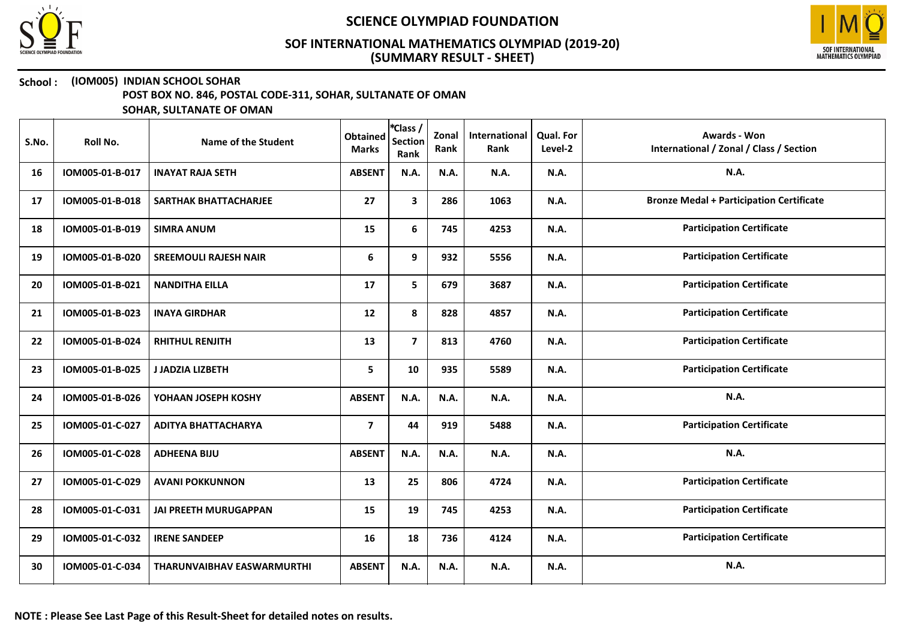# SCIENCE OLYMPIAD FOUNDATION

## SOF INTERNATIONAL MATHEMATICS OLYMPIAD (2019-20)
## (SUMMARY RESULT - SHEET)

**School : (IOM005) INDIAN SCHOOL SOHAR**
**POST BOX NO. 846, POSTAL CODE-311, SOHAR, SULTANATE OF OMAN**
**SOHAR, SULTANATE OF OMAN**

| S.No. | Roll No. | Name of the Student | Obtained Marks | *Class / Section Rank | Zonal Rank | International Rank | Qual. For Level-2 | Awards - Won International / Zonal / Class / Section |
|---|---|---|---|---|---|---|---|---|
| 16 | IOM005-01-B-017 | INAYAT RAJA SETH | ABSENT | N.A. | N.A. | N.A. | N.A. | N.A. |
| 17 | IOM005-01-B-018 | SARTHAK BHATTACHARJEE | 27 | 3 | 286 | 1063 | N.A. | Bronze Medal + Participation Certificate |
| 18 | IOM005-01-B-019 | SIMRA ANUM | 15 | 6 | 745 | 4253 | N.A. | Participation Certificate |
| 19 | IOM005-01-B-020 | SREEMOULI RAJESH NAIR | 6 | 9 | 932 | 5556 | N.A. | Participation Certificate |
| 20 | IOM005-01-B-021 | NANDITHA EILLA | 17 | 5 | 679 | 3687 | N.A. | Participation Certificate |
| 21 | IOM005-01-B-023 | INAYA GIRDHAR | 12 | 8 | 828 | 4857 | N.A. | Participation Certificate |
| 22 | IOM005-01-B-024 | RHITHUL RENJITH | 13 | 7 | 813 | 4760 | N.A. | Participation Certificate |
| 23 | IOM005-01-B-025 | J JADZIA LIZBETH | 5 | 10 | 935 | 5589 | N.A. | Participation Certificate |
| 24 | IOM005-01-B-026 | YOHAAN JOSEPH KOSHY | ABSENT | N.A. | N.A. | N.A. | N.A. | N.A. |
| 25 | IOM005-01-C-027 | ADITYA BHATTACHARYA | 7 | 44 | 919 | 5488 | N.A. | Participation Certificate |
| 26 | IOM005-01-C-028 | ADHEENA BIJU | ABSENT | N.A. | N.A. | N.A. | N.A. | N.A. |
| 27 | IOM005-01-C-029 | AVANI POKKUNNON | 13 | 25 | 806 | 4724 | N.A. | Participation Certificate |
| 28 | IOM005-01-C-031 | JAI PREETH MURUGAPPAN | 15 | 19 | 745 | 4253 | N.A. | Participation Certificate |
| 29 | IOM005-01-C-032 | IRENE SANDEEP | 16 | 18 | 736 | 4124 | N.A. | Participation Certificate |
| 30 | IOM005-01-C-034 | THARUNVAIBHAV EASWARMURTHI | ABSENT | N.A. | N.A. | N.A. | N.A. | N.A. |

**NOTE : Please See Last Page of this Result-Sheet for detailed notes on results.**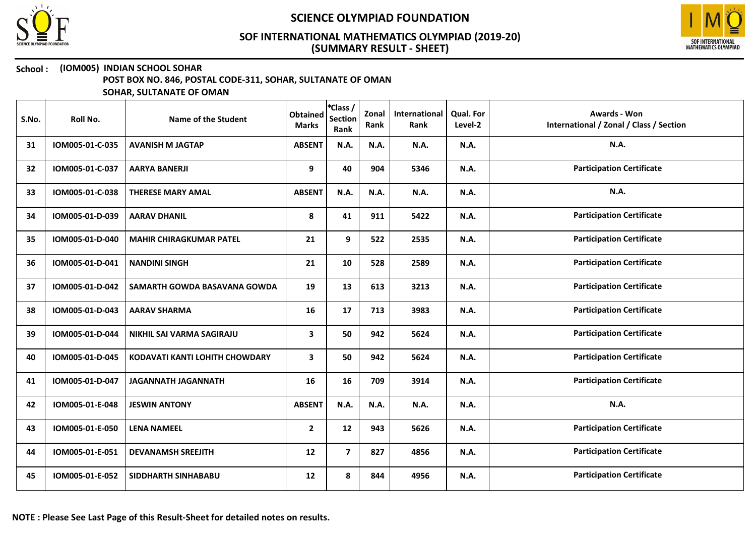# SCIENCE OLYMPIAD FOUNDATION

## SOF INTERNATIONAL MATHEMATICS OLYMPIAD (2019-20)
## (SUMMARY RESULT - SHEET)

**School : (IOM005) INDIAN SCHOOL SOHAR**
**POST BOX NO. 846, POSTAL CODE-311, SOHAR, SULTANATE OF OMAN**
**SOHAR, SULTANATE OF OMAN**

| S.No. | Roll No. | Name of the Student | Obtained Marks | *Class / Section Rank | Zonal Rank | International Rank | Qual. For Level-2 | Awards - Won International / Zonal / Class / Section |
|---|---|---|---|---|---|---|---|---|
| 31 | IOM005-01-C-035 | AVANISH M JAGTAP | ABSENT | N.A. | N.A. | N.A. | N.A. | N.A. |
| 32 | IOM005-01-C-037 | AARYA BANERJI | 9 | 40 | 904 | 5346 | N.A. | Participation Certificate |
| 33 | IOM005-01-C-038 | THERESE MARY AMAL | ABSENT | N.A. | N.A. | N.A. | N.A. | N.A. |
| 34 | IOM005-01-D-039 | AARAV DHANIL | 8 | 41 | 911 | 5422 | N.A. | Participation Certificate |
| 35 | IOM005-01-D-040 | MAHIR CHIRAGKUMAR PATEL | 21 | 9 | 522 | 2535 | N.A. | Participation Certificate |
| 36 | IOM005-01-D-041 | NANDINI SINGH | 21 | 10 | 528 | 2589 | N.A. | Participation Certificate |
| 37 | IOM005-01-D-042 | SAMARTH GOWDA BASAVANA GOWDA | 19 | 13 | 613 | 3213 | N.A. | Participation Certificate |
| 38 | IOM005-01-D-043 | AARAV SHARMA | 16 | 17 | 713 | 3983 | N.A. | Participation Certificate |
| 39 | IOM005-01-D-044 | NIKHIL SAI VARMA SAGIRAJU | 3 | 50 | 942 | 5624 | N.A. | Participation Certificate |
| 40 | IOM005-01-D-045 | KODAVATI KANTI LOHITH CHOWDARY | 3 | 50 | 942 | 5624 | N.A. | Participation Certificate |
| 41 | IOM005-01-D-047 | JAGANNATH JAGANNATH | 16 | 16 | 709 | 3914 | N.A. | Participation Certificate |
| 42 | IOM005-01-E-048 | JESWIN ANTONY | ABSENT | N.A. | N.A. | N.A. | N.A. | N.A. |
| 43 | IOM005-01-E-050 | LENA NAMEEL | 2 | 12 | 943 | 5626 | N.A. | Participation Certificate |
| 44 | IOM005-01-E-051 | DEVANAMSH SREEJITH | 12 | 7 | 827 | 4856 | N.A. | Participation Certificate |
| 45 | IOM005-01-E-052 | SIDDHARTH SINHABABU | 12 | 8 | 844 | 4956 | N.A. | Participation Certificate |

**NOTE : Please See Last Page of this Result-Sheet for detailed notes on results.**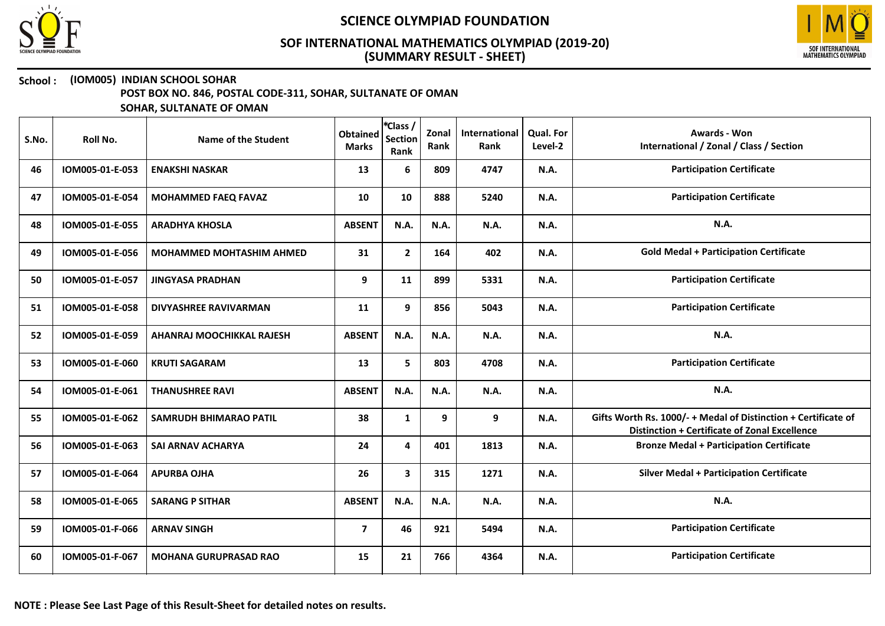# SCIENCE OLYMPIAD FOUNDATION

## SOF INTERNATIONAL MATHEMATICS OLYMPIAD (2019-20)
## (SUMMARY RESULT - SHEET)

**School : (IOM005) INDIAN SCHOOL SOHAR**
**POST BOX NO. 846, POSTAL CODE-311, SOHAR, SULTANATE OF OMAN**
**SOHAR, SULTANATE OF OMAN**

| S.No. | Roll No. | Name of the Student | Obtained Marks | *Class / Section Rank | Zonal Rank | International Rank | Qual. For Level-2 | Awards - Won International / Zonal / Class / Section |
|---|---|---|---|---|---|---|---|---|
| 46 | IOM005-01-E-053 | ENAKSHI NASKAR | 13 | 6 | 809 | 4747 | N.A. | Participation Certificate |
| 47 | IOM005-01-E-054 | MOHAMMED FAEQ FAVAZ | 10 | 10 | 888 | 5240 | N.A. | Participation Certificate |
| 48 | IOM005-01-E-055 | ARADHYA KHOSLA | ABSENT | N.A. | N.A. | N.A. | N.A. | N.A. |
| 49 | IOM005-01-E-056 | MOHAMMED MOHTASHIM AHMED | 31 | 2 | 164 | 402 | N.A. | Gold Medal + Participation Certificate |
| 50 | IOM005-01-E-057 | JINGYASA PRADHAN | 9 | 11 | 899 | 5331 | N.A. | Participation Certificate |
| 51 | IOM005-01-E-058 | DIVYASHREE RAVIVARMAN | 11 | 9 | 856 | 5043 | N.A. | Participation Certificate |
| 52 | IOM005-01-E-059 | AHANRAJ MOOCHIKKAL RAJESH | ABSENT | N.A. | N.A. | N.A. | N.A. | N.A. |
| 53 | IOM005-01-E-060 | KRUTI SAGARAM | 13 | 5 | 803 | 4708 | N.A. | Participation Certificate |
| 54 | IOM005-01-E-061 | THANUSHREE RAVI | ABSENT | N.A. | N.A. | N.A. | N.A. | N.A. |
| 55 | IOM005-01-E-062 | SAMRUDH BHIMARAO PATIL | 38 | 1 | 9 | 9 | N.A. | Gifts Worth Rs. 1000/- + Medal of Distinction + Certificate of Distinction + Certificate of Zonal Excellence |
| 56 | IOM005-01-E-063 | SAI ARNAV ACHARYA | 24 | 4 | 401 | 1813 | N.A. | Bronze Medal + Participation Certificate |
| 57 | IOM005-01-E-064 | APURBA OJHA | 26 | 3 | 315 | 1271 | N.A. | Silver Medal + Participation Certificate |
| 58 | IOM005-01-E-065 | SARANG P SITHAR | ABSENT | N.A. | N.A. | N.A. | N.A. | N.A. |
| 59 | IOM005-01-F-066 | ARNAV SINGH | 7 | 46 | 921 | 5494 | N.A. | Participation Certificate |
| 60 | IOM005-01-F-067 | MOHANA GURUPRASAD RAO | 15 | 21 | 766 | 4364 | N.A. | Participation Certificate |

**NOTE : Please See Last Page of this Result-Sheet for detailed notes on results.**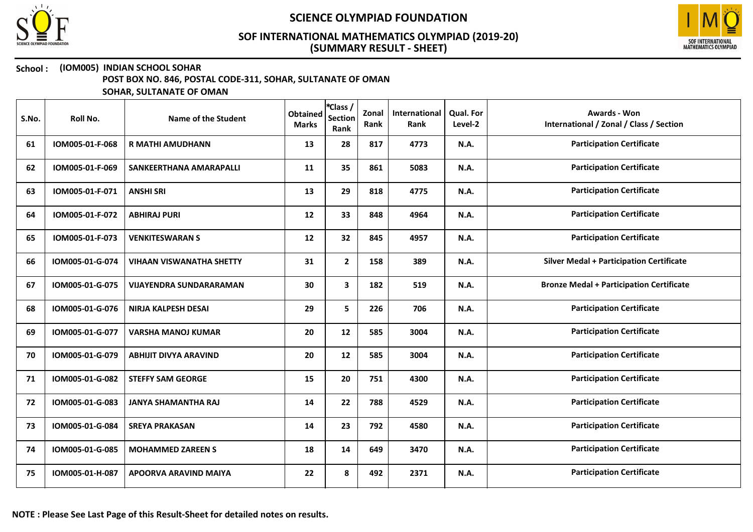**School : (IOM005) INDIAN SCHOOL SOHAR**
**POST BOX NO. 846, POSTAL CODE-311, SOHAR, SULTANATE OF OMAN**
**SOHAR, SULTANATE OF OMAN**

| S.No. | Roll No. | Name of the Student | Obtained Marks | *Class / Section Rank | Zonal Rank | International Rank | Qual. For Level-2 | Awards - Won International / Zonal / Class / Section |
|---|---|---|---|---|---|---|---|---|
| 61 | IOM005-01-F-068 | R MATHI AMUDHANN | 13 | 28 | 817 | 4773 | N.A. | Participation Certificate |
| 62 | IOM005-01-F-069 | SANKEERTHANA AMARAPALLI | 11 | 35 | 861 | 5083 | N.A. | Participation Certificate |
| 63 | IOM005-01-F-071 | ANSHI SRI | 13 | 29 | 818 | 4775 | N.A. | Participation Certificate |
| 64 | IOM005-01-F-072 | ABHIRAJ PURI | 12 | 33 | 848 | 4964 | N.A. | Participation Certificate |
| 65 | IOM005-01-F-073 | VENKITESWARAN S | 12 | 32 | 845 | 4957 | N.A. | Participation Certificate |
| 66 | IOM005-01-G-074 | VIHAAN VISWANATHA SHETTY | 31 | 2 | 158 | 389 | N.A. | Silver Medal + Participation Certificate |
| 67 | IOM005-01-G-075 | VIJAYENDRA SUNDARARAMAN | 30 | 3 | 182 | 519 | N.A. | Bronze Medal + Participation Certificate |
| 68 | IOM005-01-G-076 | NIRJA KALPESH DESAI | 29 | 5 | 226 | 706 | N.A. | Participation Certificate |
| 69 | IOM005-01-G-077 | VARSHA MANOJ KUMAR | 20 | 12 | 585 | 3004 | N.A. | Participation Certificate |
| 70 | IOM005-01-G-079 | ABHIJIT DIVYA ARAVIND | 20 | 12 | 585 | 3004 | N.A. | Participation Certificate |
| 71 | IOM005-01-G-082 | STEFFY SAM GEORGE | 15 | 20 | 751 | 4300 | N.A. | Participation Certificate |
| 72 | IOM005-01-G-083 | JANYA SHAMANTHA RAJ | 14 | 22 | 788 | 4529 | N.A. | Participation Certificate |
| 73 | IOM005-01-G-084 | SREYA PRAKASAN | 14 | 23 | 792 | 4580 | N.A. | Participation Certificate |
| 74 | IOM005-01-G-085 | MOHAMMED ZAREEN S | 18 | 14 | 649 | 3470 | N.A. | Participation Certificate |
| 75 | IOM005-01-H-087 | APOORVA ARAVIND MAIYA | 22 | 8 | 492 | 2371 | N.A. | Participation Certificate |

**NOTE : Please See Last Page of this Result-Sheet for detailed notes on results.**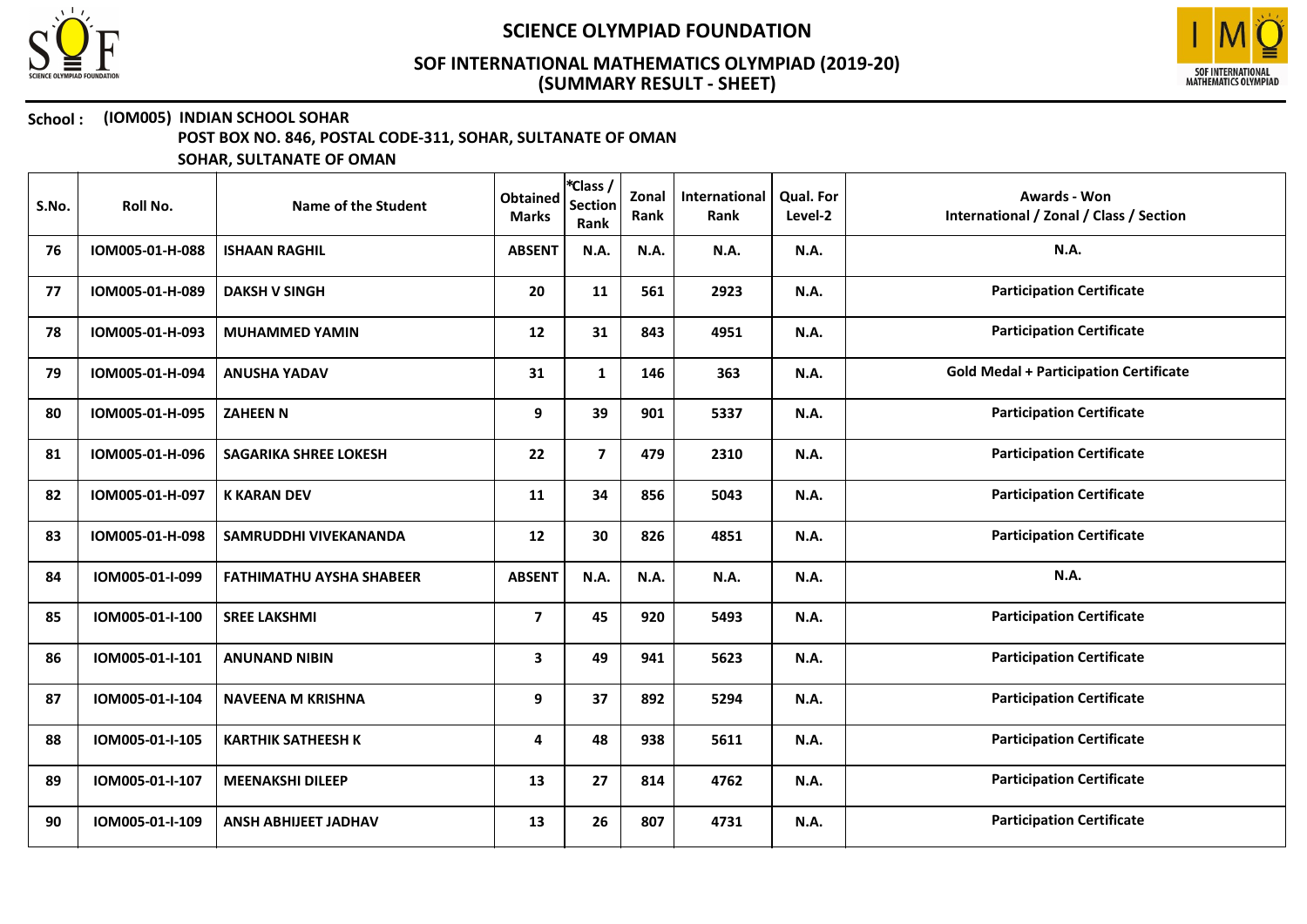# SCIENCE OLYMPIAD FOUNDATION

## SOF INTERNATIONAL MATHEMATICS OLYMPIAD (2019-20)
## (SUMMARY RESULT - SHEET)

**School :** **(IOM005) INDIAN SCHOOL SOHAR**
**POST BOX NO. 846, POSTAL CODE-311, SOHAR, SULTANATE OF OMAN**
**SOHAR, SULTANATE OF OMAN**

| S.No. | Roll No. | Name of the Student | Obtained Marks | *Class / Section Rank | Zonal Rank | International Rank | Qual. For Level-2 | Awards - Won International / Zonal / Class / Section |
|---|---|---|---|---|---|---|---|---|
| 76 | IOM005-01-H-088 | ISHAAN RAGHIL | ABSENT | N.A. | N.A. | N.A. | N.A. | N.A. |
| 77 | IOM005-01-H-089 | DAKSH V SINGH | 20 | 11 | 561 | 2923 | N.A. | Participation Certificate |
| 78 | IOM005-01-H-093 | MUHAMMED YAMIN | 12 | 31 | 843 | 4951 | N.A. | Participation Certificate |
| 79 | IOM005-01-H-094 | ANUSHA YADAV | 31 | 1 | 146 | 363 | N.A. | Gold Medal + Participation Certificate |
| 80 | IOM005-01-H-095 | ZAHEEN N | 9 | 39 | 901 | 5337 | N.A. | Participation Certificate |
| 81 | IOM005-01-H-096 | SAGARIKA SHREE LOKESH | 22 | 7 | 479 | 2310 | N.A. | Participation Certificate |
| 82 | IOM005-01-H-097 | K KARAN DEV | 11 | 34 | 856 | 5043 | N.A. | Participation Certificate |
| 83 | IOM005-01-H-098 | SAMRUDDHI VIVEKANANDA | 12 | 30 | 826 | 4851 | N.A. | Participation Certificate |
| 84 | IOM005-01-I-099 | FATHIMATHU AYSHA SHABEER | ABSENT | N.A. | N.A. | N.A. | N.A. | N.A. |
| 85 | IOM005-01-I-100 | SREE LAKSHMI | 7 | 45 | 920 | 5493 | N.A. | Participation Certificate |
| 86 | IOM005-01-I-101 | ANUNAND NIBIN | 3 | 49 | 941 | 5623 | N.A. | Participation Certificate |
| 87 | IOM005-01-I-104 | NAVEENA M KRISHNA | 9 | 37 | 892 | 5294 | N.A. | Participation Certificate |
| 88 | IOM005-01-I-105 | KARTHIK SATHEESH K | 4 | 48 | 938 | 5611 | N.A. | Participation Certificate |
| 89 | IOM005-01-I-107 | MEENAKSHI DILEEP | 13 | 27 | 814 | 4762 | N.A. | Participation Certificate |
| 90 | IOM005-01-I-109 | ANSH ABHIJEET JADHAV | 13 | 26 | 807 | 4731 | N.A. | Participation Certificate |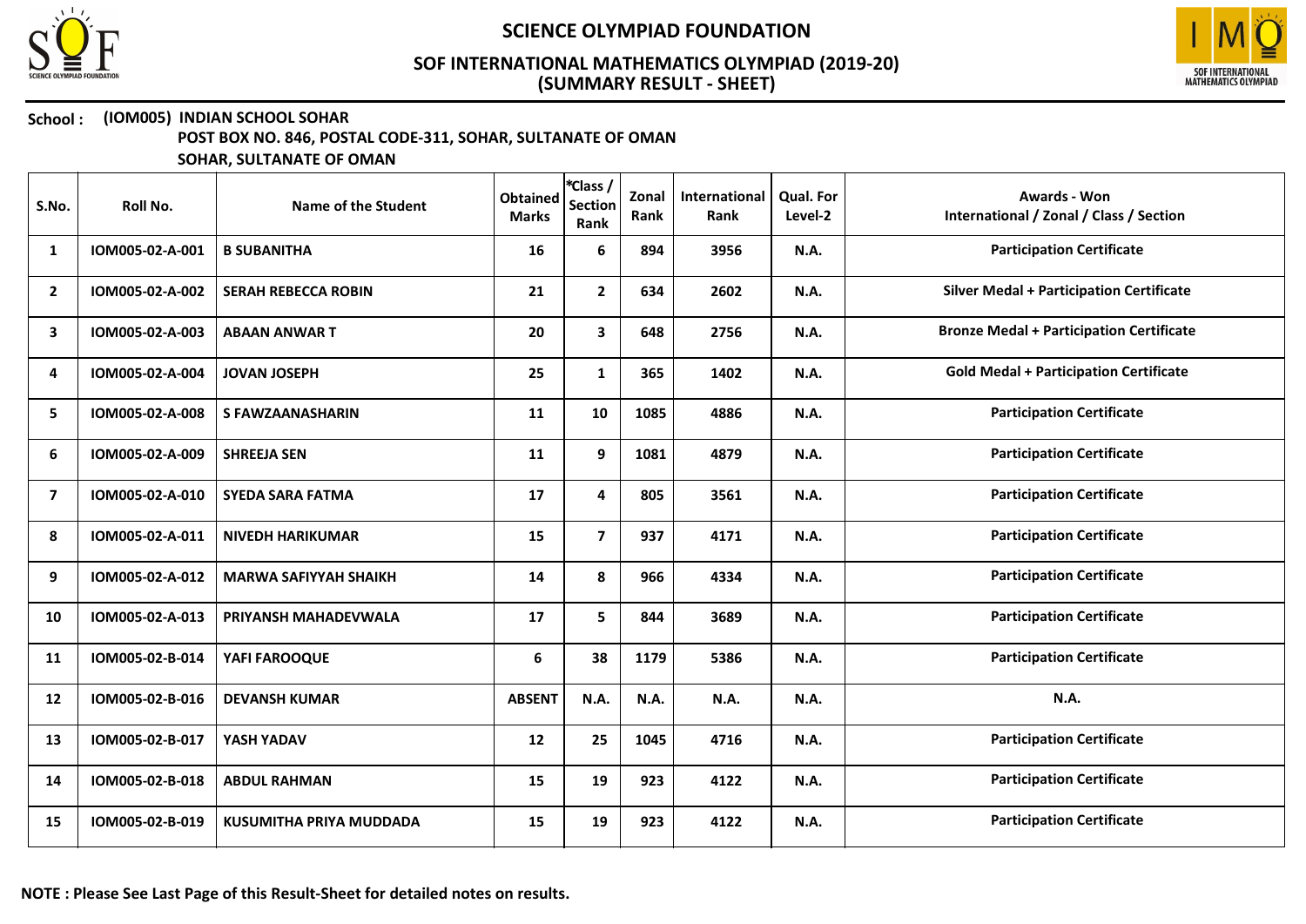# SCIENCE OLYMPIAD FOUNDATION

## SOF INTERNATIONAL MATHEMATICS OLYMPIAD (2019-20)
## (SUMMARY RESULT - SHEET)

**School : (IOM005) INDIAN SCHOOL SOHAR**
**POST BOX NO. 846, POSTAL CODE-311, SOHAR, SULTANATE OF OMAN**
**SOHAR, SULTANATE OF OMAN**

| S.No. | Roll No. | Name of the Student | Obtained Marks | *Class / Section Rank | Zonal Rank | International Rank | Qual. For Level-2 | Awards - Won International / Zonal / Class / Section |
|---|---|---|---|---|---|---|---|---|
| 1 | IOM005-02-A-001 | B SUBANITHA | 16 | 6 | 894 | 3956 | N.A. | Participation Certificate |
| 2 | IOM005-02-A-002 | SERAH REBECCA ROBIN | 21 | 2 | 634 | 2602 | N.A. | Silver Medal + Participation Certificate |
| 3 | IOM005-02-A-003 | ABAAN ANWAR T | 20 | 3 | 648 | 2756 | N.A. | Bronze Medal + Participation Certificate |
| 4 | IOM005-02-A-004 | JOVAN JOSEPH | 25 | 1 | 365 | 1402 | N.A. | Gold Medal + Participation Certificate |
| 5 | IOM005-02-A-008 | S FAWZAANASHARIN | 11 | 10 | 1085 | 4886 | N.A. | Participation Certificate |
| 6 | IOM005-02-A-009 | SHREEJA SEN | 11 | 9 | 1081 | 4879 | N.A. | Participation Certificate |
| 7 | IOM005-02-A-010 | SYEDA SARA FATMA | 17 | 4 | 805 | 3561 | N.A. | Participation Certificate |
| 8 | IOM005-02-A-011 | NIVEDH HARIKUMAR | 15 | 7 | 937 | 4171 | N.A. | Participation Certificate |
| 9 | IOM005-02-A-012 | MARWA SAFIYYAH SHAIKH | 14 | 8 | 966 | 4334 | N.A. | Participation Certificate |
| 10 | IOM005-02-A-013 | PRIYANSH MAHADEVWALA | 17 | 5 | 844 | 3689 | N.A. | Participation Certificate |
| 11 | IOM005-02-B-014 | YAFI FAROOQUE | 6 | 38 | 1179 | 5386 | N.A. | Participation Certificate |
| 12 | IOM005-02-B-016 | DEVANSH KUMAR | ABSENT | N.A. | N.A. | N.A. | N.A. | N.A. |
| 13 | IOM005-02-B-017 | YASH YADAV | 12 | 25 | 1045 | 4716 | N.A. | Participation Certificate |
| 14 | IOM005-02-B-018 | ABDUL RAHMAN | 15 | 19 | 923 | 4122 | N.A. | Participation Certificate |
| 15 | IOM005-02-B-019 | KUSUMITHA PRIYA MUDDADA | 15 | 19 | 923 | 4122 | N.A. | Participation Certificate |

**NOTE : Please See Last Page of this Result-Sheet for detailed notes on results.**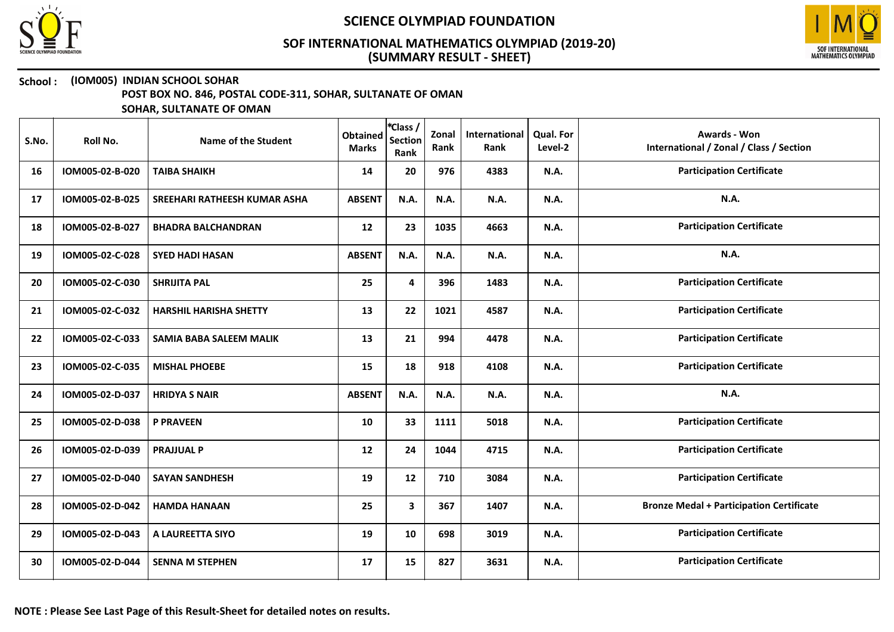# SCIENCE OLYMPIAD FOUNDATION

## SOF INTERNATIONAL MATHEMATICS OLYMPIAD (2019-20)
## (SUMMARY RESULT - SHEET)

**School :** **(IOM005) INDIAN SCHOOL SOHAR**
**POST BOX NO. 846, POSTAL CODE-311, SOHAR, SULTANATE OF OMAN**
**SOHAR, SULTANATE OF OMAN**

| S.No. | Roll No. | Name of the Student | Obtained Marks | *Class / Section Rank | Zonal Rank | International Rank | Qual. For Level-2 | Awards - Won International / Zonal / Class / Section |
|---|---|---|---|---|---|---|---|---|
| 16 | IOM005-02-B-020 | TAIBA SHAIKH | 14 | 20 | 976 | 4383 | N.A. | Participation Certificate |
| 17 | IOM005-02-B-025 | SREEHARI RATHEESH KUMAR ASHA | ABSENT | N.A. | N.A. | N.A. | N.A. | N.A. |
| 18 | IOM005-02-B-027 | BHADRA BALCHANDRAN | 12 | 23 | 1035 | 4663 | N.A. | Participation Certificate |
| 19 | IOM005-02-C-028 | SYED HADI HASAN | ABSENT | N.A. | N.A. | N.A. | N.A. | N.A. |
| 20 | IOM005-02-C-030 | SHRIJITA PAL | 25 | 4 | 396 | 1483 | N.A. | Participation Certificate |
| 21 | IOM005-02-C-032 | HARSHIL HARISHA SHETTY | 13 | 22 | 1021 | 4587 | N.A. | Participation Certificate |
| 22 | IOM005-02-C-033 | SAMIA BABA SALEEM MALIK | 13 | 21 | 994 | 4478 | N.A. | Participation Certificate |
| 23 | IOM005-02-C-035 | MISHAL PHOEBE | 15 | 18 | 918 | 4108 | N.A. | Participation Certificate |
| 24 | IOM005-02-D-037 | HRIDYA S NAIR | ABSENT | N.A. | N.A. | N.A. | N.A. | N.A. |
| 25 | IOM005-02-D-038 | P PRAVEEN | 10 | 33 | 1111 | 5018 | N.A. | Participation Certificate |
| 26 | IOM005-02-D-039 | PRAJJUAL P | 12 | 24 | 1044 | 4715 | N.A. | Participation Certificate |
| 27 | IOM005-02-D-040 | SAYAN SANDHESH | 19 | 12 | 710 | 3084 | N.A. | Participation Certificate |
| 28 | IOM005-02-D-042 | HAMDA HANAAN | 25 | 3 | 367 | 1407 | N.A. | Bronze Medal + Participation Certificate |
| 29 | IOM005-02-D-043 | A LAUREETTA SIYO | 19 | 10 | 698 | 3019 | N.A. | Participation Certificate |
| 30 | IOM005-02-D-044 | SENNA M STEPHEN | 17 | 15 | 827 | 3631 | N.A. | Participation Certificate |

**NOTE : Please See Last Page of this Result-Sheet for detailed notes on results.**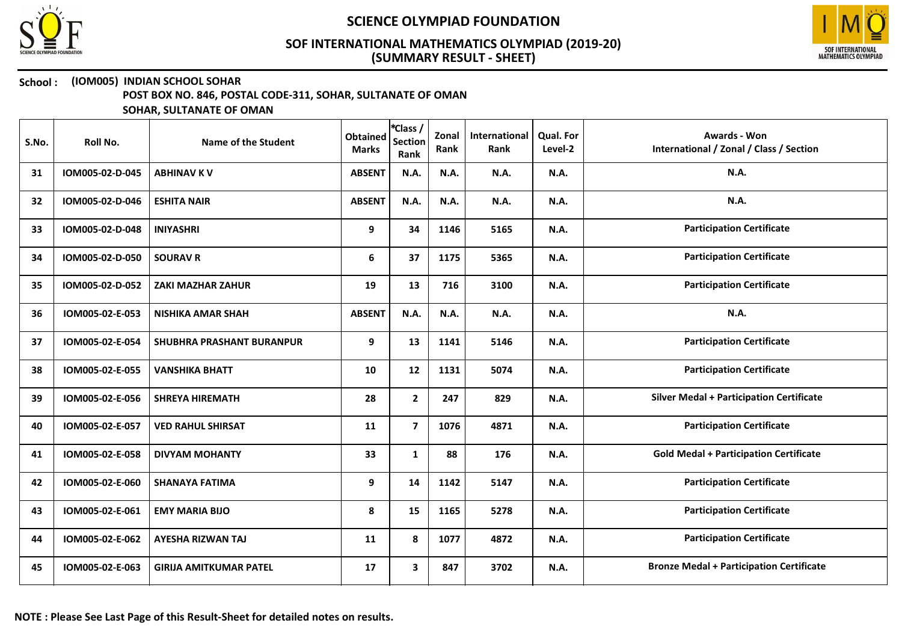**SCIENCE OLYMPIAD FOUNDATION**

**SOF INTERNATIONAL MATHEMATICS OLYMPIAD (2019-20)**
**(SUMMARY RESULT - SHEET)**

**School : (IOM005) INDIAN SCHOOL SOHAR**
**POST BOX NO. 846, POSTAL CODE-311, SOHAR, SULTANATE OF OMAN**
**SOHAR, SULTANATE OF OMAN**

| S.No. | Roll No. | Name of the Student | Obtained Marks | *Class / Section Rank | Zonal Rank | International Rank | Qual. For Level-2 | Awards - Won International / Zonal / Class / Section |
|---|---|---|---|---|---|---|---|---|
| 31 | IOM005-02-D-045 | ABHINAV K V | ABSENT | N.A. | N.A. | N.A. | N.A. | N.A. |
| 32 | IOM005-02-D-046 | ESHITA NAIR | ABSENT | N.A. | N.A. | N.A. | N.A. | N.A. |
| 33 | IOM005-02-D-048 | INIYASHRI | 9 | 34 | 1146 | 5165 | N.A. | Participation Certificate |
| 34 | IOM005-02-D-050 | SOURAV R | 6 | 37 | 1175 | 5365 | N.A. | Participation Certificate |
| 35 | IOM005-02-D-052 | ZAKI MAZHAR ZAHUR | 19 | 13 | 716 | 3100 | N.A. | Participation Certificate |
| 36 | IOM005-02-E-053 | NISHIKA AMAR SHAH | ABSENT | N.A. | N.A. | N.A. | N.A. | N.A. |
| 37 | IOM005-02-E-054 | SHUBHRA PRASHANT BURANPUR | 9 | 13 | 1141 | 5146 | N.A. | Participation Certificate |
| 38 | IOM005-02-E-055 | VANSHIKA BHATT | 10 | 12 | 1131 | 5074 | N.A. | Participation Certificate |
| 39 | IOM005-02-E-056 | SHREYA HIREMATH | 28 | 2 | 247 | 829 | N.A. | Silver Medal + Participation Certificate |
| 40 | IOM005-02-E-057 | VED RAHUL SHIRSAT | 11 | 7 | 1076 | 4871 | N.A. | Participation Certificate |
| 41 | IOM005-02-E-058 | DIVYAM MOHANTY | 33 | 1 | 88 | 176 | N.A. | Gold Medal + Participation Certificate |
| 42 | IOM005-02-E-060 | SHANAYA FATIMA | 9 | 14 | 1142 | 5147 | N.A. | Participation Certificate |
| 43 | IOM005-02-E-061 | EMY MARIA BIJO | 8 | 15 | 1165 | 5278 | N.A. | Participation Certificate |
| 44 | IOM005-02-E-062 | AYESHA RIZWAN TAJ | 11 | 8 | 1077 | 4872 | N.A. | Participation Certificate |
| 45 | IOM005-02-E-063 | GIRIJA AMITKUMAR PATEL | 17 | 3 | 847 | 3702 | N.A. | Bronze Medal + Participation Certificate |

**NOTE : Please See Last Page of this Result-Sheet for detailed notes on results.**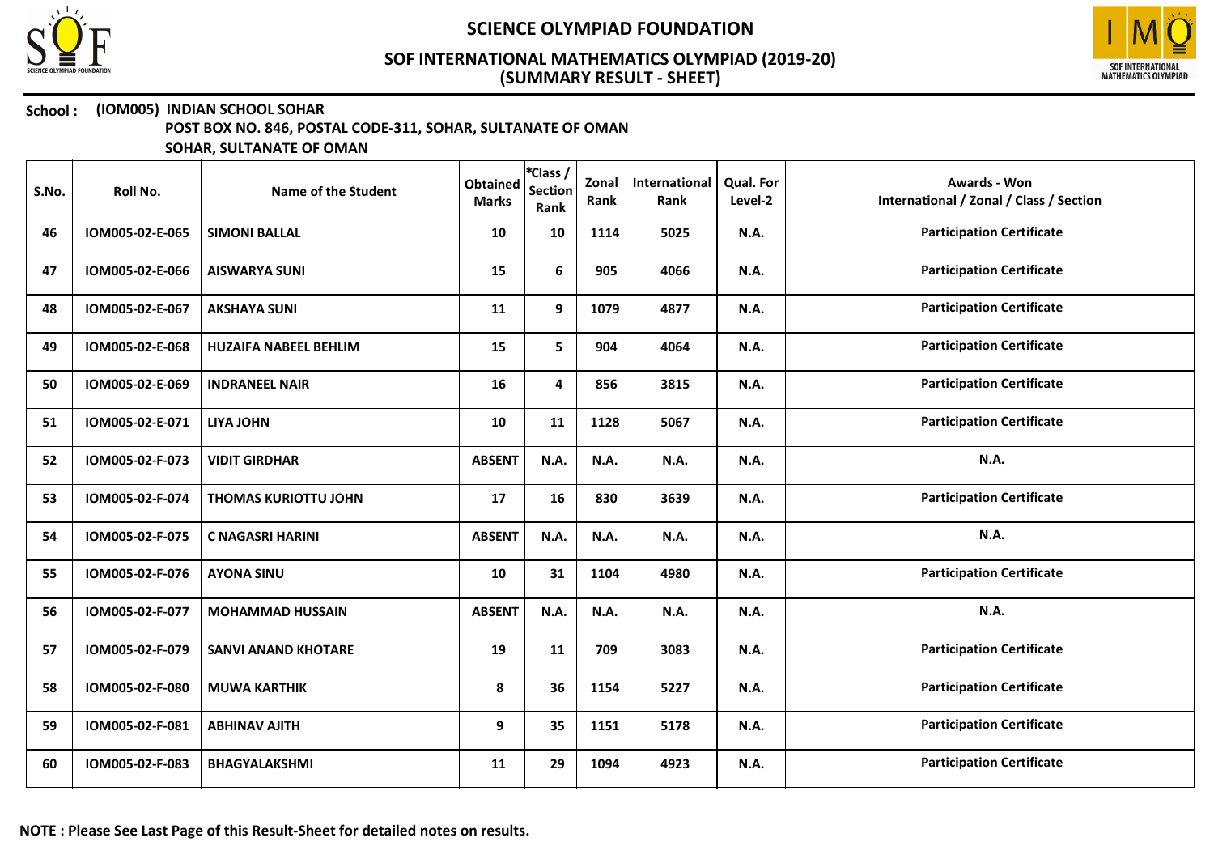# SCIENCE OLYMPIAD FOUNDATION

## SOF INTERNATIONAL MATHEMATICS OLYMPIAD (2019-20)
## (SUMMARY RESULT - SHEET)

**School :** **(IOM005) INDIAN SCHOOL SOHAR**
**POST BOX NO. 846, POSTAL CODE-311, SOHAR, SULTANATE OF OMAN**
**SOHAR, SULTANATE OF OMAN**

| S.No. | Roll No. | Name of the Student | Obtained Marks | *Class / Section Rank | Zonal Rank | International Rank | Qual. For Level-2 | Awards - Won International / Zonal / Class / Section |
|---|---|---|---|---|---|---|---|---|
| 46 | IOM005-02-E-065 | SIMONI BALLAL | 10 | 10 | 1114 | 5025 | N.A. | Participation Certificate |
| 47 | IOM005-02-E-066 | AISWARYA SUNI | 15 | 6 | 905 | 4066 | N.A. | Participation Certificate |
| 48 | IOM005-02-E-067 | AKSHAYA SUNI | 11 | 9 | 1079 | 4877 | N.A. | Participation Certificate |
| 49 | IOM005-02-E-068 | HUZAIFA NABEEL BEHLIM | 15 | 5 | 904 | 4064 | N.A. | Participation Certificate |
| 50 | IOM005-02-E-069 | INDRANEEL NAIR | 16 | 4 | 856 | 3815 | N.A. | Participation Certificate |
| 51 | IOM005-02-E-071 | LIYA JOHN | 10 | 11 | 1128 | 5067 | N.A. | Participation Certificate |
| 52 | IOM005-02-F-073 | VIDIT GIRDHAR | ABSENT | N.A. | N.A. | N.A. | N.A. | N.A. |
| 53 | IOM005-02-F-074 | THOMAS KURIOTTU JOHN | 17 | 16 | 830 | 3639 | N.A. | Participation Certificate |
| 54 | IOM005-02-F-075 | C NAGASRI HARINI | ABSENT | N.A. | N.A. | N.A. | N.A. | N.A. |
| 55 | IOM005-02-F-076 | AYONA SINU | 10 | 31 | 1104 | 4980 | N.A. | Participation Certificate |
| 56 | IOM005-02-F-077 | MOHAMMAD HUSSAIN | ABSENT | N.A. | N.A. | N.A. | N.A. | N.A. |
| 57 | IOM005-02-F-079 | SANVI ANAND KHOTARE | 19 | 11 | 709 | 3083 | N.A. | Participation Certificate |
| 58 | IOM005-02-F-080 | MUWA KARTHIK | 8 | 36 | 1154 | 5227 | N.A. | Participation Certificate |
| 59 | IOM005-02-F-081 | ABHINAV AJITH | 9 | 35 | 1151 | 5178 | N.A. | Participation Certificate |
| 60 | IOM005-02-F-083 | BHAGYALAKSHMI | 11 | 29 | 1094 | 4923 | N.A. | Participation Certificate |

**NOTE : Please See Last Page of this Result-Sheet for detailed notes on results.**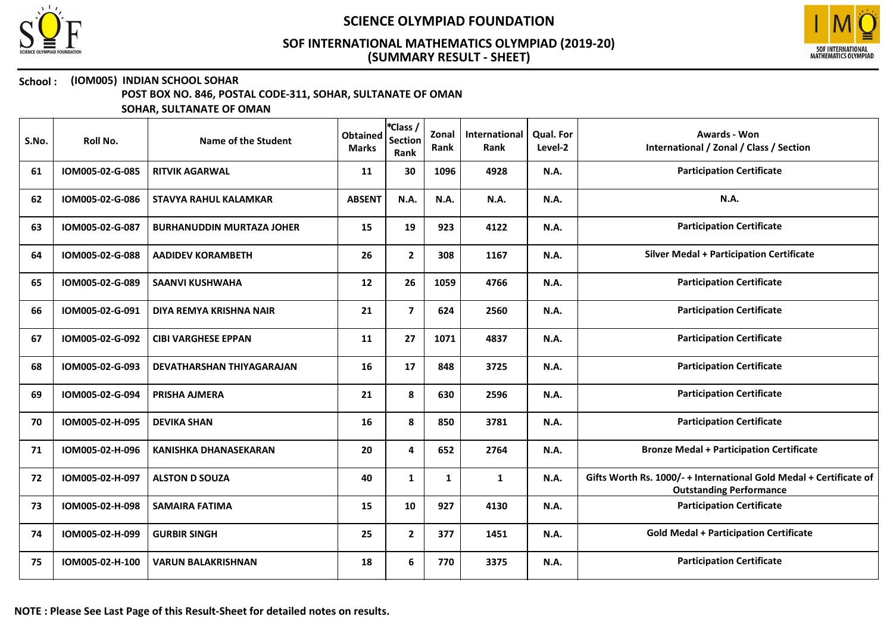# SCIENCE OLYMPIAD FOUNDATION

## SOF INTERNATIONAL MATHEMATICS OLYMPIAD (2019-20)
## (SUMMARY RESULT - SHEET)

**School : (IOM005) INDIAN SCHOOL SOHAR**
**POST BOX NO. 846, POSTAL CODE-311, SOHAR, SULTANATE OF OMAN**
**SOHAR, SULTANATE OF OMAN**

| S.No. | Roll No. | Name of the Student | Obtained Marks | *Class / Section Rank | Zonal Rank | International Rank | Qual. For Level-2 | Awards - Won International / Zonal / Class / Section |
|---|---|---|---|---|---|---|---|---|
| 61 | IOM005-02-G-085 | RITVIK AGARWAL | 11 | 30 | 1096 | 4928 | N.A. | Participation Certificate |
| 62 | IOM005-02-G-086 | STAVYA RAHUL KALAMKAR | ABSENT | N.A. | N.A. | N.A. | N.A. | N.A. |
| 63 | IOM005-02-G-087 | BURHANUDDIN MURTAZA JOHER | 15 | 19 | 923 | 4122 | N.A. | Participation Certificate |
| 64 | IOM005-02-G-088 | AADIDEV KORAMBETH | 26 | 2 | 308 | 1167 | N.A. | Silver Medal + Participation Certificate |
| 65 | IOM005-02-G-089 | SAANVI KUSHWAHA | 12 | 26 | 1059 | 4766 | N.A. | Participation Certificate |
| 66 | IOM005-02-G-091 | DIYA REMYA KRISHNA NAIR | 21 | 7 | 624 | 2560 | N.A. | Participation Certificate |
| 67 | IOM005-02-G-092 | CIBI VARGHESE EPPAN | 11 | 27 | 1071 | 4837 | N.A. | Participation Certificate |
| 68 | IOM005-02-G-093 | DEVATHARSHAN THIYAGARAJAN | 16 | 17 | 848 | 3725 | N.A. | Participation Certificate |
| 69 | IOM005-02-G-094 | PRISHA AJMERA | 21 | 8 | 630 | 2596 | N.A. | Participation Certificate |
| 70 | IOM005-02-H-095 | DEVIKA SHAN | 16 | 8 | 850 | 3781 | N.A. | Participation Certificate |
| 71 | IOM005-02-H-096 | KANISHKA DHANASEKARAN | 20 | 4 | 652 | 2764 | N.A. | Bronze Medal + Participation Certificate |
| 72 | IOM005-02-H-097 | ALSTON D SOUZA | 40 | 1 | 1 | 1 | N.A. | Gifts Worth Rs. 1000/- + International Gold Medal + Certificate of Outstanding Performance |
| 73 | IOM005-02-H-098 | SAMAIRA FATIMA | 15 | 10 | 927 | 4130 | N.A. | Participation Certificate |
| 74 | IOM005-02-H-099 | GURBIR SINGH | 25 | 2 | 377 | 1451 | N.A. | Gold Medal + Participation Certificate |
| 75 | IOM005-02-H-100 | VARUN BALAKRISHNAN | 18 | 6 | 770 | 3375 | N.A. | Participation Certificate |

**NOTE : Please See Last Page of this Result-Sheet for detailed notes on results.**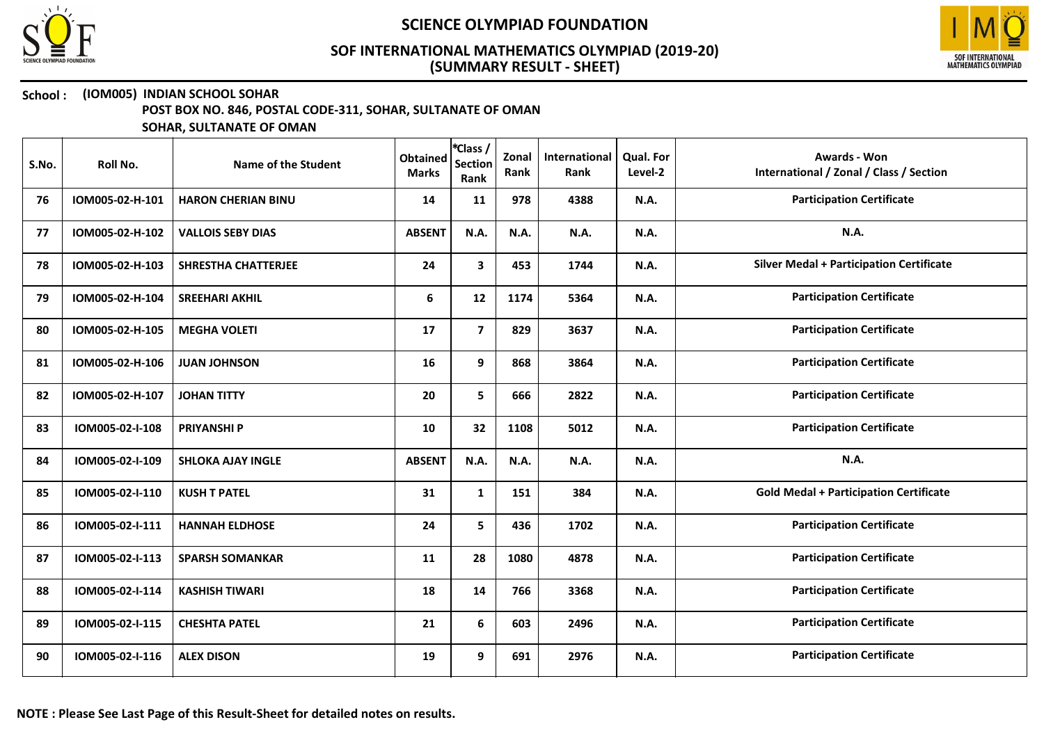# SCIENCE OLYMPIAD FOUNDATION

## SOF INTERNATIONAL MATHEMATICS OLYMPIAD (2019-20)
## (SUMMARY RESULT - SHEET)

**School : (IOM005) INDIAN SCHOOL SOHAR**
**POST BOX NO. 846, POSTAL CODE-311, SOHAR, SULTANATE OF OMAN**
**SOHAR, SULTANATE OF OMAN**

| S.No. | Roll No. | Name of the Student | Obtained Marks | *Class / Section Rank | Zonal Rank | International Rank | Qual. For Level-2 | Awards - Won International / Zonal / Class / Section |
|---|---|---|---|---|---|---|---|---|
| 76 | IOM005-02-H-101 | HARON CHERIAN BINU | 14 | 11 | 978 | 4388 | N.A. | Participation Certificate |
| 77 | IOM005-02-H-102 | VALLOIS SEBY DIAS | ABSENT | N.A. | N.A. | N.A. | N.A. | N.A. |
| 78 | IOM005-02-H-103 | SHRESTHA CHATTERJEE | 24 | 3 | 453 | 1744 | N.A. | Silver Medal + Participation Certificate |
| 79 | IOM005-02-H-104 | SREEHARI AKHIL | 6 | 12 | 1174 | 5364 | N.A. | Participation Certificate |
| 80 | IOM005-02-H-105 | MEGHA VOLETI | 17 | 7 | 829 | 3637 | N.A. | Participation Certificate |
| 81 | IOM005-02-H-106 | JUAN JOHNSON | 16 | 9 | 868 | 3864 | N.A. | Participation Certificate |
| 82 | IOM005-02-H-107 | JOHAN TITTY | 20 | 5 | 666 | 2822 | N.A. | Participation Certificate |
| 83 | IOM005-02-I-108 | PRIYANSHI P | 10 | 32 | 1108 | 5012 | N.A. | Participation Certificate |
| 84 | IOM005-02-I-109 | SHLOKA AJAY INGLE | ABSENT | N.A. | N.A. | N.A. | N.A. | N.A. |
| 85 | IOM005-02-I-110 | KUSH T PATEL | 31 | 1 | 151 | 384 | N.A. | Gold Medal + Participation Certificate |
| 86 | IOM005-02-I-111 | HANNAH ELDHOSE | 24 | 5 | 436 | 1702 | N.A. | Participation Certificate |
| 87 | IOM005-02-I-113 | SPARSH SOMANKAR | 11 | 28 | 1080 | 4878 | N.A. | Participation Certificate |
| 88 | IOM005-02-I-114 | KASHISH TIWARI | 18 | 14 | 766 | 3368 | N.A. | Participation Certificate |
| 89 | IOM005-02-I-115 | CHESHTA PATEL | 21 | 6 | 603 | 2496 | N.A. | Participation Certificate |
| 90 | IOM005-02-I-116 | ALEX DISON | 19 | 9 | 691 | 2976 | N.A. | Participation Certificate |

**NOTE : Please See Last Page of this Result-Sheet for detailed notes on results.**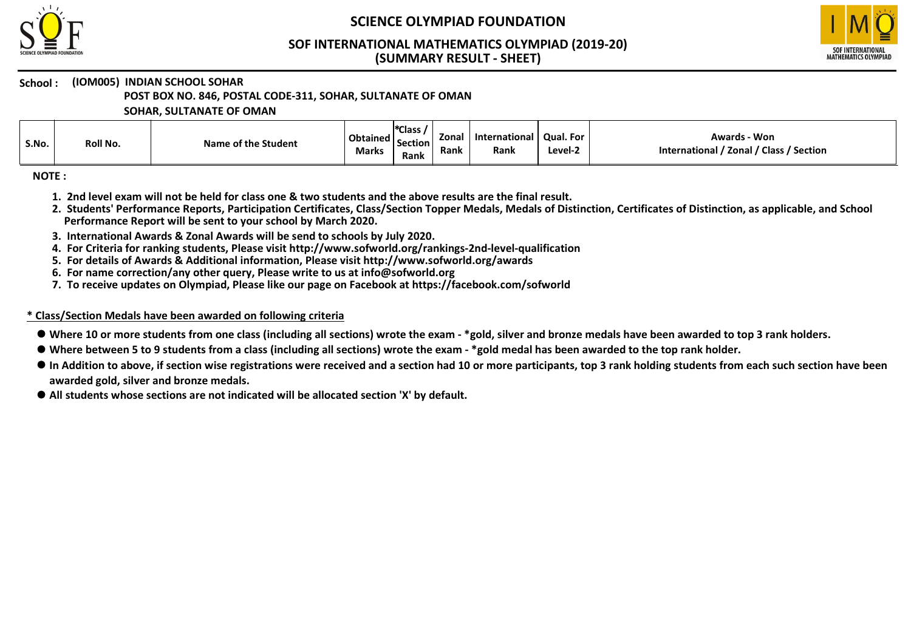# SCIENCE OLYMPIAD FOUNDATION

## SOF INTERNATIONAL MATHEMATICS OLYMPIAD (2019-20)
## (SUMMARY RESULT - SHEET)

**School :** **(IOM005) INDIAN SCHOOL SOHAR**
**POST BOX NO. 846, POSTAL CODE-311, SOHAR, SULTANATE OF OMAN**
**SOHAR, SULTANATE OF OMAN**

| S.No. | Roll No. | Name of the Student | Obtained Marks | *Class / Section Rank | Zonal Rank | International Rank | Qual. For Level-2 | Awards - Won International / Zonal / Class / Section |
|---|---|---|---|---|---|---|---|---|

**NOTE :**

1. 2nd level exam will not be held for class one & two students and the above results are the final result.
2. Students' Performance Reports, Participation Certificates, Class/Section Topper Medals, Medals of Distinction, Certificates of Distinction, as applicable, and School Performance Report will be sent to your school by March 2020.
3. International Awards & Zonal Awards will be send to schools by July 2020.
4. For Criteria for ranking students, Please visit http://www.sofworld.org/rankings-2nd-level-qualification
5. For details of Awards & Additional information, Please visit http://www.sofworld.org/awards
6. For name correction/any other query, Please write to us at info@sofworld.org
7. To receive updates on Olympiad, Please like our page on Facebook at https://facebook.com/sofworld

**\* Class/Section Medals have been awarded on following criteria**

- **Where 10 or more students from one class (including all sections) wrote the exam - *gold, silver and bronze medals have been awarded to top 3 rank holders.**
- **Where between 5 to 9 students from a class (including all sections) wrote the exam - *gold medal has been awarded to the top rank holder.**
- **In Addition to above, if section wise registrations were received and a section had 10 or more participants, top 3 rank holding students from each such section have been awarded gold, silver and bronze medals.**
- **All students whose sections are not indicated will be allocated section 'X' by default.**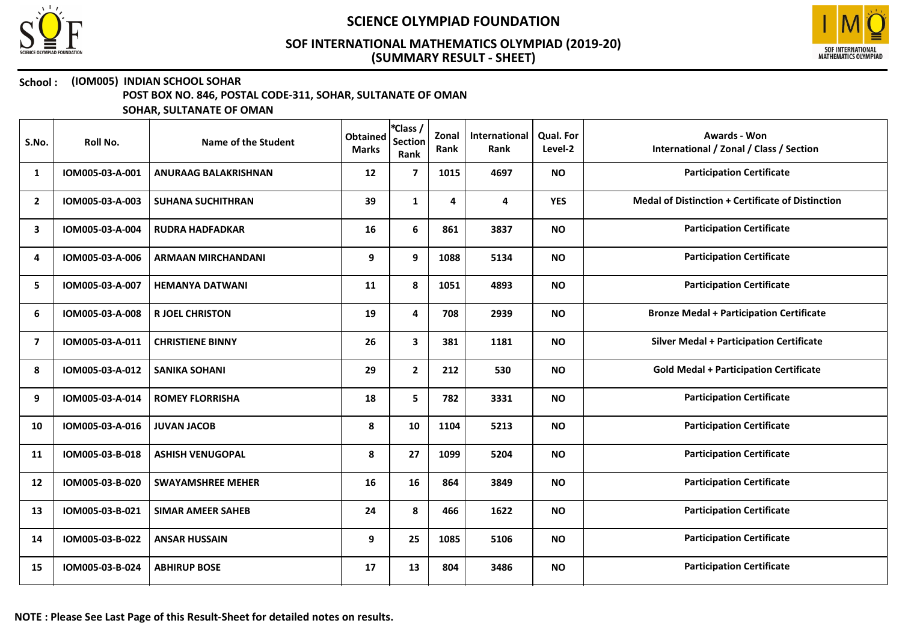# SCIENCE OLYMPIAD FOUNDATION

## SOF INTERNATIONAL MATHEMATICS OLYMPIAD (2019-20)
## (SUMMARY RESULT - SHEET)

**School : (IOM005) INDIAN SCHOOL SOHAR**
**POST BOX NO. 846, POSTAL CODE-311, SOHAR, SULTANATE OF OMAN**
**SOHAR, SULTANATE OF OMAN**

| S.No. | Roll No. | Name of the Student | Obtained Marks | *Class / Section Rank | Zonal Rank | International Rank | Qual. For Level-2 | Awards - Won International / Zonal / Class / Section |
|---|---|---|---|---|---|---|---|---|
| 1 | IOM005-03-A-001 | ANURAAG BALAKRISHNAN | 12 | 7 | 1015 | 4697 | NO | Participation Certificate |
| 2 | IOM005-03-A-003 | SUHANA SUCHITHRAN | 39 | 1 | 4 | 4 | YES | Medal of Distinction + Certificate of Distinction |
| 3 | IOM005-03-A-004 | RUDRA HADFADKAR | 16 | 6 | 861 | 3837 | NO | Participation Certificate |
| 4 | IOM005-03-A-006 | ARMAAN MIRCHANDANI | 9 | 9 | 1088 | 5134 | NO | Participation Certificate |
| 5 | IOM005-03-A-007 | HEMANYA DATWANI | 11 | 8 | 1051 | 4893 | NO | Participation Certificate |
| 6 | IOM005-03-A-008 | R JOEL CHRISTON | 19 | 4 | 708 | 2939 | NO | Bronze Medal + Participation Certificate |
| 7 | IOM005-03-A-011 | CHRISTIENE BINNY | 26 | 3 | 381 | 1181 | NO | Silver Medal + Participation Certificate |
| 8 | IOM005-03-A-012 | SANIKA SOHANI | 29 | 2 | 212 | 530 | NO | Gold Medal + Participation Certificate |
| 9 | IOM005-03-A-014 | ROMEY FLORRISHA | 18 | 5 | 782 | 3331 | NO | Participation Certificate |
| 10 | IOM005-03-A-016 | JUVAN JACOB | 8 | 10 | 1104 | 5213 | NO | Participation Certificate |
| 11 | IOM005-03-B-018 | ASHISH VENUGOPAL | 8 | 27 | 1099 | 5204 | NO | Participation Certificate |
| 12 | IOM005-03-B-020 | SWAYAMSHREE MEHER | 16 | 16 | 864 | 3849 | NO | Participation Certificate |
| 13 | IOM005-03-B-021 | SIMAR AMEER SAHEB | 24 | 8 | 466 | 1622 | NO | Participation Certificate |
| 14 | IOM005-03-B-022 | ANSAR HUSSAIN | 9 | 25 | 1085 | 5106 | NO | Participation Certificate |
| 15 | IOM005-03-B-024 | ABHIRUP BOSE | 17 | 13 | 804 | 3486 | NO | Participation Certificate |

**NOTE : Please See Last Page of this Result-Sheet for detailed notes on results.**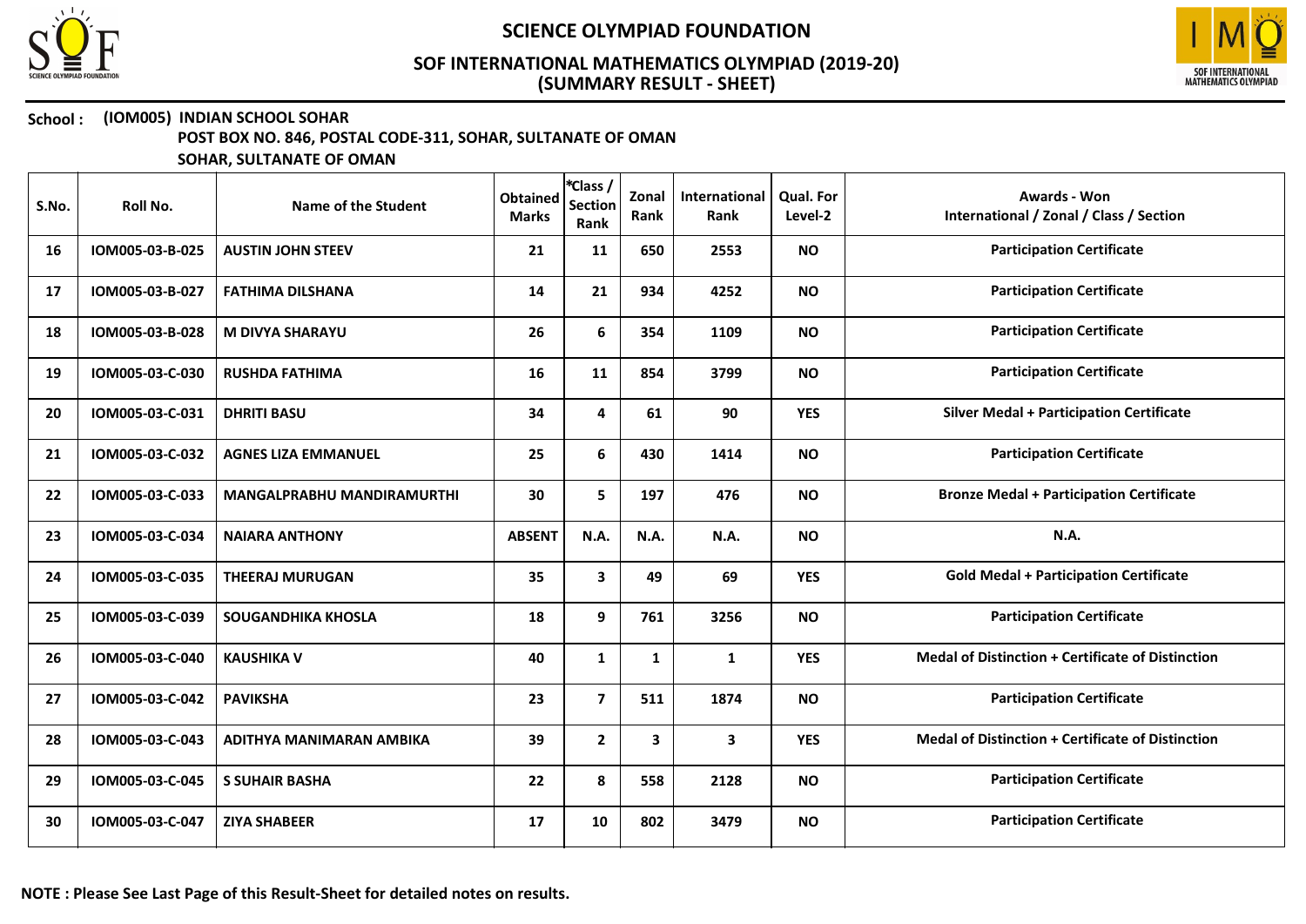# SCIENCE OLYMPIAD FOUNDATION

## SOF INTERNATIONAL MATHEMATICS OLYMPIAD (2019-20)
## (SUMMARY RESULT - SHEET)

**School :** **(IOM005) INDIAN SCHOOL SOHAR**
**POST BOX NO. 846, POSTAL CODE-311, SOHAR, SULTANATE OF OMAN**
**SOHAR, SULTANATE OF OMAN**

| S.No. | Roll No. | Name of the Student | Obtained Marks | *Class / Section Rank | Zonal Rank | International Rank | Qual. For Level-2 | Awards - Won International / Zonal / Class / Section |
|---|---|---|---|---|---|---|---|---|
| 16 | IOM005-03-B-025 | AUSTIN JOHN STEEV | 21 | 11 | 650 | 2553 | NO | Participation Certificate |
| 17 | IOM005-03-B-027 | FATHIMA DILSHANA | 14 | 21 | 934 | 4252 | NO | Participation Certificate |
| 18 | IOM005-03-B-028 | M DIVYA SHARAYU | 26 | 6 | 354 | 1109 | NO | Participation Certificate |
| 19 | IOM005-03-C-030 | RUSHDA FATHIMA | 16 | 11 | 854 | 3799 | NO | Participation Certificate |
| 20 | IOM005-03-C-031 | DHRITI BASU | 34 | 4 | 61 | 90 | YES | Silver Medal + Participation Certificate |
| 21 | IOM005-03-C-032 | AGNES LIZA EMMANUEL | 25 | 6 | 430 | 1414 | NO | Participation Certificate |
| 22 | IOM005-03-C-033 | MANGALPRABHU MANDIRAMURTHI | 30 | 5 | 197 | 476 | NO | Bronze Medal + Participation Certificate |
| 23 | IOM005-03-C-034 | NAIARA ANTHONY | ABSENT | N.A. | N.A. | N.A. | NO | N.A. |
| 24 | IOM005-03-C-035 | THEERAJ MURUGAN | 35 | 3 | 49 | 69 | YES | Gold Medal + Participation Certificate |
| 25 | IOM005-03-C-039 | SOUGANDHIKA KHOSLA | 18 | 9 | 761 | 3256 | NO | Participation Certificate |
| 26 | IOM005-03-C-040 | KAUSHIKA V | 40 | 1 | 1 | 1 | YES | Medal of Distinction + Certificate of Distinction |
| 27 | IOM005-03-C-042 | PAVIKSHA | 23 | 7 | 511 | 1874 | NO | Participation Certificate |
| 28 | IOM005-03-C-043 | ADITHYA MANIMARAN AMBIKA | 39 | 2 | 3 | 3 | YES | Medal of Distinction + Certificate of Distinction |
| 29 | IOM005-03-C-045 | S SUHAIR BASHA | 22 | 8 | 558 | 2128 | NO | Participation Certificate |
| 30 | IOM005-03-C-047 | ZIYA SHABEER | 17 | 10 | 802 | 3479 | NO | Participation Certificate |

**NOTE : Please See Last Page of this Result-Sheet for detailed notes on results.**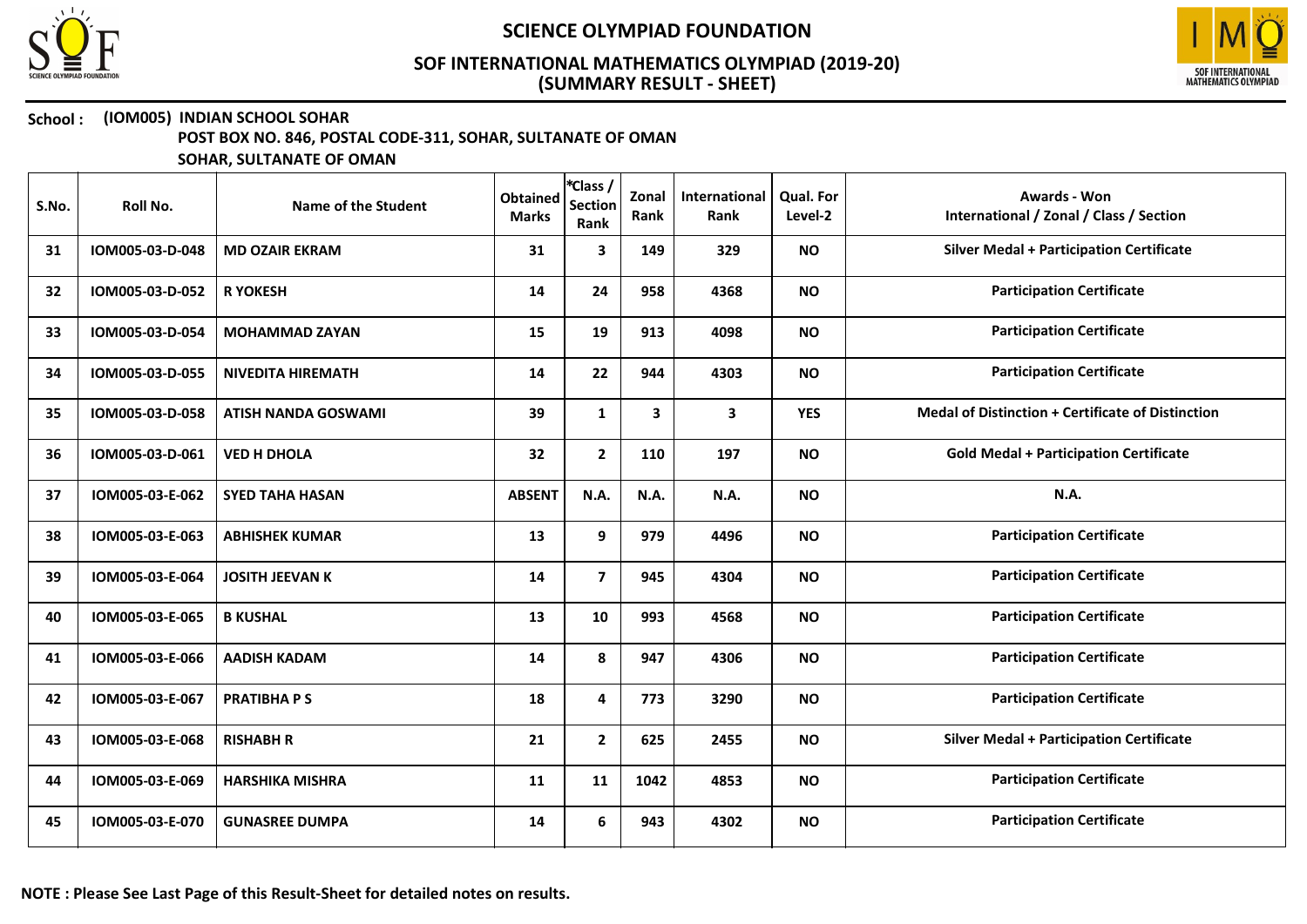# SCIENCE OLYMPIAD FOUNDATION

## SOF INTERNATIONAL MATHEMATICS OLYMPIAD (2019-20)
## (SUMMARY RESULT - SHEET)

**School :** **(IOM005) INDIAN SCHOOL SOHAR**
**POST BOX NO. 846, POSTAL CODE-311, SOHAR, SULTANATE OF OMAN**
**SOHAR, SULTANATE OF OMAN**

| S.No. | Roll No. | Name of the Student | Obtained Marks | *Class / Section Rank | Zonal Rank | International Rank | Qual. For Level-2 | Awards - Won International / Zonal / Class / Section |
|---|---|---|---|---|---|---|---|---|
| 31 | IOM005-03-D-048 | MD OZAIR EKRAM | 31 | 3 | 149 | 329 | NO | Silver Medal + Participation Certificate |
| 32 | IOM005-03-D-052 | R YOKESH | 14 | 24 | 958 | 4368 | NO | Participation Certificate |
| 33 | IOM005-03-D-054 | MOHAMMAD ZAYAN | 15 | 19 | 913 | 4098 | NO | Participation Certificate |
| 34 | IOM005-03-D-055 | NIVEDITA HIREMATH | 14 | 22 | 944 | 4303 | NO | Participation Certificate |
| 35 | IOM005-03-D-058 | ATISH NANDA GOSWAMI | 39 | 1 | 3 | 3 | YES | Medal of Distinction + Certificate of Distinction |
| 36 | IOM005-03-D-061 | VED H DHOLA | 32 | 2 | 110 | 197 | NO | Gold Medal + Participation Certificate |
| 37 | IOM005-03-E-062 | SYED TAHA HASAN | ABSENT | N.A. | N.A. | N.A. | NO | N.A. |
| 38 | IOM005-03-E-063 | ABHISHEK KUMAR | 13 | 9 | 979 | 4496 | NO | Participation Certificate |
| 39 | IOM005-03-E-064 | JOSITH JEEVAN K | 14 | 7 | 945 | 4304 | NO | Participation Certificate |
| 40 | IOM005-03-E-065 | B KUSHAL | 13 | 10 | 993 | 4568 | NO | Participation Certificate |
| 41 | IOM005-03-E-066 | AADISH KADAM | 14 | 8 | 947 | 4306 | NO | Participation Certificate |
| 42 | IOM005-03-E-067 | PRATIBHA P S | 18 | 4 | 773 | 3290 | NO | Participation Certificate |
| 43 | IOM005-03-E-068 | RISHABH R | 21 | 2 | 625 | 2455 | NO | Silver Medal + Participation Certificate |
| 44 | IOM005-03-E-069 | HARSHIKA MISHRA | 11 | 11 | 1042 | 4853 | NO | Participation Certificate |
| 45 | IOM005-03-E-070 | GUNASREE DUMPA | 14 | 6 | 943 | 4302 | NO | Participation Certificate |

**NOTE : Please See Last Page of this Result-Sheet for detailed notes on results.**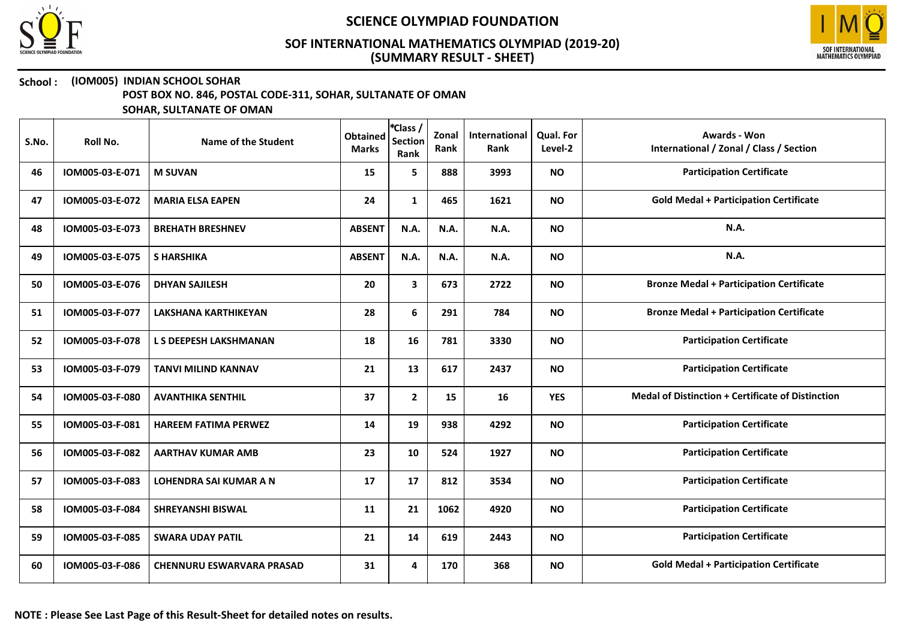# SCIENCE OLYMPIAD FOUNDATION

## SOF INTERNATIONAL MATHEMATICS OLYMPIAD (2019-20)
## (SUMMARY RESULT - SHEET)

**School : (IOM005) INDIAN SCHOOL SOHAR**
**POST BOX NO. 846, POSTAL CODE-311, SOHAR, SULTANATE OF OMAN**
**SOHAR, SULTANATE OF OMAN**

| S.No. | Roll No. | Name of the Student | Obtained Marks | *Class / Section Rank | Zonal Rank | International Rank | Qual. For Level-2 | Awards - Won International / Zonal / Class / Section |
|---|---|---|---|---|---|---|---|---|
| 46 | IOM005-03-E-071 | M SUVAN | 15 | 5 | 888 | 3993 | NO | Participation Certificate |
| 47 | IOM005-03-E-072 | MARIA ELSA EAPEN | 24 | 1 | 465 | 1621 | NO | Gold Medal + Participation Certificate |
| 48 | IOM005-03-E-073 | BREHATH BRESHNEV | ABSENT | N.A. | N.A. | N.A. | NO | N.A. |
| 49 | IOM005-03-E-075 | S HARSHIKA | ABSENT | N.A. | N.A. | N.A. | NO | N.A. |
| 50 | IOM005-03-E-076 | DHYAN SAJILESH | 20 | 3 | 673 | 2722 | NO | Bronze Medal + Participation Certificate |
| 51 | IOM005-03-F-077 | LAKSHANA KARTHIKEYAN | 28 | 6 | 291 | 784 | NO | Bronze Medal + Participation Certificate |
| 52 | IOM005-03-F-078 | L S DEEPESH LAKSHMANAN | 18 | 16 | 781 | 3330 | NO | Participation Certificate |
| 53 | IOM005-03-F-079 | TANVI MILIND KANNAV | 21 | 13 | 617 | 2437 | NO | Participation Certificate |
| 54 | IOM005-03-F-080 | AVANTHIKA SENTHIL | 37 | 2 | 15 | 16 | YES | Medal of Distinction + Certificate of Distinction |
| 55 | IOM005-03-F-081 | HAREEM FATIMA PERWEZ | 14 | 19 | 938 | 4292 | NO | Participation Certificate |
| 56 | IOM005-03-F-082 | AARTHAV KUMAR AMB | 23 | 10 | 524 | 1927 | NO | Participation Certificate |
| 57 | IOM005-03-F-083 | LOHENDRA SAI KUMAR A N | 17 | 17 | 812 | 3534 | NO | Participation Certificate |
| 58 | IOM005-03-F-084 | SHREYANSHI BISWAL | 11 | 21 | 1062 | 4920 | NO | Participation Certificate |
| 59 | IOM005-03-F-085 | SWARA UDAY PATIL | 21 | 14 | 619 | 2443 | NO | Participation Certificate |
| 60 | IOM005-03-F-086 | CHENNURU ESWARVARA PRASAD | 31 | 4 | 170 | 368 | NO | Gold Medal + Participation Certificate |

**NOTE : Please See Last Page of this Result-Sheet for detailed notes on results.**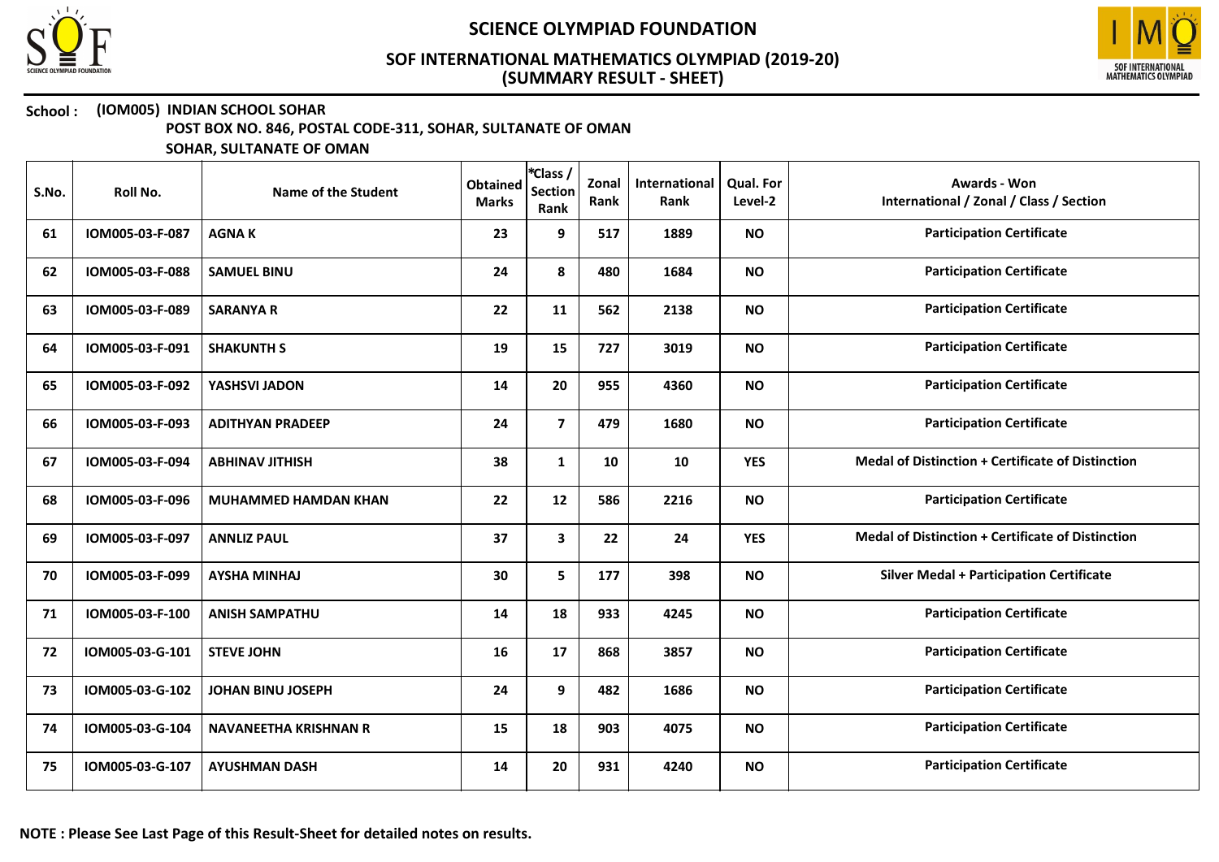# SCIENCE OLYMPIAD FOUNDATION

## SOF INTERNATIONAL MATHEMATICS OLYMPIAD (2019-20)
## (SUMMARY RESULT - SHEET)

**School : (IOM005) INDIAN SCHOOL SOHAR**
**POST BOX NO. 846, POSTAL CODE-311, SOHAR, SULTANATE OF OMAN**
**SOHAR, SULTANATE OF OMAN**

| S.No. | Roll No. | Name of the Student | Obtained Marks | *Class / Section Rank | Zonal Rank | International Rank | Qual. For Level-2 | Awards - Won International / Zonal / Class / Section |
|---|---|---|---|---|---|---|---|---|
| 61 | IOM005-03-F-087 | AGNA K | 23 | 9 | 517 | 1889 | NO | Participation Certificate |
| 62 | IOM005-03-F-088 | SAMUEL BINU | 24 | 8 | 480 | 1684 | NO | Participation Certificate |
| 63 | IOM005-03-F-089 | SARANYA R | 22 | 11 | 562 | 2138 | NO | Participation Certificate |
| 64 | IOM005-03-F-091 | SHAKUNTH S | 19 | 15 | 727 | 3019 | NO | Participation Certificate |
| 65 | IOM005-03-F-092 | YASHSVI JADON | 14 | 20 | 955 | 4360 | NO | Participation Certificate |
| 66 | IOM005-03-F-093 | ADITHYAN PRADEEP | 24 | 7 | 479 | 1680 | NO | Participation Certificate |
| 67 | IOM005-03-F-094 | ABHINAV JITHISH | 38 | 1 | 10 | 10 | YES | Medal of Distinction + Certificate of Distinction |
| 68 | IOM005-03-F-096 | MUHAMMED HAMDAN KHAN | 22 | 12 | 586 | 2216 | NO | Participation Certificate |
| 69 | IOM005-03-F-097 | ANNLIZ PAUL | 37 | 3 | 22 | 24 | YES | Medal of Distinction + Certificate of Distinction |
| 70 | IOM005-03-F-099 | AYSHA MINHAJ | 30 | 5 | 177 | 398 | NO | Silver Medal + Participation Certificate |
| 71 | IOM005-03-F-100 | ANISH SAMPATHU | 14 | 18 | 933 | 4245 | NO | Participation Certificate |
| 72 | IOM005-03-G-101 | STEVE JOHN | 16 | 17 | 868 | 3857 | NO | Participation Certificate |
| 73 | IOM005-03-G-102 | JOHAN BINU JOSEPH | 24 | 9 | 482 | 1686 | NO | Participation Certificate |
| 74 | IOM005-03-G-104 | NAVANEETHA KRISHNAN R | 15 | 18 | 903 | 4075 | NO | Participation Certificate |
| 75 | IOM005-03-G-107 | AYUSHMAN DASH | 14 | 20 | 931 | 4240 | NO | Participation Certificate |

**NOTE : Please See Last Page of this Result-Sheet for detailed notes on results.**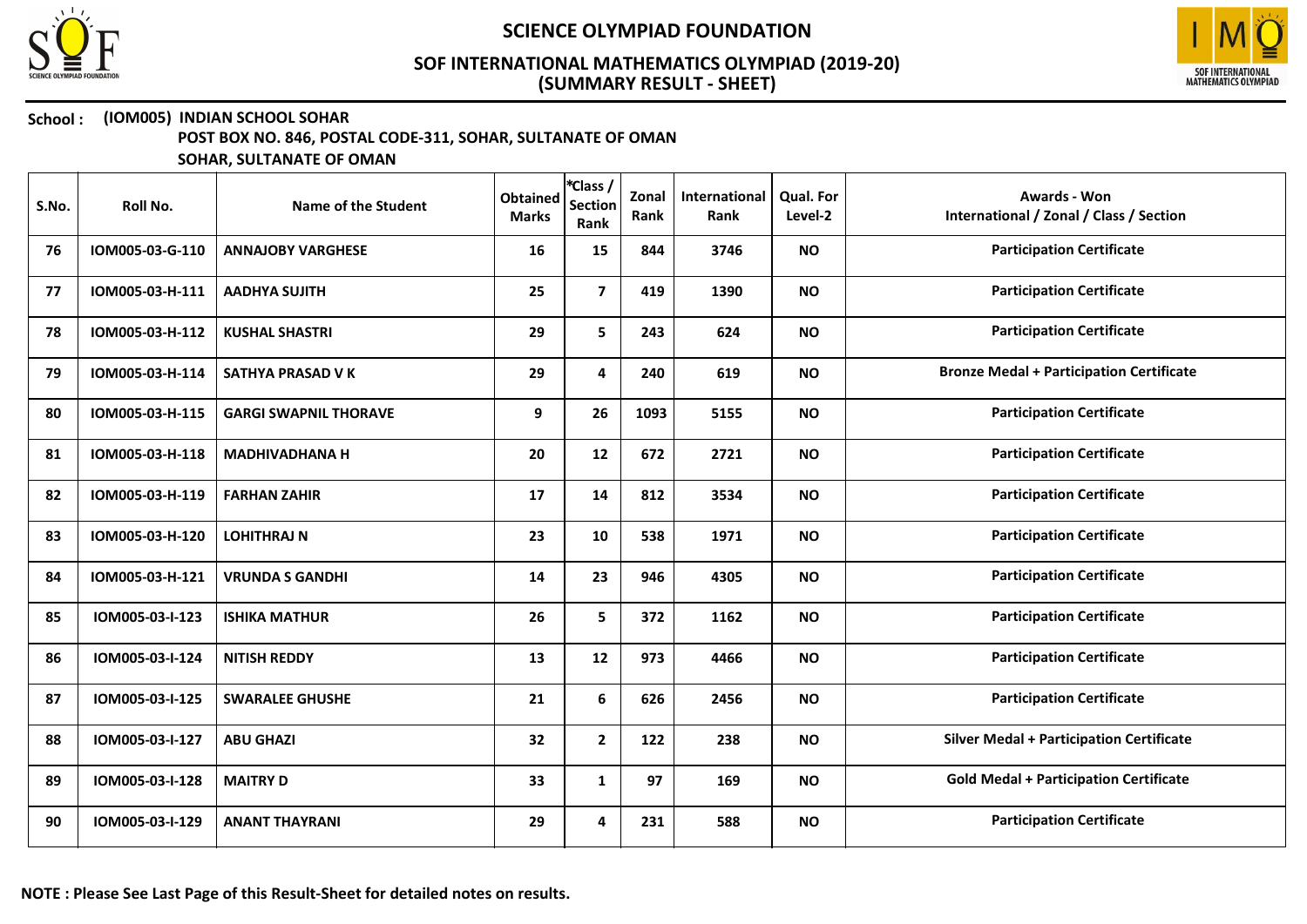# SCIENCE OLYMPIAD FOUNDATION

## SOF INTERNATIONAL MATHEMATICS OLYMPIAD (2019-20)
## (SUMMARY RESULT - SHEET)

**School :** **(IOM005) INDIAN SCHOOL SOHAR**
**POST BOX NO. 846, POSTAL CODE-311, SOHAR, SULTANATE OF OMAN**
**SOHAR, SULTANATE OF OMAN**

| S.No. | Roll No. | Name of the Student | Obtained Marks | *Class / Section Rank | Zonal Rank | International Rank | Qual. For Level-2 | Awards - Won International / Zonal / Class / Section |
|---|---|---|---|---|---|---|---|---|
| 76 | IOM005-03-G-110 | ANNAJOBY VARGHESE | 16 | 15 | 844 | 3746 | NO | Participation Certificate |
| 77 | IOM005-03-H-111 | AADHYA SUJITH | 25 | 7 | 419 | 1390 | NO | Participation Certificate |
| 78 | IOM005-03-H-112 | KUSHAL SHASTRI | 29 | 5 | 243 | 624 | NO | Participation Certificate |
| 79 | IOM005-03-H-114 | SATHYA PRASAD V K | 29 | 4 | 240 | 619 | NO | Bronze Medal + Participation Certificate |
| 80 | IOM005-03-H-115 | GARGI SWAPNIL THORAVE | 9 | 26 | 1093 | 5155 | NO | Participation Certificate |
| 81 | IOM005-03-H-118 | MADHIVADHANA H | 20 | 12 | 672 | 2721 | NO | Participation Certificate |
| 82 | IOM005-03-H-119 | FARHAN ZAHIR | 17 | 14 | 812 | 3534 | NO | Participation Certificate |
| 83 | IOM005-03-H-120 | LOHITHRAJ N | 23 | 10 | 538 | 1971 | NO | Participation Certificate |
| 84 | IOM005-03-H-121 | VRUNDA S GANDHI | 14 | 23 | 946 | 4305 | NO | Participation Certificate |
| 85 | IOM005-03-I-123 | ISHIKA MATHUR | 26 | 5 | 372 | 1162 | NO | Participation Certificate |
| 86 | IOM005-03-I-124 | NITISH REDDY | 13 | 12 | 973 | 4466 | NO | Participation Certificate |
| 87 | IOM005-03-I-125 | SWARALEE GHUSHE | 21 | 6 | 626 | 2456 | NO | Participation Certificate |
| 88 | IOM005-03-I-127 | ABU GHAZI | 32 | 2 | 122 | 238 | NO | Silver Medal + Participation Certificate |
| 89 | IOM005-03-I-128 | MAITRY D | 33 | 1 | 97 | 169 | NO | Gold Medal + Participation Certificate |
| 90 | IOM005-03-I-129 | ANANT THAYRANI | 29 | 4 | 231 | 588 | NO | Participation Certificate |

**NOTE : Please See Last Page of this Result-Sheet for detailed notes on results.**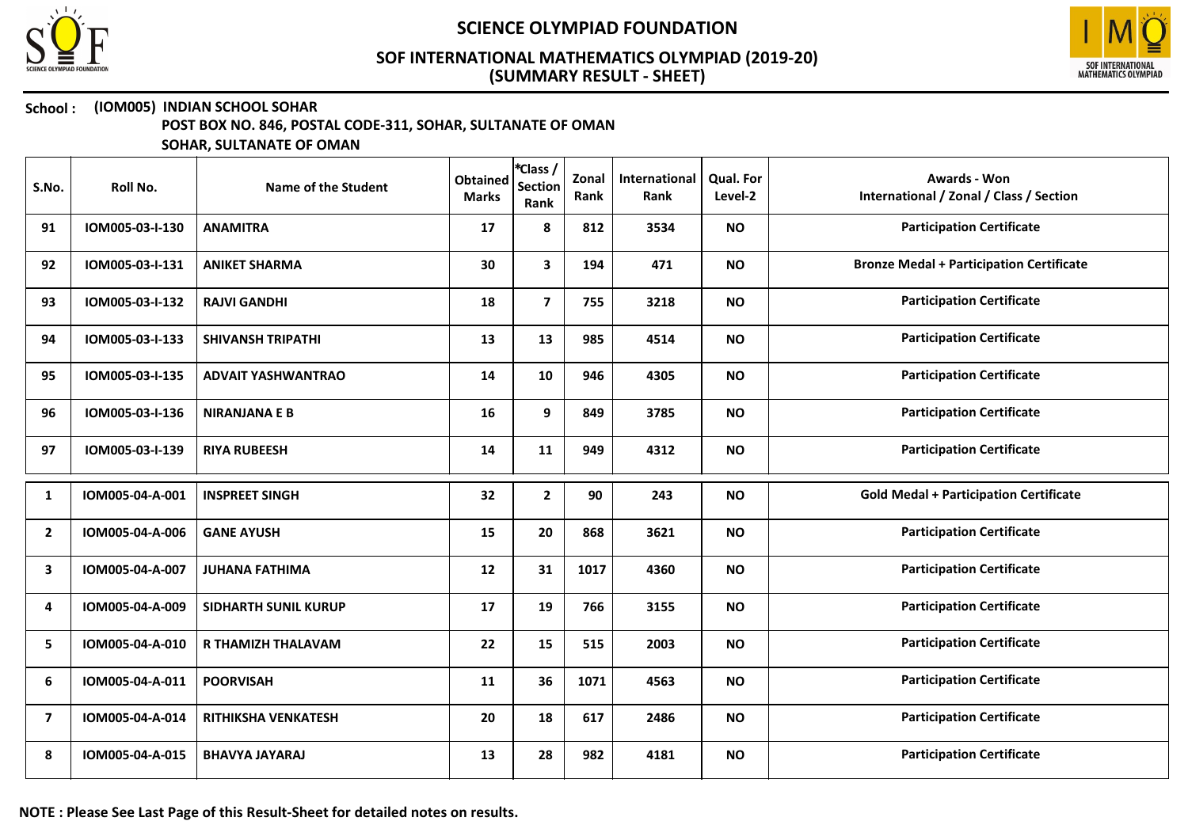# SCIENCE OLYMPIAD FOUNDATION

## SOF INTERNATIONAL MATHEMATICS OLYMPIAD (2019-20)
## (SUMMARY RESULT - SHEET)

**School : (IOM005) INDIAN SCHOOL SOHAR**
**POST BOX NO. 846, POSTAL CODE-311, SOHAR, SULTANATE OF OMAN**
**SOHAR, SULTANATE OF OMAN**

| S.No. | Roll No. | Name of the Student | Obtained Marks | *Class / Section Rank | Zonal Rank | International Rank | Qual. For Level-2 | Awards - Won International / Zonal / Class / Section |
|---|---|---|---|---|---|---|---|---|
| 91 | IOM005-03-I-130 | ANAMITRA | 17 | 8 | 812 | 3534 | NO | Participation Certificate |
| 92 | IOM005-03-I-131 | ANIKET SHARMA | 30 | 3 | 194 | 471 | NO | Bronze Medal + Participation Certificate |
| 93 | IOM005-03-I-132 | RAJVI GANDHI | 18 | 7 | 755 | 3218 | NO | Participation Certificate |
| 94 | IOM005-03-I-133 | SHIVANSH TRIPATHI | 13 | 13 | 985 | 4514 | NO | Participation Certificate |
| 95 | IOM005-03-I-135 | ADVAIT YASHWANTRAO | 14 | 10 | 946 | 4305 | NO | Participation Certificate |
| 96 | IOM005-03-I-136 | NIRANJANA E B | 16 | 9 | 849 | 3785 | NO | Participation Certificate |
| 97 | IOM005-03-I-139 | RIYA RUBEESH | 14 | 11 | 949 | 4312 | NO | Participation Certificate |
| 1 | IOM005-04-A-001 | INSPREET SINGH | 32 | 2 | 90 | 243 | NO | Gold Medal + Participation Certificate |
| 2 | IOM005-04-A-006 | GANE AYUSH | 15 | 20 | 868 | 3621 | NO | Participation Certificate |
| 3 | IOM005-04-A-007 | JUHANA FATHIMA | 12 | 31 | 1017 | 4360 | NO | Participation Certificate |
| 4 | IOM005-04-A-009 | SIDHARTH SUNIL KURUP | 17 | 19 | 766 | 3155 | NO | Participation Certificate |
| 5 | IOM005-04-A-010 | R THAMIZH THALAVAM | 22 | 15 | 515 | 2003 | NO | Participation Certificate |
| 6 | IOM005-04-A-011 | POORVISAH | 11 | 36 | 1071 | 4563 | NO | Participation Certificate |
| 7 | IOM005-04-A-014 | RITHIKSHA VENKATESH | 20 | 18 | 617 | 2486 | NO | Participation Certificate |
| 8 | IOM005-04-A-015 | BHAVYA JAYARAJ | 13 | 28 | 982 | 4181 | NO | Participation Certificate |

**NOTE : Please See Last Page of this Result-Sheet for detailed notes on results.**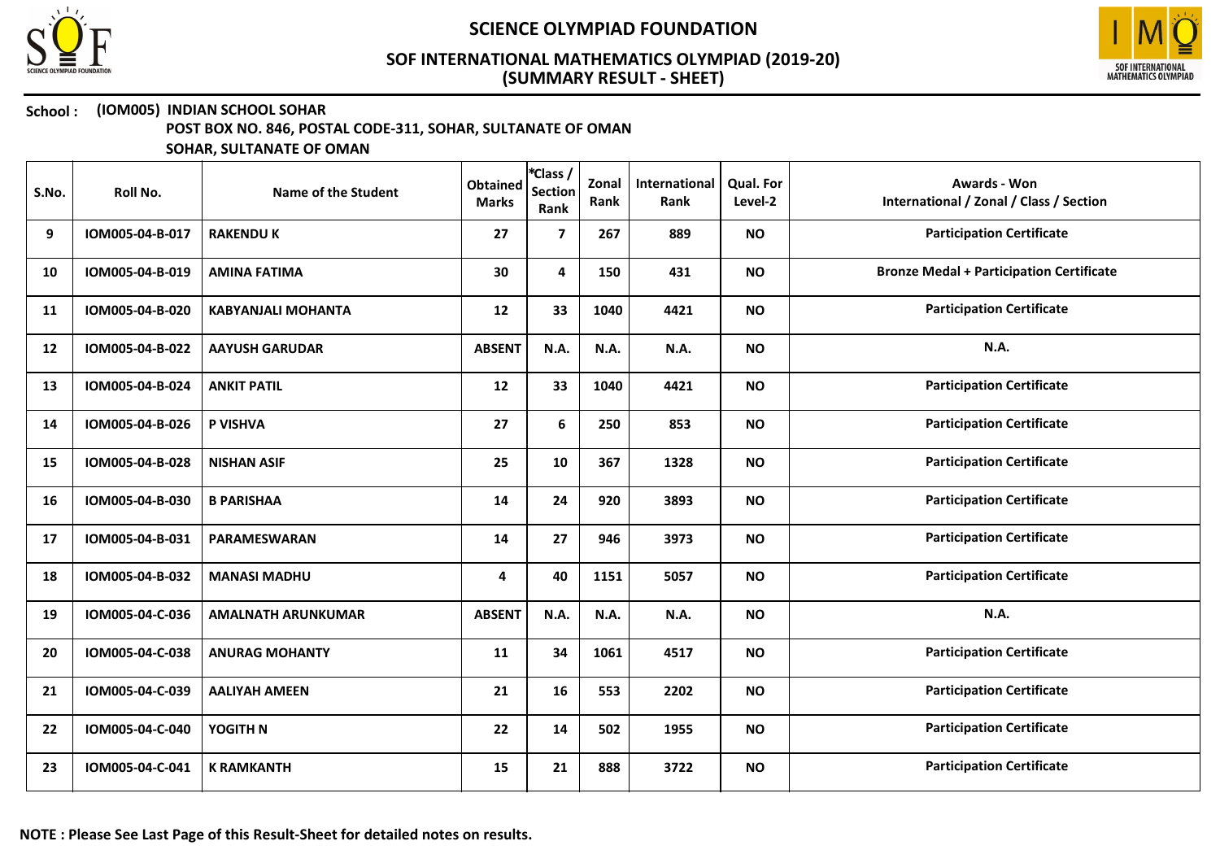# SCIENCE OLYMPIAD FOUNDATION

## SOF INTERNATIONAL MATHEMATICS OLYMPIAD (2019-20)
## (SUMMARY RESULT - SHEET)

**School : (IOM005) INDIAN SCHOOL SOHAR**
**POST BOX NO. 846, POSTAL CODE-311, SOHAR, SULTANATE OF OMAN**
**SOHAR, SULTANATE OF OMAN**

| S.No. | Roll No. | Name of the Student | Obtained Marks | *Class / Section Rank | Zonal Rank | International Rank | Qual. For Level-2 | Awards - Won International / Zonal / Class / Section |
|---|---|---|---|---|---|---|---|---|
| 9 | IOM005-04-B-017 | RAKENDU K | 27 | 7 | 267 | 889 | NO | Participation Certificate |
| 10 | IOM005-04-B-019 | AMINA FATIMA | 30 | 4 | 150 | 431 | NO | Bronze Medal + Participation Certificate |
| 11 | IOM005-04-B-020 | KABYANJALI MOHANTA | 12 | 33 | 1040 | 4421 | NO | Participation Certificate |
| 12 | IOM005-04-B-022 | AAYUSH GARUDAR | ABSENT | N.A. | N.A. | N.A. | NO | N.A. |
| 13 | IOM005-04-B-024 | ANKIT PATIL | 12 | 33 | 1040 | 4421 | NO | Participation Certificate |
| 14 | IOM005-04-B-026 | P VISHVA | 27 | 6 | 250 | 853 | NO | Participation Certificate |
| 15 | IOM005-04-B-028 | NISHAN ASIF | 25 | 10 | 367 | 1328 | NO | Participation Certificate |
| 16 | IOM005-04-B-030 | B PARISHAA | 14 | 24 | 920 | 3893 | NO | Participation Certificate |
| 17 | IOM005-04-B-031 | PARAMESWARAN | 14 | 27 | 946 | 3973 | NO | Participation Certificate |
| 18 | IOM005-04-B-032 | MANASI MADHU | 4 | 40 | 1151 | 5057 | NO | Participation Certificate |
| 19 | IOM005-04-C-036 | AMALNATH ARUNKUMAR | ABSENT | N.A. | N.A. | N.A. | NO | N.A. |
| 20 | IOM005-04-C-038 | ANURAG MOHANTY | 11 | 34 | 1061 | 4517 | NO | Participation Certificate |
| 21 | IOM005-04-C-039 | AALIYAH AMEEN | 21 | 16 | 553 | 2202 | NO | Participation Certificate |
| 22 | IOM005-04-C-040 | YOGITH N | 22 | 14 | 502 | 1955 | NO | Participation Certificate |
| 23 | IOM005-04-C-041 | K RAMKANTH | 15 | 21 | 888 | 3722 | NO | Participation Certificate |

**NOTE : Please See Last Page of this Result-Sheet for detailed notes on results.**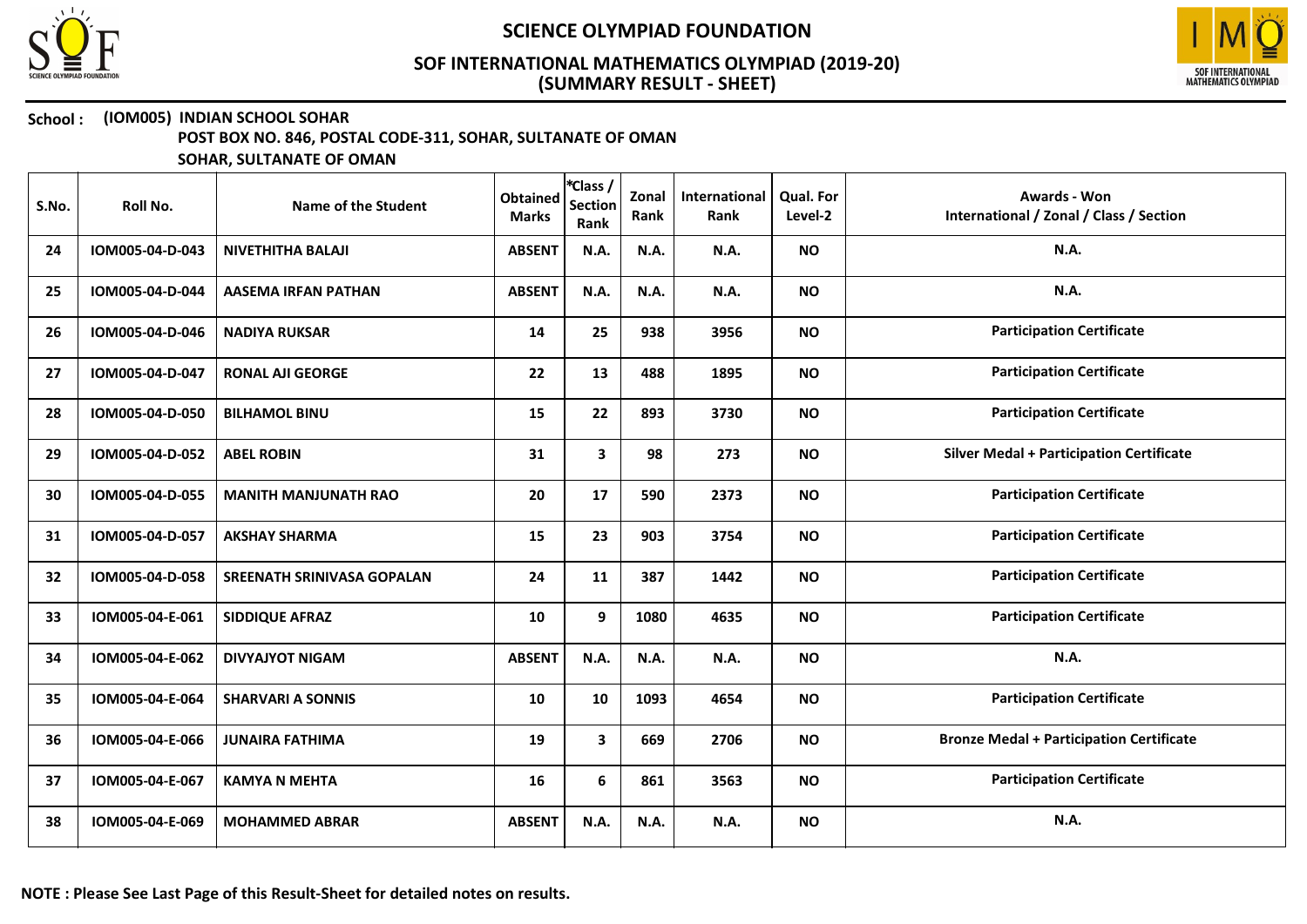# SCIENCE OLYMPIAD FOUNDATION

## SOF INTERNATIONAL MATHEMATICS OLYMPIAD (2019-20)
## (SUMMARY RESULT - SHEET)

**School :** **(IOM005) INDIAN SCHOOL SOHAR**
**POST BOX NO. 846, POSTAL CODE-311, SOHAR, SULTANATE OF OMAN**
**SOHAR, SULTANATE OF OMAN**

| S.No. | Roll No. | Name of the Student | Obtained Marks | *Class / Section Rank | Zonal Rank | International Rank | Qual. For Level-2 | Awards - Won International / Zonal / Class / Section |
|---|---|---|---|---|---|---|---|---|
| 24 | IOM005-04-D-043 | NIVETHITHA BALAJI | ABSENT | N.A. | N.A. | N.A. | NO | N.A. |
| 25 | IOM005-04-D-044 | AASEMA IRFAN PATHAN | ABSENT | N.A. | N.A. | N.A. | NO | N.A. |
| 26 | IOM005-04-D-046 | NADIYA RUKSAR | 14 | 25 | 938 | 3956 | NO | Participation Certificate |
| 27 | IOM005-04-D-047 | RONAL AJI GEORGE | 22 | 13 | 488 | 1895 | NO | Participation Certificate |
| 28 | IOM005-04-D-050 | BILHAMOL BINU | 15 | 22 | 893 | 3730 | NO | Participation Certificate |
| 29 | IOM005-04-D-052 | ABEL ROBIN | 31 | 3 | 98 | 273 | NO | Silver Medal + Participation Certificate |
| 30 | IOM005-04-D-055 | MANITH MANJUNATH RAO | 20 | 17 | 590 | 2373 | NO | Participation Certificate |
| 31 | IOM005-04-D-057 | AKSHAY SHARMA | 15 | 23 | 903 | 3754 | NO | Participation Certificate |
| 32 | IOM005-04-D-058 | SREENATH SRINIVASA GOPALAN | 24 | 11 | 387 | 1442 | NO | Participation Certificate |
| 33 | IOM005-04-E-061 | SIDDIQUE AFRAZ | 10 | 9 | 1080 | 4635 | NO | Participation Certificate |
| 34 | IOM005-04-E-062 | DIVYAJYOT NIGAM | ABSENT | N.A. | N.A. | N.A. | NO | N.A. |
| 35 | IOM005-04-E-064 | SHARVARI A SONNIS | 10 | 10 | 1093 | 4654 | NO | Participation Certificate |
| 36 | IOM005-04-E-066 | JUNAIRA FATHIMA | 19 | 3 | 669 | 2706 | NO | Bronze Medal + Participation Certificate |
| 37 | IOM005-04-E-067 | KAMYA N MEHTA | 16 | 6 | 861 | 3563 | NO | Participation Certificate |
| 38 | IOM005-04-E-069 | MOHAMMED ABRAR | ABSENT | N.A. | N.A. | N.A. | NO | N.A. |

**NOTE : Please See Last Page of this Result-Sheet for detailed notes on results.**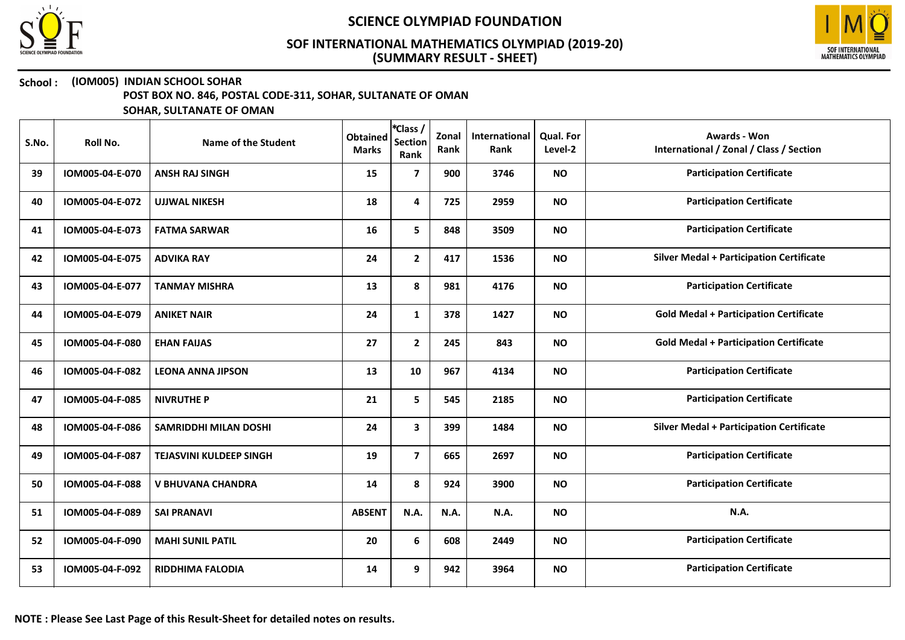# SCIENCE OLYMPIAD FOUNDATION

## SOF INTERNATIONAL MATHEMATICS OLYMPIAD (2019-20)
## (SUMMARY RESULT - SHEET)

**School : (IOM005) INDIAN SCHOOL SOHAR**
**POST BOX NO. 846, POSTAL CODE-311, SOHAR, SULTANATE OF OMAN**
**SOHAR, SULTANATE OF OMAN**

| S.No. | Roll No. | Name of the Student | Obtained Marks | *Class / Section Rank | Zonal Rank | International Rank | Qual. For Level-2 | Awards - Won International / Zonal / Class / Section |
|---|---|---|---|---|---|---|---|---|
| 39 | IOM005-04-E-070 | ANSH RAJ SINGH | 15 | 7 | 900 | 3746 | NO | Participation Certificate |
| 40 | IOM005-04-E-072 | UJJWAL NIKESH | 18 | 4 | 725 | 2959 | NO | Participation Certificate |
| 41 | IOM005-04-E-073 | FATMA SARWAR | 16 | 5 | 848 | 3509 | NO | Participation Certificate |
| 42 | IOM005-04-E-075 | ADVIKA RAY | 24 | 2 | 417 | 1536 | NO | Silver Medal + Participation Certificate |
| 43 | IOM005-04-E-077 | TANMAY MISHRA | 13 | 8 | 981 | 4176 | NO | Participation Certificate |
| 44 | IOM005-04-E-079 | ANIKET NAIR | 24 | 1 | 378 | 1427 | NO | Gold Medal + Participation Certificate |
| 45 | IOM005-04-F-080 | EHAN FAIJAS | 27 | 2 | 245 | 843 | NO | Gold Medal + Participation Certificate |
| 46 | IOM005-04-F-082 | LEONA ANNA JIPSON | 13 | 10 | 967 | 4134 | NO | Participation Certificate |
| 47 | IOM005-04-F-085 | NIVRUTHE P | 21 | 5 | 545 | 2185 | NO | Participation Certificate |
| 48 | IOM005-04-F-086 | SAMRIDDHI MILAN DOSHI | 24 | 3 | 399 | 1484 | NO | Silver Medal + Participation Certificate |
| 49 | IOM005-04-F-087 | TEJASVINI KULDEEP SINGH | 19 | 7 | 665 | 2697 | NO | Participation Certificate |
| 50 | IOM005-04-F-088 | V BHUVANA CHANDRA | 14 | 8 | 924 | 3900 | NO | Participation Certificate |
| 51 | IOM005-04-F-089 | SAI PRANAVI | ABSENT | N.A. | N.A. | N.A. | NO | N.A. |
| 52 | IOM005-04-F-090 | MAHI SUNIL PATIL | 20 | 6 | 608 | 2449 | NO | Participation Certificate |
| 53 | IOM005-04-F-092 | RIDDHIMA FALODIA | 14 | 9 | 942 | 3964 | NO | Participation Certificate |

**NOTE : Please See Last Page of this Result-Sheet for detailed notes on results.**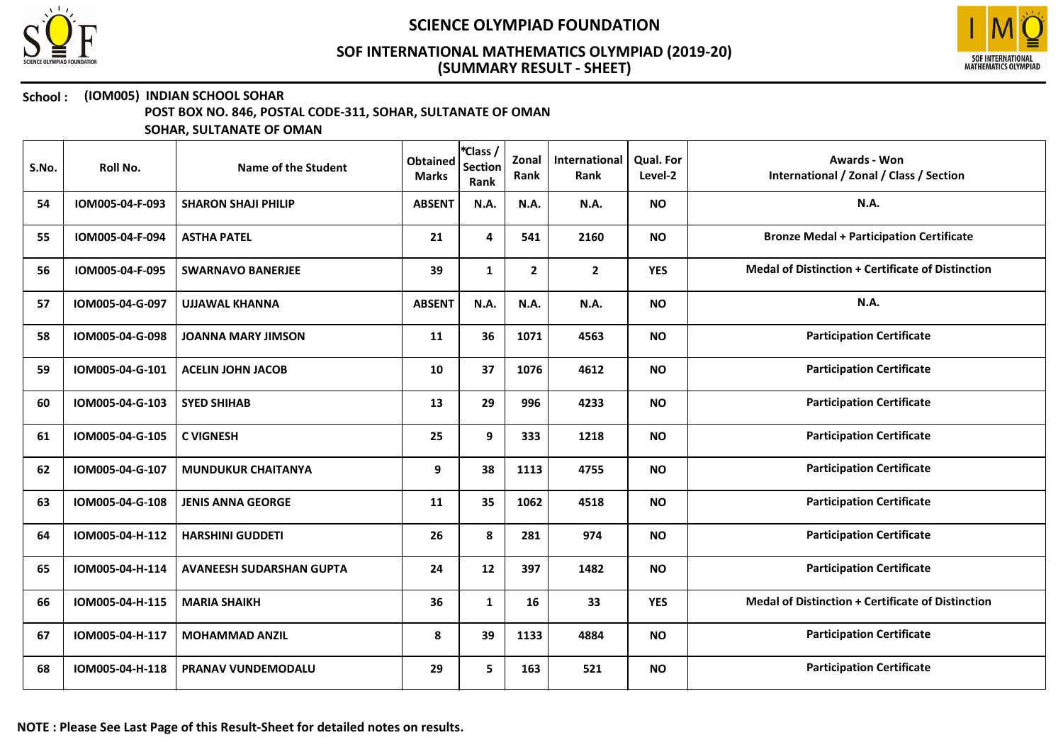# SCIENCE OLYMPIAD FOUNDATION

## SOF INTERNATIONAL MATHEMATICS OLYMPIAD (2019-20)
## (SUMMARY RESULT - SHEET)

**School :** **(IOM005) INDIAN SCHOOL SOHAR**
**POST BOX NO. 846, POSTAL CODE-311, SOHAR, SULTANATE OF OMAN**
**SOHAR, SULTANATE OF OMAN**

| S.No. | Roll No. | Name of the Student | Obtained Marks | *Class / Section Rank | Zonal Rank | International Rank | Qual. For Level-2 | Awards - Won International / Zonal / Class / Section |
|---|---|---|---|---|---|---|---|---|
| 54 | IOM005-04-F-093 | SHARON SHAJI PHILIP | ABSENT | N.A. | N.A. | N.A. | NO | N.A. |
| 55 | IOM005-04-F-094 | ASTHA PATEL | 21 | 4 | 541 | 2160 | NO | Bronze Medal + Participation Certificate |
| 56 | IOM005-04-F-095 | SWARNAVO BANERJEE | 39 | 1 | 2 | 2 | YES | Medal of Distinction + Certificate of Distinction |
| 57 | IOM005-04-G-097 | UJJAWAL KHANNA | ABSENT | N.A. | N.A. | N.A. | NO | N.A. |
| 58 | IOM005-04-G-098 | JOANNA MARY JIMSON | 11 | 36 | 1071 | 4563 | NO | Participation Certificate |
| 59 | IOM005-04-G-101 | ACELIN JOHN JACOB | 10 | 37 | 1076 | 4612 | NO | Participation Certificate |
| 60 | IOM005-04-G-103 | SYED SHIHAB | 13 | 29 | 996 | 4233 | NO | Participation Certificate |
| 61 | IOM005-04-G-105 | C VIGNESH | 25 | 9 | 333 | 1218 | NO | Participation Certificate |
| 62 | IOM005-04-G-107 | MUNDUKUR CHAITANYA | 9 | 38 | 1113 | 4755 | NO | Participation Certificate |
| 63 | IOM005-04-G-108 | JENIS ANNA GEORGE | 11 | 35 | 1062 | 4518 | NO | Participation Certificate |
| 64 | IOM005-04-H-112 | HARSHINI GUDDETI | 26 | 8 | 281 | 974 | NO | Participation Certificate |
| 65 | IOM005-04-H-114 | AVANEESH SUDARSHAN GUPTA | 24 | 12 | 397 | 1482 | NO | Participation Certificate |
| 66 | IOM005-04-H-115 | MARIA SHAIKH | 36 | 1 | 16 | 33 | YES | Medal of Distinction + Certificate of Distinction |
| 67 | IOM005-04-H-117 | MOHAMMAD ANZIL | 8 | 39 | 1133 | 4884 | NO | Participation Certificate |
| 68 | IOM005-04-H-118 | PRANAV VUNDEMODALU | 29 | 5 | 163 | 521 | NO | Participation Certificate |

**NOTE : Please See Last Page of this Result-Sheet for detailed notes on results.**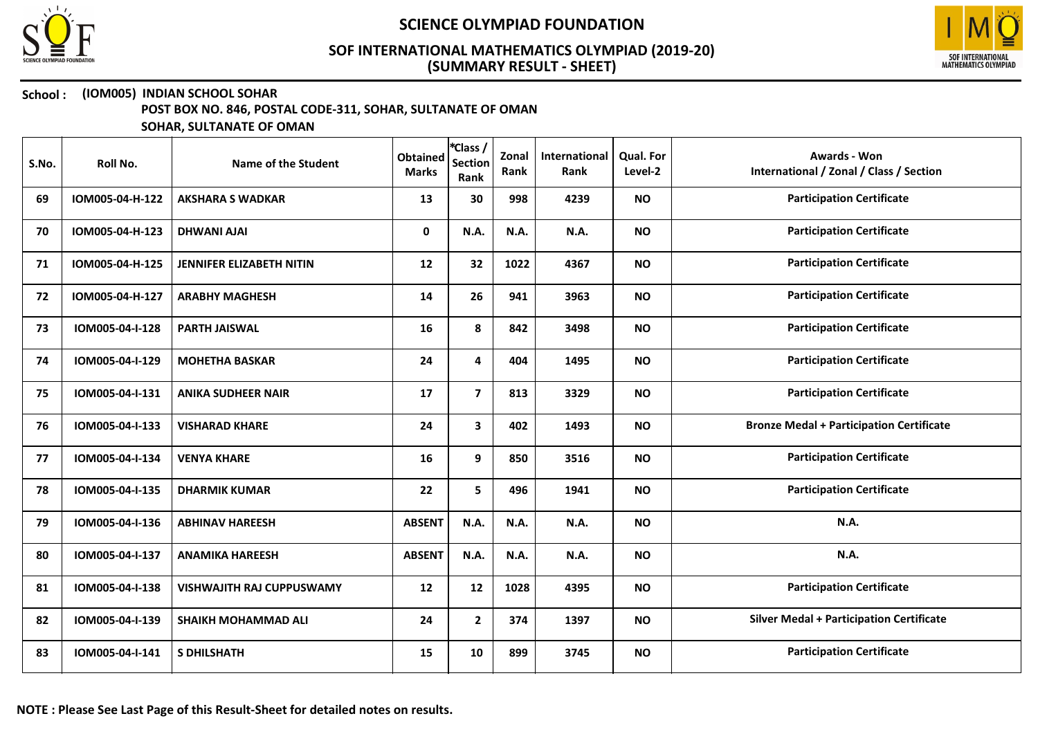# SCIENCE OLYMPIAD FOUNDATION

## SOF INTERNATIONAL MATHEMATICS OLYMPIAD (2019-20)
## (SUMMARY RESULT - SHEET)

**School : (IOM005) INDIAN SCHOOL SOHAR**
**POST BOX NO. 846, POSTAL CODE-311, SOHAR, SULTANATE OF OMAN**
**SOHAR, SULTANATE OF OMAN**

| S.No. | Roll No. | Name of the Student | Obtained Marks | *Class / Section Rank | Zonal Rank | International Rank | Qual. For Level-2 | Awards - Won International / Zonal / Class / Section |
|---|---|---|---|---|---|---|---|---|
| 69 | IOM005-04-H-122 | AKSHARA S WADKAR | 13 | 30 | 998 | 4239 | NO | Participation Certificate |
| 70 | IOM005-04-H-123 | DHWANI AJAI | 0 | N.A. | N.A. | N.A. | NO | Participation Certificate |
| 71 | IOM005-04-H-125 | JENNIFER ELIZABETH NITIN | 12 | 32 | 1022 | 4367 | NO | Participation Certificate |
| 72 | IOM005-04-H-127 | ARABHY MAGHESH | 14 | 26 | 941 | 3963 | NO | Participation Certificate |
| 73 | IOM005-04-I-128 | PARTH JAISWAL | 16 | 8 | 842 | 3498 | NO | Participation Certificate |
| 74 | IOM005-04-I-129 | MOHETHA BASKAR | 24 | 4 | 404 | 1495 | NO | Participation Certificate |
| 75 | IOM005-04-I-131 | ANIKA SUDHEER NAIR | 17 | 7 | 813 | 3329 | NO | Participation Certificate |
| 76 | IOM005-04-I-133 | VISHARAD KHARE | 24 | 3 | 402 | 1493 | NO | Bronze Medal + Participation Certificate |
| 77 | IOM005-04-I-134 | VENYA KHARE | 16 | 9 | 850 | 3516 | NO | Participation Certificate |
| 78 | IOM005-04-I-135 | DHARMIK KUMAR | 22 | 5 | 496 | 1941 | NO | Participation Certificate |
| 79 | IOM005-04-I-136 | ABHINAV HAREESH | ABSENT | N.A. | N.A. | N.A. | NO | N.A. |
| 80 | IOM005-04-I-137 | ANAMIKA HAREESH | ABSENT | N.A. | N.A. | N.A. | NO | N.A. |
| 81 | IOM005-04-I-138 | VISHWAJITH RAJ CUPPUSWAMY | 12 | 12 | 1028 | 4395 | NO | Participation Certificate |
| 82 | IOM005-04-I-139 | SHAIKH MOHAMMAD ALI | 24 | 2 | 374 | 1397 | NO | Silver Medal + Participation Certificate |
| 83 | IOM005-04-I-141 | S DHILSHATH | 15 | 10 | 899 | 3745 | NO | Participation Certificate |

**NOTE : Please See Last Page of this Result-Sheet for detailed notes on results.**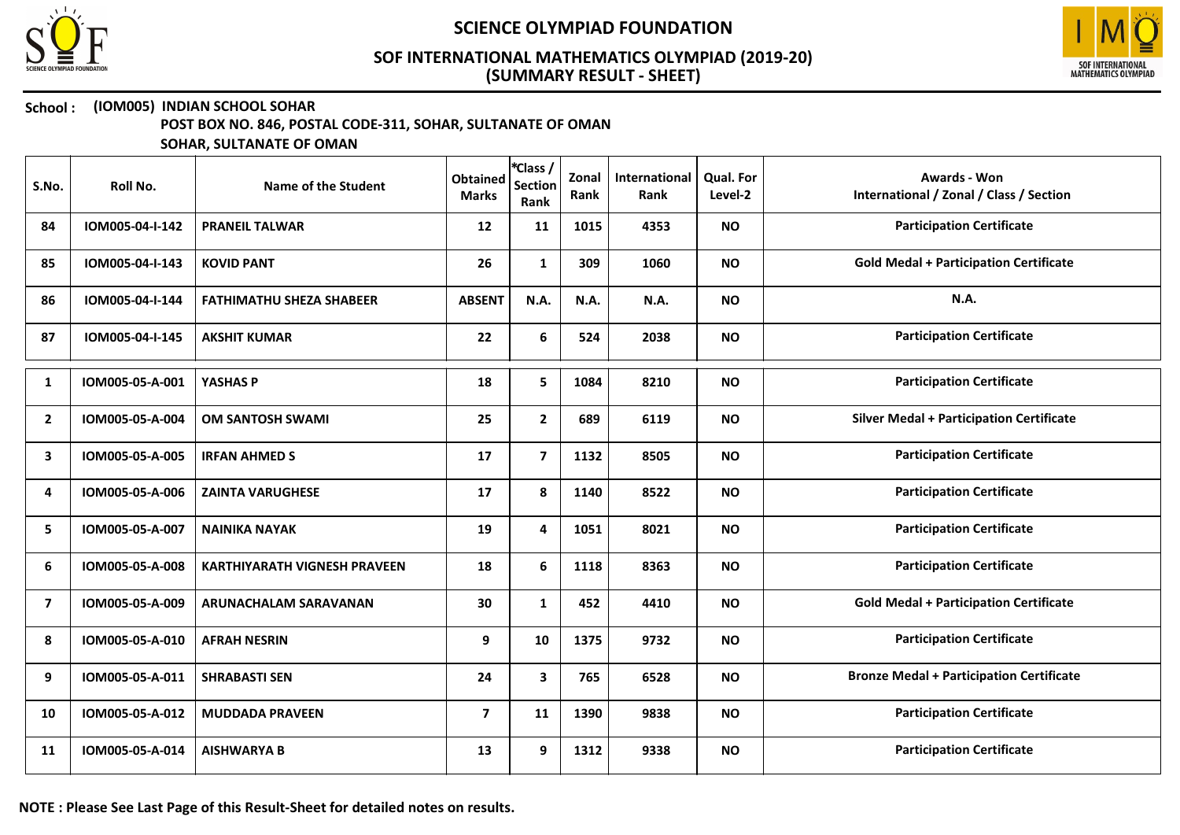# SCIENCE OLYMPIAD FOUNDATION

## SOF INTERNATIONAL MATHEMATICS OLYMPIAD (2019-20)
## (SUMMARY RESULT - SHEET)

**School : (IOM005) INDIAN SCHOOL SOHAR**
**POST BOX NO. 846, POSTAL CODE-311, SOHAR, SULTANATE OF OMAN**
**SOHAR, SULTANATE OF OMAN**

| S.No. | Roll No. | Name of the Student | Obtained Marks | *Class / Section Rank | Zonal Rank | International Rank | Qual. For Level-2 | Awards - Won International / Zonal / Class / Section |
|---|---|---|---|---|---|---|---|---|
| 84 | IOM005-04-I-142 | PRANEIL TALWAR | 12 | 11 | 1015 | 4353 | NO | Participation Certificate |
| 85 | IOM005-04-I-143 | KOVID PANT | 26 | 1 | 309 | 1060 | NO | Gold Medal + Participation Certificate |
| 86 | IOM005-04-I-144 | FATHIMATHU SHEZA SHABEER | ABSENT | N.A. | N.A. | N.A. | NO | N.A. |
| 87 | IOM005-04-I-145 | AKSHIT KUMAR | 22 | 6 | 524 | 2038 | NO | Participation Certificate |
| 1 | IOM005-05-A-001 | YASHAS P | 18 | 5 | 1084 | 8210 | NO | Participation Certificate |
| 2 | IOM005-05-A-004 | OM SANTOSH SWAMI | 25 | 2 | 689 | 6119 | NO | Silver Medal + Participation Certificate |
| 3 | IOM005-05-A-005 | IRFAN AHMED S | 17 | 7 | 1132 | 8505 | NO | Participation Certificate |
| 4 | IOM005-05-A-006 | ZAINTA VARUGHESE | 17 | 8 | 1140 | 8522 | NO | Participation Certificate |
| 5 | IOM005-05-A-007 | NAINIKA NAYAK | 19 | 4 | 1051 | 8021 | NO | Participation Certificate |
| 6 | IOM005-05-A-008 | KARTHIYARATH VIGNESH PRAVEEN | 18 | 6 | 1118 | 8363 | NO | Participation Certificate |
| 7 | IOM005-05-A-009 | ARUNACHALAM SARAVANAN | 30 | 1 | 452 | 4410 | NO | Gold Medal + Participation Certificate |
| 8 | IOM005-05-A-010 | AFRAH NESRIN | 9 | 10 | 1375 | 9732 | NO | Participation Certificate |
| 9 | IOM005-05-A-011 | SHRABASTI SEN | 24 | 3 | 765 | 6528 | NO | Bronze Medal + Participation Certificate |
| 10 | IOM005-05-A-012 | MUDDADA PRAVEEN | 7 | 11 | 1390 | 9838 | NO | Participation Certificate |
| 11 | IOM005-05-A-014 | AISHWARYA B | 13 | 9 | 1312 | 9338 | NO | Participation Certificate |

**NOTE : Please See Last Page of this Result-Sheet for detailed notes on results.**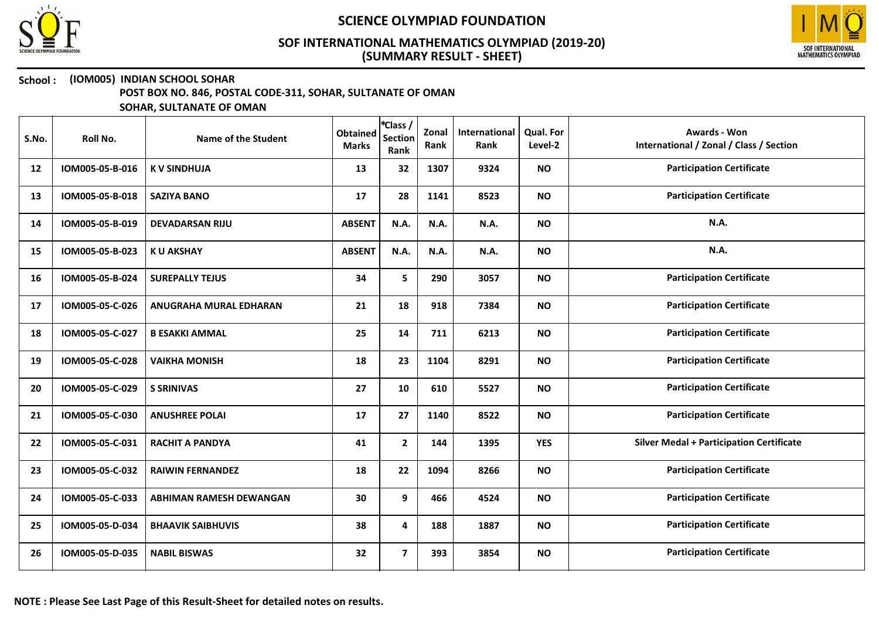# SCIENCE OLYMPIAD FOUNDATION

## SOF INTERNATIONAL MATHEMATICS OLYMPIAD (2019-20)
## (SUMMARY RESULT - SHEET)

**School : (IOM005) INDIAN SCHOOL SOHAR**
**POST BOX NO. 846, POSTAL CODE-311, SOHAR, SULTANATE OF OMAN**
**SOHAR, SULTANATE OF OMAN**

| S.No. | Roll No. | Name of the Student | Obtained Marks | *Class / Section Rank | Zonal Rank | International Rank | Qual. For Level-2 | Awards - Won International / Zonal / Class / Section |
|---|---|---|---|---|---|---|---|---|
| 12 | IOM005-05-B-016 | K V SINDHUJA | 13 | 32 | 1307 | 9324 | NO | Participation Certificate |
| 13 | IOM005-05-B-018 | SAZIYA BANO | 17 | 28 | 1141 | 8523 | NO | Participation Certificate |
| 14 | IOM005-05-B-019 | DEVADARSAN RIJU | ABSENT | N.A. | N.A. | N.A. | NO | N.A. |
| 15 | IOM005-05-B-023 | K U AKSHAY | ABSENT | N.A. | N.A. | N.A. | NO | N.A. |
| 16 | IOM005-05-B-024 | SUREPALLY TEJUS | 34 | 5 | 290 | 3057 | NO | Participation Certificate |
| 17 | IOM005-05-C-026 | ANUGRAHA MURAL EDHARAN | 21 | 18 | 918 | 7384 | NO | Participation Certificate |
| 18 | IOM005-05-C-027 | B ESAKKI AMMAL | 25 | 14 | 711 | 6213 | NO | Participation Certificate |
| 19 | IOM005-05-C-028 | VAIKHA MONISH | 18 | 23 | 1104 | 8291 | NO | Participation Certificate |
| 20 | IOM005-05-C-029 | S SRINIVAS | 27 | 10 | 610 | 5527 | NO | Participation Certificate |
| 21 | IOM005-05-C-030 | ANUSHREE POLAI | 17 | 27 | 1140 | 8522 | NO | Participation Certificate |
| 22 | IOM005-05-C-031 | RACHIT A PANDYA | 41 | 2 | 144 | 1395 | YES | Silver Medal + Participation Certificate |
| 23 | IOM005-05-C-032 | RAIWIN FERNANDEZ | 18 | 22 | 1094 | 8266 | NO | Participation Certificate |
| 24 | IOM005-05-C-033 | ABHIMAN RAMESH DEWANGAN | 30 | 9 | 466 | 4524 | NO | Participation Certificate |
| 25 | IOM005-05-D-034 | BHAAVIK SAIBHUVIS | 38 | 4 | 188 | 1887 | NO | Participation Certificate |
| 26 | IOM005-05-D-035 | NABIL BISWAS | 32 | 7 | 393 | 3854 | NO | Participation Certificate |

**NOTE : Please See Last Page of this Result-Sheet for detailed notes on results.**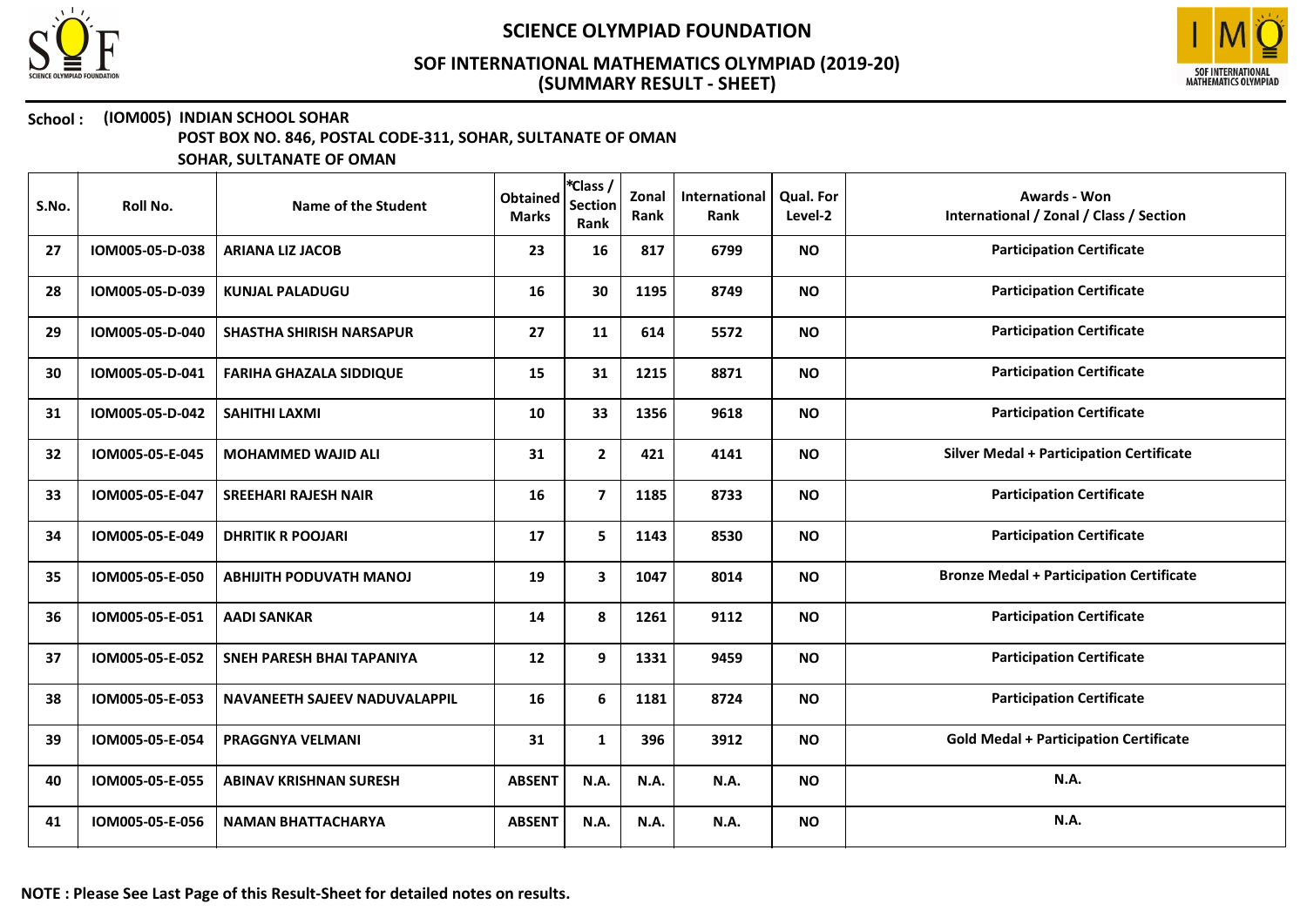# SCIENCE OLYMPIAD FOUNDATION

## SOF INTERNATIONAL MATHEMATICS OLYMPIAD (2019-20)
## (SUMMARY RESULT - SHEET)

**School : (IOM005) INDIAN SCHOOL SOHAR**
**POST BOX NO. 846, POSTAL CODE-311, SOHAR, SULTANATE OF OMAN**
**SOHAR, SULTANATE OF OMAN**

| S.No. | Roll No. | Name of the Student | Obtained Marks | *Class / Section Rank | Zonal Rank | International Rank | Qual. For Level-2 | Awards - Won International / Zonal / Class / Section |
|---|---|---|---|---|---|---|---|---|
| 27 | IOM005-05-D-038 | ARIANA LIZ JACOB | 23 | 16 | 817 | 6799 | NO | Participation Certificate |
| 28 | IOM005-05-D-039 | KUNJAL PALADUGU | 16 | 30 | 1195 | 8749 | NO | Participation Certificate |
| 29 | IOM005-05-D-040 | SHASTHA SHIRISH NARSAPUR | 27 | 11 | 614 | 5572 | NO | Participation Certificate |
| 30 | IOM005-05-D-041 | FARIHA GHAZALA SIDDIQUE | 15 | 31 | 1215 | 8871 | NO | Participation Certificate |
| 31 | IOM005-05-D-042 | SAHITHI LAXMI | 10 | 33 | 1356 | 9618 | NO | Participation Certificate |
| 32 | IOM005-05-E-045 | MOHAMMED WAJID ALI | 31 | 2 | 421 | 4141 | NO | Silver Medal + Participation Certificate |
| 33 | IOM005-05-E-047 | SREEHARI RAJESH NAIR | 16 | 7 | 1185 | 8733 | NO | Participation Certificate |
| 34 | IOM005-05-E-049 | DHRITIK R POOJARI | 17 | 5 | 1143 | 8530 | NO | Participation Certificate |
| 35 | IOM005-05-E-050 | ABHIJITH PODUVATH MANOJ | 19 | 3 | 1047 | 8014 | NO | Bronze Medal + Participation Certificate |
| 36 | IOM005-05-E-051 | AADI SANKAR | 14 | 8 | 1261 | 9112 | NO | Participation Certificate |
| 37 | IOM005-05-E-052 | SNEH PARESH BHAI TAPANIYA | 12 | 9 | 1331 | 9459 | NO | Participation Certificate |
| 38 | IOM005-05-E-053 | NAVANEETH SAJEEV NADUVALAPPIL | 16 | 6 | 1181 | 8724 | NO | Participation Certificate |
| 39 | IOM005-05-E-054 | PRAGGNYA VELMANI | 31 | 1 | 396 | 3912 | NO | Gold Medal + Participation Certificate |
| 40 | IOM005-05-E-055 | ABINAV KRISHNAN SURESH | ABSENT | N.A. | N.A. | N.A. | NO | N.A. |
| 41 | IOM005-05-E-056 | NAMAN BHATTACHARYA | ABSENT | N.A. | N.A. | N.A. | NO | N.A. |

**NOTE : Please See Last Page of this Result-Sheet for detailed notes on results.**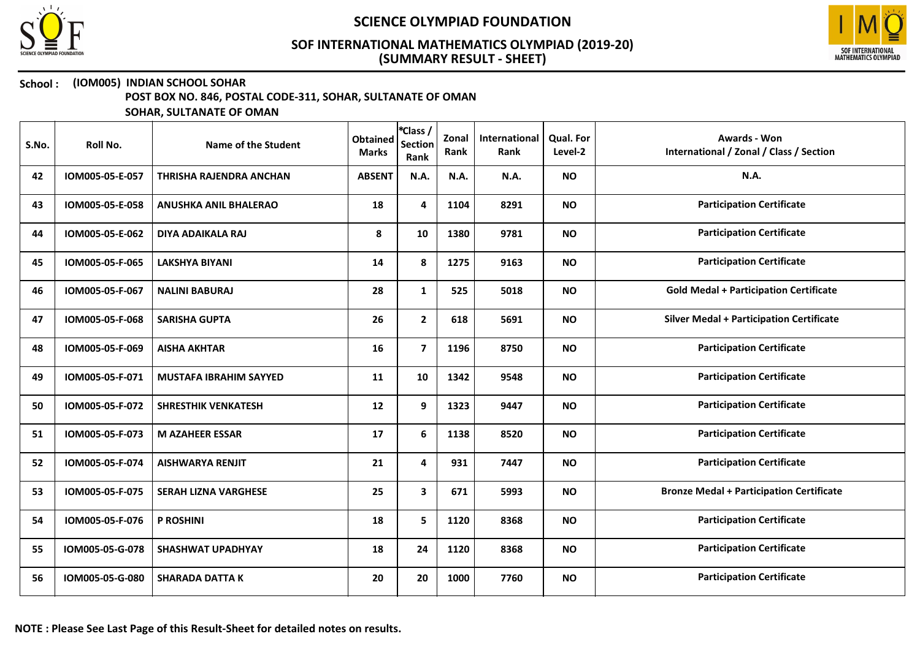# SCIENCE OLYMPIAD FOUNDATION

## SOF INTERNATIONAL MATHEMATICS OLYMPIAD (2019-20)
## (SUMMARY RESULT - SHEET)

**School : (IOM005) INDIAN SCHOOL SOHAR**
**POST BOX NO. 846, POSTAL CODE-311, SOHAR, SULTANATE OF OMAN**
**SOHAR, SULTANATE OF OMAN**

| S.No. | Roll No. | Name of the Student | Obtained Marks | *Class / Section Rank | Zonal Rank | International Rank | Qual. For Level-2 | Awards - Won International / Zonal / Class / Section |
|---|---|---|---|---|---|---|---|---|
| 42 | IOM005-05-E-057 | THRISHA RAJENDRA ANCHAN | ABSENT | N.A. | N.A. | N.A. | NO | N.A. |
| 43 | IOM005-05-E-058 | ANUSHKA ANIL BHALERAO | 18 | 4 | 1104 | 8291 | NO | Participation Certificate |
| 44 | IOM005-05-E-062 | DIYA ADAIKALA RAJ | 8 | 10 | 1380 | 9781 | NO | Participation Certificate |
| 45 | IOM005-05-F-065 | LAKSHYA BIYANI | 14 | 8 | 1275 | 9163 | NO | Participation Certificate |
| 46 | IOM005-05-F-067 | NALINI BABURAJ | 28 | 1 | 525 | 5018 | NO | Gold Medal + Participation Certificate |
| 47 | IOM005-05-F-068 | SARISHA GUPTA | 26 | 2 | 618 | 5691 | NO | Silver Medal + Participation Certificate |
| 48 | IOM005-05-F-069 | AISHA AKHTAR | 16 | 7 | 1196 | 8750 | NO | Participation Certificate |
| 49 | IOM005-05-F-071 | MUSTAFA IBRAHIM SAYYED | 11 | 10 | 1342 | 9548 | NO | Participation Certificate |
| 50 | IOM005-05-F-072 | SHRESTHIK VENKATESH | 12 | 9 | 1323 | 9447 | NO | Participation Certificate |
| 51 | IOM005-05-F-073 | M AZAHEER ESSAR | 17 | 6 | 1138 | 8520 | NO | Participation Certificate |
| 52 | IOM005-05-F-074 | AISHWARYA RENJIT | 21 | 4 | 931 | 7447 | NO | Participation Certificate |
| 53 | IOM005-05-F-075 | SERAH LIZNA VARGHESE | 25 | 3 | 671 | 5993 | NO | Bronze Medal + Participation Certificate |
| 54 | IOM005-05-F-076 | P ROSHINI | 18 | 5 | 1120 | 8368 | NO | Participation Certificate |
| 55 | IOM005-05-G-078 | SHASHWAT UPADHYAY | 18 | 24 | 1120 | 8368 | NO | Participation Certificate |
| 56 | IOM005-05-G-080 | SHARADA DATTA K | 20 | 20 | 1000 | 7760 | NO | Participation Certificate |

**NOTE : Please See Last Page of this Result-Sheet for detailed notes on results.**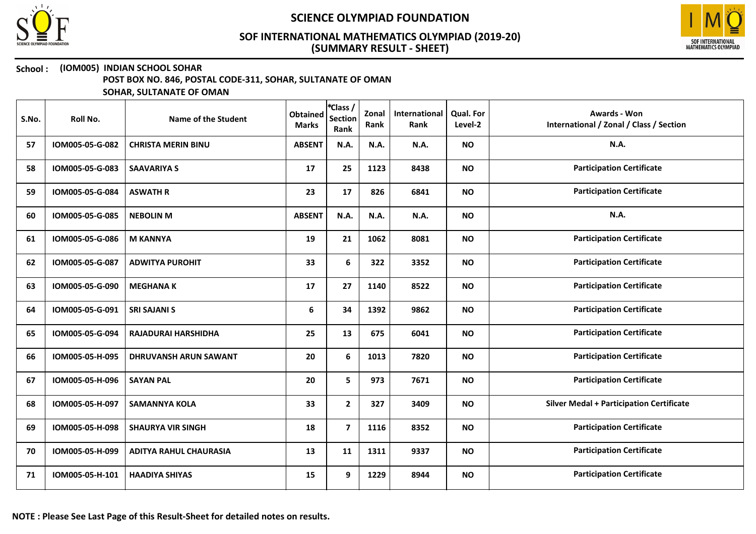# SCIENCE OLYMPIAD FOUNDATION

## SOF INTERNATIONAL MATHEMATICS OLYMPIAD (2019-20)
## (SUMMARY RESULT - SHEET)

**School : (IOM005) INDIAN SCHOOL SOHAR**
**POST BOX NO. 846, POSTAL CODE-311, SOHAR, SULTANATE OF OMAN**
**SOHAR, SULTANATE OF OMAN**

| S.No. | Roll No. | Name of the Student | Obtained Marks | *Class / Section Rank | Zonal Rank | International Rank | Qual. For Level-2 | Awards - Won International / Zonal / Class / Section |
|---|---|---|---|---|---|---|---|---|
| 57 | IOM005-05-G-082 | CHRISTA MERIN BINU | ABSENT | N.A. | N.A. | N.A. | NO | N.A. |
| 58 | IOM005-05-G-083 | SAAVARIYA S | 17 | 25 | 1123 | 8438 | NO | Participation Certificate |
| 59 | IOM005-05-G-084 | ASWATH R | 23 | 17 | 826 | 6841 | NO | Participation Certificate |
| 60 | IOM005-05-G-085 | NEBOLIN M | ABSENT | N.A. | N.A. | N.A. | NO | N.A. |
| 61 | IOM005-05-G-086 | M KANNYA | 19 | 21 | 1062 | 8081 | NO | Participation Certificate |
| 62 | IOM005-05-G-087 | ADWITYA PUROHIT | 33 | 6 | 322 | 3352 | NO | Participation Certificate |
| 63 | IOM005-05-G-090 | MEGHANA K | 17 | 27 | 1140 | 8522 | NO | Participation Certificate |
| 64 | IOM005-05-G-091 | SRI SAJANI S | 6 | 34 | 1392 | 9862 | NO | Participation Certificate |
| 65 | IOM005-05-G-094 | RAJADURAI HARSHIDHA | 25 | 13 | 675 | 6041 | NO | Participation Certificate |
| 66 | IOM005-05-H-095 | DHRUVANSH ARUN SAWANT | 20 | 6 | 1013 | 7820 | NO | Participation Certificate |
| 67 | IOM005-05-H-096 | SAYAN PAL | 20 | 5 | 973 | 7671 | NO | Participation Certificate |
| 68 | IOM005-05-H-097 | SAMANNYA KOLA | 33 | 2 | 327 | 3409 | NO | Silver Medal + Participation Certificate |
| 69 | IOM005-05-H-098 | SHAURYA VIR SINGH | 18 | 7 | 1116 | 8352 | NO | Participation Certificate |
| 70 | IOM005-05-H-099 | ADITYA RAHUL CHAURASIA | 13 | 11 | 1311 | 9337 | NO | Participation Certificate |
| 71 | IOM005-05-H-101 | HAADIYA SHIYAS | 15 | 9 | 1229 | 8944 | NO | Participation Certificate |

**NOTE : Please See Last Page of this Result-Sheet for detailed notes on results.**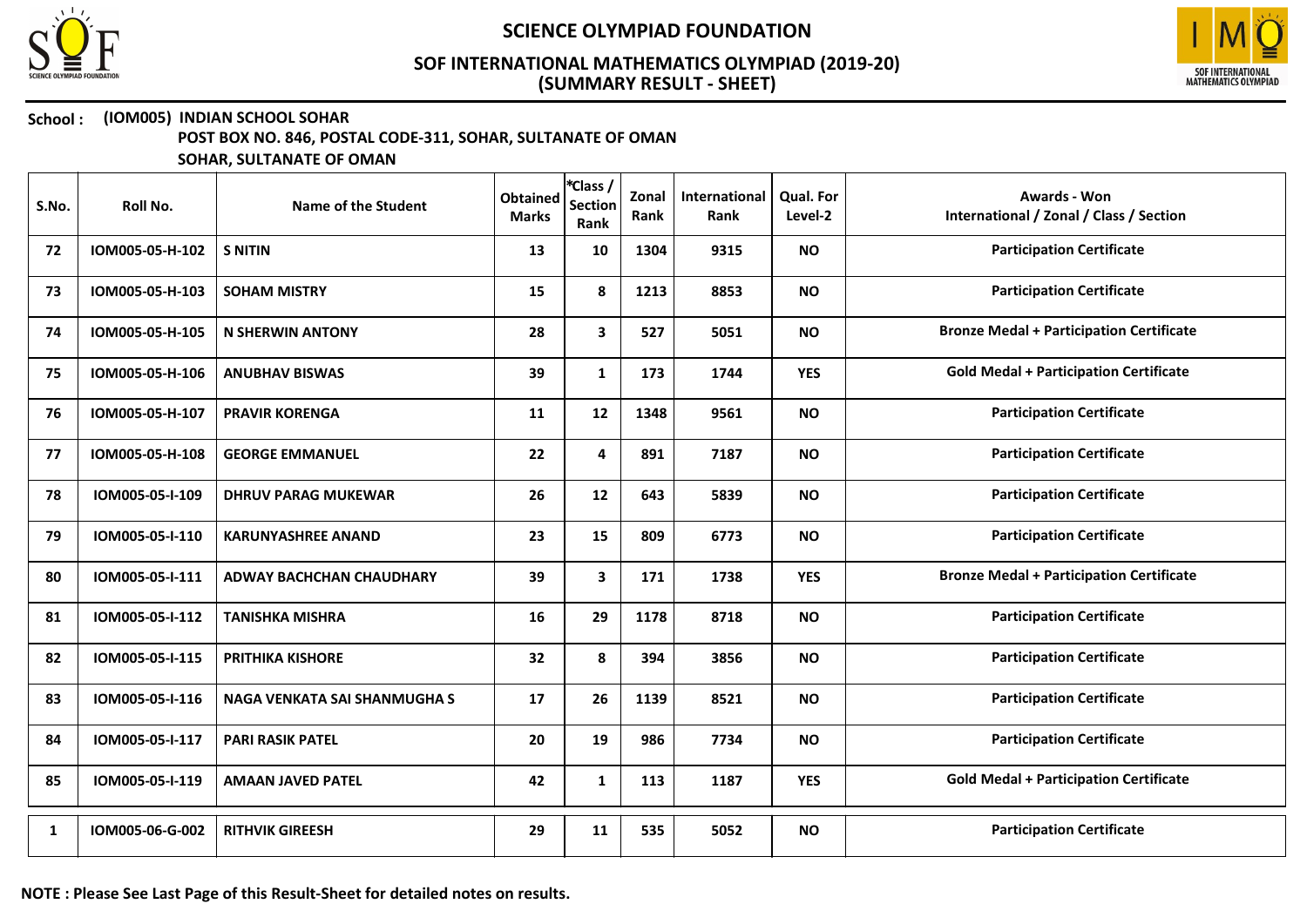# SCIENCE OLYMPIAD FOUNDATION

## SOF INTERNATIONAL MATHEMATICS OLYMPIAD (2019-20)
## (SUMMARY RESULT - SHEET)

**School : (IOM005) INDIAN SCHOOL SOHAR**
**POST BOX NO. 846, POSTAL CODE-311, SOHAR, SULTANATE OF OMAN**
**SOHAR, SULTANATE OF OMAN**

| S.No. | Roll No. | Name of the Student | Obtained Marks | *Class / Section Rank | Zonal Rank | International Rank | Qual. For Level-2 | Awards - Won International / Zonal / Class / Section |
|---|---|---|---|---|---|---|---|---|
| 72 | IOM005-05-H-102 | S NITIN | 13 | 10 | 1304 | 9315 | NO | Participation Certificate |
| 73 | IOM005-05-H-103 | SOHAM MISTRY | 15 | 8 | 1213 | 8853 | NO | Participation Certificate |
| 74 | IOM005-05-H-105 | N SHERWIN ANTONY | 28 | 3 | 527 | 5051 | NO | Bronze Medal + Participation Certificate |
| 75 | IOM005-05-H-106 | ANUBHAV BISWAS | 39 | 1 | 173 | 1744 | YES | Gold Medal + Participation Certificate |
| 76 | IOM005-05-H-107 | PRAVIR KORENGA | 11 | 12 | 1348 | 9561 | NO | Participation Certificate |
| 77 | IOM005-05-H-108 | GEORGE EMMANUEL | 22 | 4 | 891 | 7187 | NO | Participation Certificate |
| 78 | IOM005-05-I-109 | DHRUV PARAG MUKEWAR | 26 | 12 | 643 | 5839 | NO | Participation Certificate |
| 79 | IOM005-05-I-110 | KARUNYASHREE ANAND | 23 | 15 | 809 | 6773 | NO | Participation Certificate |
| 80 | IOM005-05-I-111 | ADWAY BACHCHAN CHAUDHARY | 39 | 3 | 171 | 1738 | YES | Bronze Medal + Participation Certificate |
| 81 | IOM005-05-I-112 | TANISHKA MISHRA | 16 | 29 | 1178 | 8718 | NO | Participation Certificate |
| 82 | IOM005-05-I-115 | PRITHIKA KISHORE | 32 | 8 | 394 | 3856 | NO | Participation Certificate |
| 83 | IOM005-05-I-116 | NAGA VENKATA SAI SHANMUGHA S | 17 | 26 | 1139 | 8521 | NO | Participation Certificate |
| 84 | IOM005-05-I-117 | PARI RASIK PATEL | 20 | 19 | 986 | 7734 | NO | Participation Certificate |
| 85 | IOM005-05-I-119 | AMAAN JAVED PATEL | 42 | 1 | 113 | 1187 | YES | Gold Medal + Participation Certificate |
| 1 | IOM005-06-G-002 | RITHVIK GIREESH | 29 | 11 | 535 | 5052 | NO | Participation Certificate |

**NOTE : Please See Last Page of this Result-Sheet for detailed notes on results.**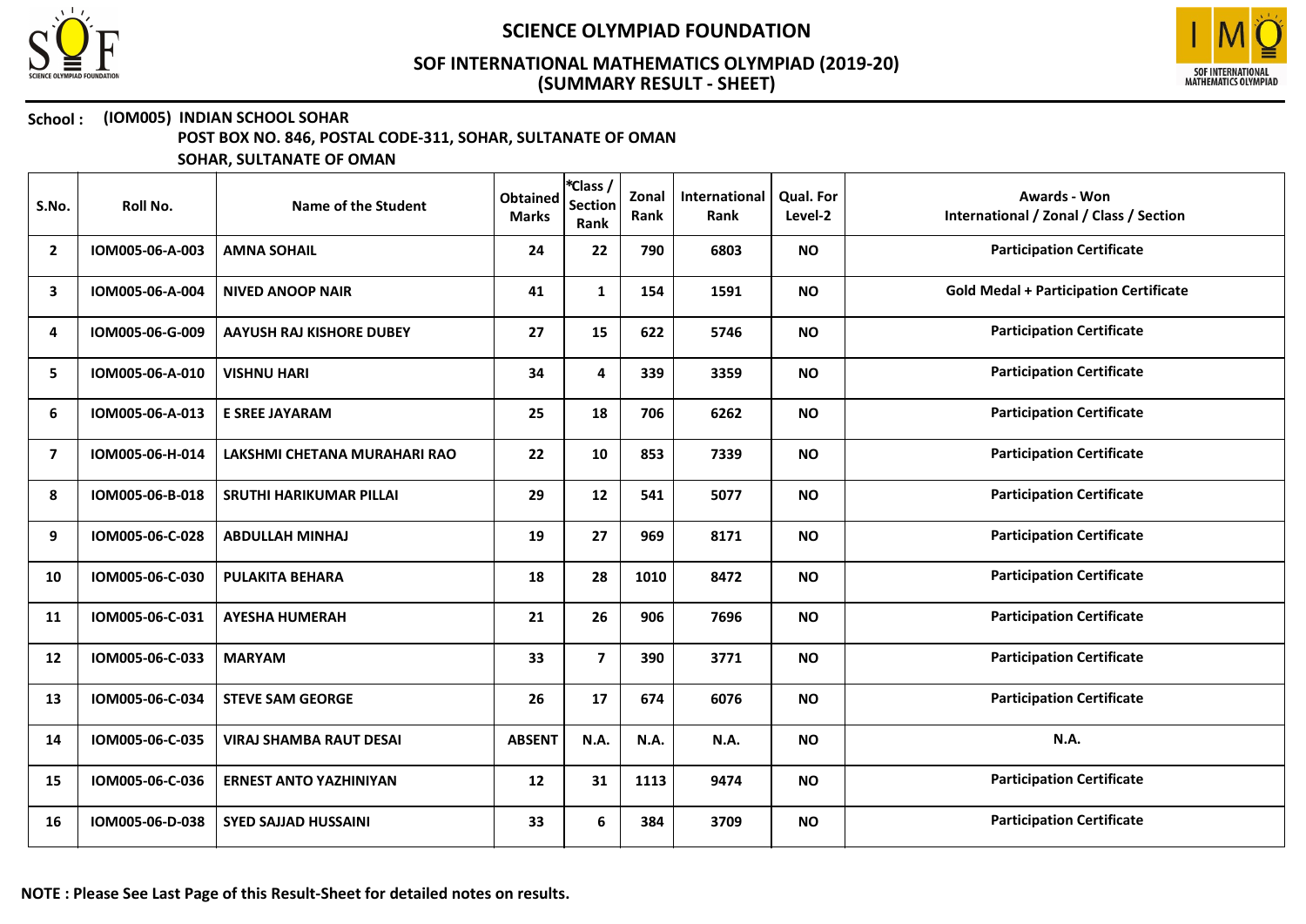# SCIENCE OLYMPIAD FOUNDATION

## SOF INTERNATIONAL MATHEMATICS OLYMPIAD (2019-20)
## (SUMMARY RESULT - SHEET)

**School : (IOM005) INDIAN SCHOOL SOHAR**
**POST BOX NO. 846, POSTAL CODE-311, SOHAR, SULTANATE OF OMAN**
**SOHAR, SULTANATE OF OMAN**

| S.No. | Roll No. | Name of the Student | Obtained Marks | *Class / Section Rank | Zonal Rank | International Rank | Qual. For Level-2 | Awards - Won International / Zonal / Class / Section |
|---|---|---|---|---|---|---|---|---|
| 2 | IOM005-06-A-003 | AMNA SOHAIL | 24 | 22 | 790 | 6803 | NO | Participation Certificate |
| 3 | IOM005-06-A-004 | NIVED ANOOP NAIR | 41 | 1 | 154 | 1591 | NO | Gold Medal + Participation Certificate |
| 4 | IOM005-06-G-009 | AAYUSH RAJ KISHORE DUBEY | 27 | 15 | 622 | 5746 | NO | Participation Certificate |
| 5 | IOM005-06-A-010 | VISHNU HARI | 34 | 4 | 339 | 3359 | NO | Participation Certificate |
| 6 | IOM005-06-A-013 | E SREE JAYARAM | 25 | 18 | 706 | 6262 | NO | Participation Certificate |
| 7 | IOM005-06-H-014 | LAKSHMI CHETANA MURAHARI RAO | 22 | 10 | 853 | 7339 | NO | Participation Certificate |
| 8 | IOM005-06-B-018 | SRUTHI HARIKUMAR PILLAI | 29 | 12 | 541 | 5077 | NO | Participation Certificate |
| 9 | IOM005-06-C-028 | ABDULLAH MINHAJ | 19 | 27 | 969 | 8171 | NO | Participation Certificate |
| 10 | IOM005-06-C-030 | PULAKITA BEHARA | 18 | 28 | 1010 | 8472 | NO | Participation Certificate |
| 11 | IOM005-06-C-031 | AYESHA HUMERAH | 21 | 26 | 906 | 7696 | NO | Participation Certificate |
| 12 | IOM005-06-C-033 | MARYAM | 33 | 7 | 390 | 3771 | NO | Participation Certificate |
| 13 | IOM005-06-C-034 | STEVE SAM GEORGE | 26 | 17 | 674 | 6076 | NO | Participation Certificate |
| 14 | IOM005-06-C-035 | VIRAJ SHAMBA RAUT DESAI | ABSENT | N.A. | N.A. | N.A. | NO | N.A. |
| 15 | IOM005-06-C-036 | ERNEST ANTO YAZHINIYAN | 12 | 31 | 1113 | 9474 | NO | Participation Certificate |
| 16 | IOM005-06-D-038 | SYED SAJJAD HUSSAINI | 33 | 6 | 384 | 3709 | NO | Participation Certificate |

**NOTE : Please See Last Page of this Result-Sheet for detailed notes on results.**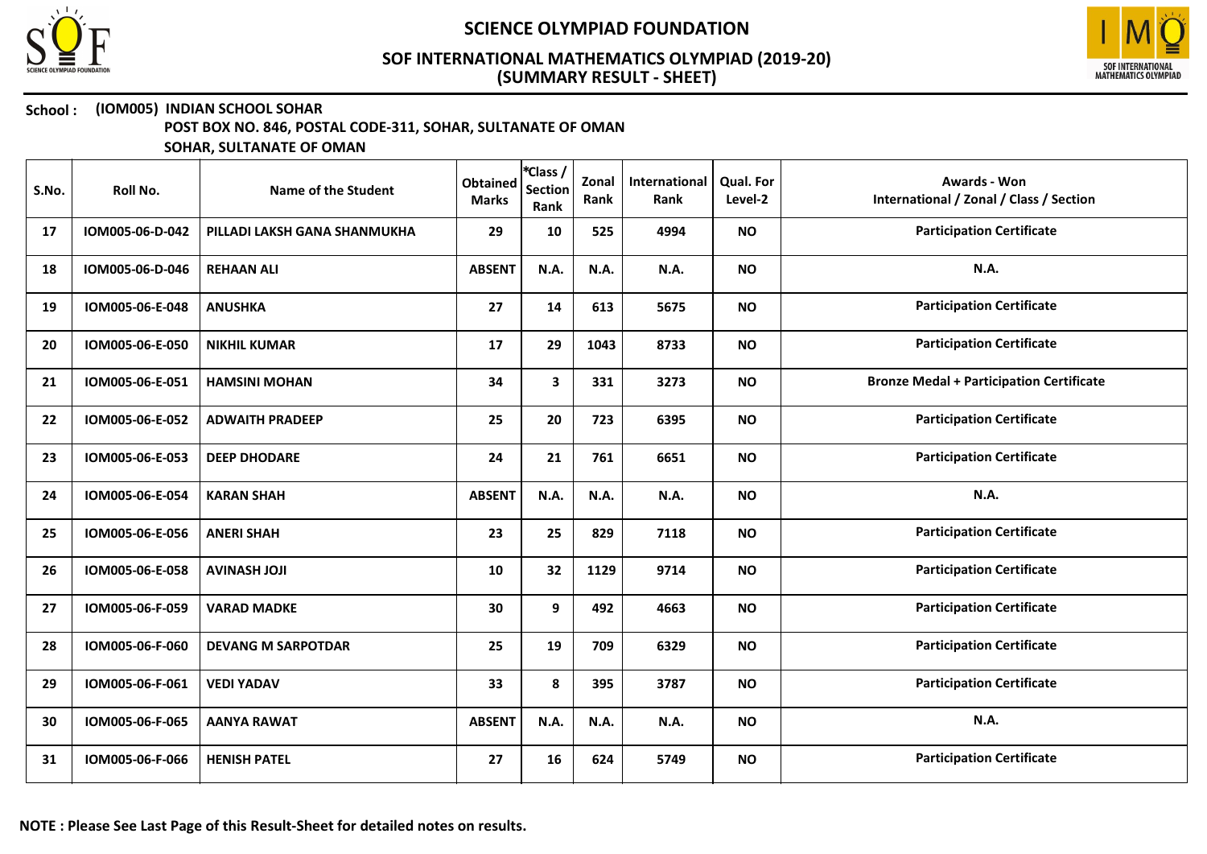# SCIENCE OLYMPIAD FOUNDATION

## SOF INTERNATIONAL MATHEMATICS OLYMPIAD (2019-20)
## (SUMMARY RESULT - SHEET)

**School : (IOM005) INDIAN SCHOOL SOHAR**
**POST BOX NO. 846, POSTAL CODE-311, SOHAR, SULTANATE OF OMAN**
**SOHAR, SULTANATE OF OMAN**

| S.No. | Roll No. | Name of the Student | Obtained Marks | *Class / Section Rank | Zonal Rank | International Rank | Qual. For Level-2 | Awards - Won International / Zonal / Class / Section |
|---|---|---|---|---|---|---|---|---|
| 17 | IOM005-06-D-042 | PILLADI LAKSH GANA SHANMUKHA | 29 | 10 | 525 | 4994 | NO | Participation Certificate |
| 18 | IOM005-06-D-046 | REHAAN ALI | ABSENT | N.A. | N.A. | N.A. | NO | N.A. |
| 19 | IOM005-06-E-048 | ANUSHKA | 27 | 14 | 613 | 5675 | NO | Participation Certificate |
| 20 | IOM005-06-E-050 | NIKHIL KUMAR | 17 | 29 | 1043 | 8733 | NO | Participation Certificate |
| 21 | IOM005-06-E-051 | HAMSINI MOHAN | 34 | 3 | 331 | 3273 | NO | Bronze Medal + Participation Certificate |
| 22 | IOM005-06-E-052 | ADWAITH PRADEEP | 25 | 20 | 723 | 6395 | NO | Participation Certificate |
| 23 | IOM005-06-E-053 | DEEP DHODARE | 24 | 21 | 761 | 6651 | NO | Participation Certificate |
| 24 | IOM005-06-E-054 | KARAN SHAH | ABSENT | N.A. | N.A. | N.A. | NO | N.A. |
| 25 | IOM005-06-E-056 | ANERI SHAH | 23 | 25 | 829 | 7118 | NO | Participation Certificate |
| 26 | IOM005-06-E-058 | AVINASH JOJI | 10 | 32 | 1129 | 9714 | NO | Participation Certificate |
| 27 | IOM005-06-F-059 | VARAD MADKE | 30 | 9 | 492 | 4663 | NO | Participation Certificate |
| 28 | IOM005-06-F-060 | DEVANG M SARPOTDAR | 25 | 19 | 709 | 6329 | NO | Participation Certificate |
| 29 | IOM005-06-F-061 | VEDI YADAV | 33 | 8 | 395 | 3787 | NO | Participation Certificate |
| 30 | IOM005-06-F-065 | AANYA RAWAT | ABSENT | N.A. | N.A. | N.A. | NO | N.A. |
| 31 | IOM005-06-F-066 | HENISH PATEL | 27 | 16 | 624 | 5749 | NO | Participation Certificate |

**NOTE : Please See Last Page of this Result-Sheet for detailed notes on results.**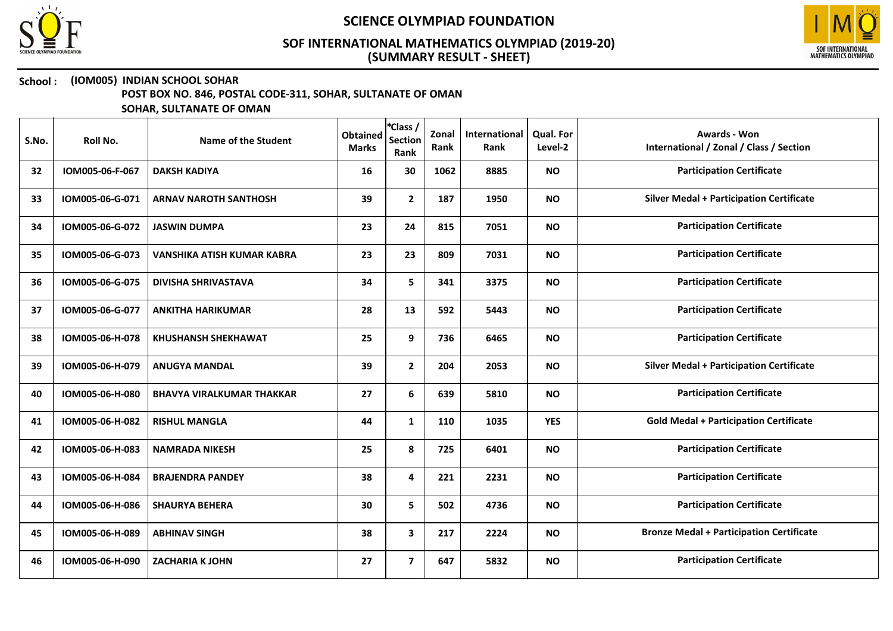# SCIENCE OLYMPIAD FOUNDATION

## SOF INTERNATIONAL MATHEMATICS OLYMPIAD (2019-20)
## (SUMMARY RESULT - SHEET)

**School : (IOM005) INDIAN SCHOOL SOHAR**
**POST BOX NO. 846, POSTAL CODE-311, SOHAR, SULTANATE OF OMAN**
**SOHAR, SULTANATE OF OMAN**

| S.No. | Roll No. | Name of the Student | Obtained Marks | *Class / Section Rank | Zonal Rank | International Rank | Qual. For Level-2 | Awards - Won International / Zonal / Class / Section |
|---|---|---|---|---|---|---|---|---|
| 32 | IOM005-06-F-067 | DAKSH KADIYA | 16 | 30 | 1062 | 8885 | NO | Participation Certificate |
| 33 | IOM005-06-G-071 | ARNAV NAROTH SANTHOSH | 39 | 2 | 187 | 1950 | NO | Silver Medal + Participation Certificate |
| 34 | IOM005-06-G-072 | JASWIN DUMPA | 23 | 24 | 815 | 7051 | NO | Participation Certificate |
| 35 | IOM005-06-G-073 | VANSHIKA ATISH KUMAR KABRA | 23 | 23 | 809 | 7031 | NO | Participation Certificate |
| 36 | IOM005-06-G-075 | DIVISHA SHRIVASTAVA | 34 | 5 | 341 | 3375 | NO | Participation Certificate |
| 37 | IOM005-06-G-077 | ANKITHA HARIKUMAR | 28 | 13 | 592 | 5443 | NO | Participation Certificate |
| 38 | IOM005-06-H-078 | KHUSHANSH SHEKHAWAT | 25 | 9 | 736 | 6465 | NO | Participation Certificate |
| 39 | IOM005-06-H-079 | ANUGYA MANDAL | 39 | 2 | 204 | 2053 | NO | Silver Medal + Participation Certificate |
| 40 | IOM005-06-H-080 | BHAVYA VIRALKUMAR THAKKAR | 27 | 6 | 639 | 5810 | NO | Participation Certificate |
| 41 | IOM005-06-H-082 | RISHUL MANGLA | 44 | 1 | 110 | 1035 | YES | Gold Medal + Participation Certificate |
| 42 | IOM005-06-H-083 | NAMRADA NIKESH | 25 | 8 | 725 | 6401 | NO | Participation Certificate |
| 43 | IOM005-06-H-084 | BRAJENDRA PANDEY | 38 | 4 | 221 | 2231 | NO | Participation Certificate |
| 44 | IOM005-06-H-086 | SHAURYA BEHERA | 30 | 5 | 502 | 4736 | NO | Participation Certificate |
| 45 | IOM005-06-H-089 | ABHINAV SINGH | 38 | 3 | 217 | 2224 | NO | Bronze Medal + Participation Certificate |
| 46 | IOM005-06-H-090 | ZACHARIA K JOHN | 27 | 7 | 647 | 5832 | NO | Participation Certificate |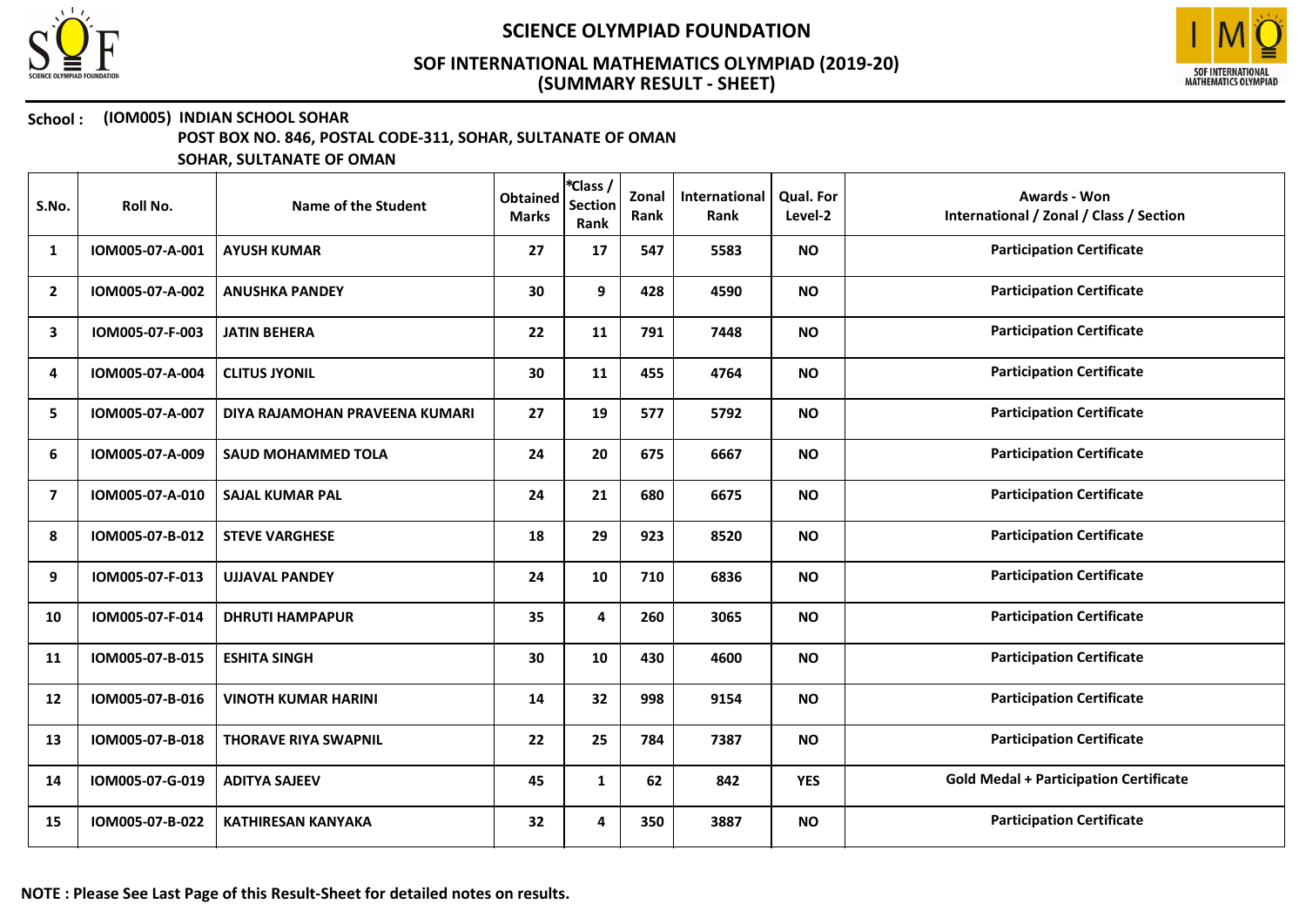# SCIENCE OLYMPIAD FOUNDATION

## SOF INTERNATIONAL MATHEMATICS OLYMPIAD (2019-20)
## (SUMMARY RESULT - SHEET)

**School : (IOM005) INDIAN SCHOOL SOHAR**
**POST BOX NO. 846, POSTAL CODE-311, SOHAR, SULTANATE OF OMAN**
**SOHAR, SULTANATE OF OMAN**

| S.No. | Roll No. | Name of the Student | Obtained Marks | *Class / Section Rank | Zonal Rank | International Rank | Qual. For Level-2 | Awards - Won International / Zonal / Class / Section |
|---|---|---|---|---|---|---|---|---|
| 1 | IOM005-07-A-001 | AYUSH KUMAR | 27 | 17 | 547 | 5583 | NO | Participation Certificate |
| 2 | IOM005-07-A-002 | ANUSHKA PANDEY | 30 | 9 | 428 | 4590 | NO | Participation Certificate |
| 3 | IOM005-07-F-003 | JATIN BEHERA | 22 | 11 | 791 | 7448 | NO | Participation Certificate |
| 4 | IOM005-07-A-004 | CLITUS JYONIL | 30 | 11 | 455 | 4764 | NO | Participation Certificate |
| 5 | IOM005-07-A-007 | DIYA RAJAMOHAN PRAVEENA KUMARI | 27 | 19 | 577 | 5792 | NO | Participation Certificate |
| 6 | IOM005-07-A-009 | SAUD MOHAMMED TOLA | 24 | 20 | 675 | 6667 | NO | Participation Certificate |
| 7 | IOM005-07-A-010 | SAJAL KUMAR PAL | 24 | 21 | 680 | 6675 | NO | Participation Certificate |
| 8 | IOM005-07-B-012 | STEVE VARGHESE | 18 | 29 | 923 | 8520 | NO | Participation Certificate |
| 9 | IOM005-07-F-013 | UJJAVAL PANDEY | 24 | 10 | 710 | 6836 | NO | Participation Certificate |
| 10 | IOM005-07-F-014 | DHRUTI HAMPAPUR | 35 | 4 | 260 | 3065 | NO | Participation Certificate |
| 11 | IOM005-07-B-015 | ESHITA SINGH | 30 | 10 | 430 | 4600 | NO | Participation Certificate |
| 12 | IOM005-07-B-016 | VINOTH KUMAR HARINI | 14 | 32 | 998 | 9154 | NO | Participation Certificate |
| 13 | IOM005-07-B-018 | THORAVE RIYA SWAPNIL | 22 | 25 | 784 | 7387 | NO | Participation Certificate |
| 14 | IOM005-07-G-019 | ADITYA SAJEEV | 45 | 1 | 62 | 842 | YES | Gold Medal + Participation Certificate |
| 15 | IOM005-07-B-022 | KATHIRESAN KANYAKA | 32 | 4 | 350 | 3887 | NO | Participation Certificate |

**NOTE : Please See Last Page of this Result-Sheet for detailed notes on results.**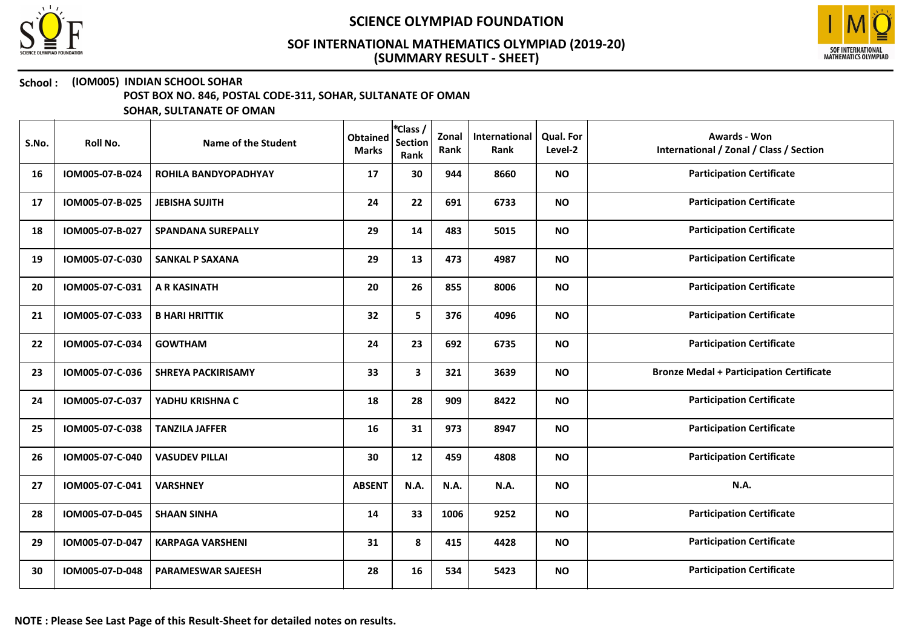# SCIENCE OLYMPIAD FOUNDATION

## SOF INTERNATIONAL MATHEMATICS OLYMPIAD (2019-20)
## (SUMMARY RESULT - SHEET)

**School : (IOM005) INDIAN SCHOOL SOHAR**
**POST BOX NO. 846, POSTAL CODE-311, SOHAR, SULTANATE OF OMAN**
**SOHAR, SULTANATE OF OMAN**

| S.No. | Roll No. | Name of the Student | Obtained Marks | *Class / Section Rank | Zonal Rank | International Rank | Qual. For Level-2 | Awards - Won International / Zonal / Class / Section |
|---|---|---|---|---|---|---|---|---|
| 16 | IOM005-07-B-024 | ROHILA BANDYOPADHYAY | 17 | 30 | 944 | 8660 | NO | Participation Certificate |
| 17 | IOM005-07-B-025 | JEBISHA SUJITH | 24 | 22 | 691 | 6733 | NO | Participation Certificate |
| 18 | IOM005-07-B-027 | SPANDANA SUREPALLY | 29 | 14 | 483 | 5015 | NO | Participation Certificate |
| 19 | IOM005-07-C-030 | SANKAL P SAXANA | 29 | 13 | 473 | 4987 | NO | Participation Certificate |
| 20 | IOM005-07-C-031 | A R KASINATH | 20 | 26 | 855 | 8006 | NO | Participation Certificate |
| 21 | IOM005-07-C-033 | B HARI HRITTIK | 32 | 5 | 376 | 4096 | NO | Participation Certificate |
| 22 | IOM005-07-C-034 | GOWTHAM | 24 | 23 | 692 | 6735 | NO | Participation Certificate |
| 23 | IOM005-07-C-036 | SHREYA PACKIRISAMY | 33 | 3 | 321 | 3639 | NO | Bronze Medal + Participation Certificate |
| 24 | IOM005-07-C-037 | YADHU KRISHNA C | 18 | 28 | 909 | 8422 | NO | Participation Certificate |
| 25 | IOM005-07-C-038 | TANZILA JAFFER | 16 | 31 | 973 | 8947 | NO | Participation Certificate |
| 26 | IOM005-07-C-040 | VASUDEV PILLAI | 30 | 12 | 459 | 4808 | NO | Participation Certificate |
| 27 | IOM005-07-C-041 | VARSHNEY | ABSENT | N.A. | N.A. | N.A. | NO | N.A. |
| 28 | IOM005-07-D-045 | SHAAN SINHA | 14 | 33 | 1006 | 9252 | NO | Participation Certificate |
| 29 | IOM005-07-D-047 | KARPAGA VARSHENI | 31 | 8 | 415 | 4428 | NO | Participation Certificate |
| 30 | IOM005-07-D-048 | PARAMESWAR SAJEESH | 28 | 16 | 534 | 5423 | NO | Participation Certificate |

**NOTE : Please See Last Page of this Result-Sheet for detailed notes on results.**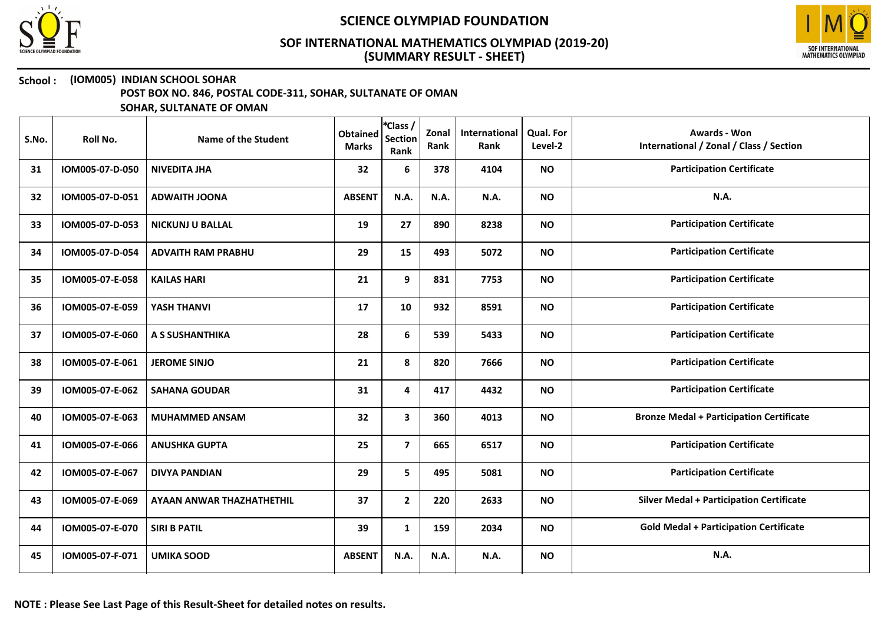# SCIENCE OLYMPIAD FOUNDATION

## SOF INTERNATIONAL MATHEMATICS OLYMPIAD (2019-20)
## (SUMMARY RESULT - SHEET)

**School : (IOM005) INDIAN SCHOOL SOHAR**
**POST BOX NO. 846, POSTAL CODE-311, SOHAR, SULTANATE OF OMAN**
**SOHAR, SULTANATE OF OMAN**

| S.No. | Roll No. | Name of the Student | Obtained Marks | *Class / Section Rank | Zonal Rank | International Rank | Qual. For Level-2 | Awards - Won International / Zonal / Class / Section |
|---|---|---|---|---|---|---|---|---|
| 31 | IOM005-07-D-050 | NIVEDITA JHA | 32 | 6 | 378 | 4104 | NO | Participation Certificate |
| 32 | IOM005-07-D-051 | ADWAITH JOONA | ABSENT | N.A. | N.A. | N.A. | NO | N.A. |
| 33 | IOM005-07-D-053 | NICKUNJ U BALLAL | 19 | 27 | 890 | 8238 | NO | Participation Certificate |
| 34 | IOM005-07-D-054 | ADVAITH RAM PRABHU | 29 | 15 | 493 | 5072 | NO | Participation Certificate |
| 35 | IOM005-07-E-058 | KAILAS HARI | 21 | 9 | 831 | 7753 | NO | Participation Certificate |
| 36 | IOM005-07-E-059 | YASH THANVI | 17 | 10 | 932 | 8591 | NO | Participation Certificate |
| 37 | IOM005-07-E-060 | A S SUSHANTHIKA | 28 | 6 | 539 | 5433 | NO | Participation Certificate |
| 38 | IOM005-07-E-061 | JEROME SINJO | 21 | 8 | 820 | 7666 | NO | Participation Certificate |
| 39 | IOM005-07-E-062 | SAHANA GOUDAR | 31 | 4 | 417 | 4432 | NO | Participation Certificate |
| 40 | IOM005-07-E-063 | MUHAMMED ANSAM | 32 | 3 | 360 | 4013 | NO | Bronze Medal + Participation Certificate |
| 41 | IOM005-07-E-066 | ANUSHKA GUPTA | 25 | 7 | 665 | 6517 | NO | Participation Certificate |
| 42 | IOM005-07-E-067 | DIVYA PANDIAN | 29 | 5 | 495 | 5081 | NO | Participation Certificate |
| 43 | IOM005-07-E-069 | AYAAN ANWAR THAZHATHETHIL | 37 | 2 | 220 | 2633 | NO | Silver Medal + Participation Certificate |
| 44 | IOM005-07-E-070 | SIRI B PATIL | 39 | 1 | 159 | 2034 | NO | Gold Medal + Participation Certificate |
| 45 | IOM005-07-F-071 | UMIKA SOOD | ABSENT | N.A. | N.A. | N.A. | NO | N.A. |

**NOTE : Please See Last Page of this Result-Sheet for detailed notes on results.**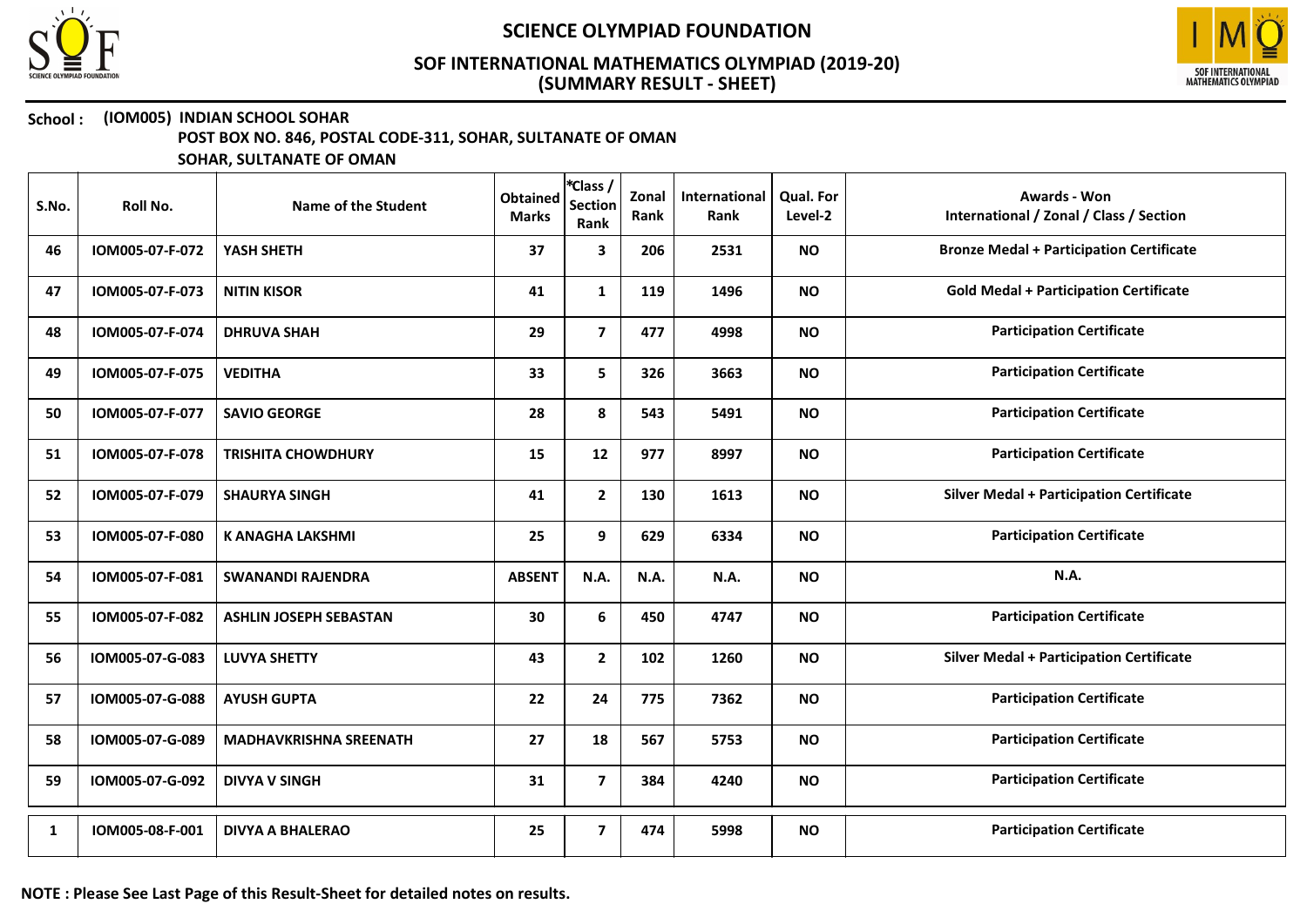# SCIENCE OLYMPIAD FOUNDATION

## SOF INTERNATIONAL MATHEMATICS OLYMPIAD (2019-20)
## (SUMMARY RESULT - SHEET)

**School : (IOM005) INDIAN SCHOOL SOHAR**
**POST BOX NO. 846, POSTAL CODE-311, SOHAR, SULTANATE OF OMAN**
**SOHAR, SULTANATE OF OMAN**

| S.No. | Roll No. | Name of the Student | Obtained Marks | *Class / Section Rank | Zonal Rank | International Rank | Qual. For Level-2 | Awards - Won International / Zonal / Class / Section |
|---|---|---|---|---|---|---|---|---|
| 46 | IOM005-07-F-072 | YASH SHETH | 37 | 3 | 206 | 2531 | NO | Bronze Medal + Participation Certificate |
| 47 | IOM005-07-F-073 | NITIN KISOR | 41 | 1 | 119 | 1496 | NO | Gold Medal + Participation Certificate |
| 48 | IOM005-07-F-074 | DHRUVA SHAH | 29 | 7 | 477 | 4998 | NO | Participation Certificate |
| 49 | IOM005-07-F-075 | VEDITHA | 33 | 5 | 326 | 3663 | NO | Participation Certificate |
| 50 | IOM005-07-F-077 | SAVIO GEORGE | 28 | 8 | 543 | 5491 | NO | Participation Certificate |
| 51 | IOM005-07-F-078 | TRISHITA CHOWDHURY | 15 | 12 | 977 | 8997 | NO | Participation Certificate |
| 52 | IOM005-07-F-079 | SHAURYA SINGH | 41 | 2 | 130 | 1613 | NO | Silver Medal + Participation Certificate |
| 53 | IOM005-07-F-080 | K ANAGHA LAKSHMI | 25 | 9 | 629 | 6334 | NO | Participation Certificate |
| 54 | IOM005-07-F-081 | SWANANDI RAJENDRA | ABSENT | N.A. | N.A. | N.A. | NO | N.A. |
| 55 | IOM005-07-F-082 | ASHLIN JOSEPH SEBASTAN | 30 | 6 | 450 | 4747 | NO | Participation Certificate |
| 56 | IOM005-07-G-083 | LUVYA SHETTY | 43 | 2 | 102 | 1260 | NO | Silver Medal + Participation Certificate |
| 57 | IOM005-07-G-088 | AYUSH GUPTA | 22 | 24 | 775 | 7362 | NO | Participation Certificate |
| 58 | IOM005-07-G-089 | MADHAVKRISHNA SREENATH | 27 | 18 | 567 | 5753 | NO | Participation Certificate |
| 59 | IOM005-07-G-092 | DIVYA V SINGH | 31 | 7 | 384 | 4240 | NO | Participation Certificate |
| 1 | IOM005-08-F-001 | DIVYA A BHALERAO | 25 | 7 | 474 | 5998 | NO | Participation Certificate |

**NOTE : Please See Last Page of this Result-Sheet for detailed notes on results.**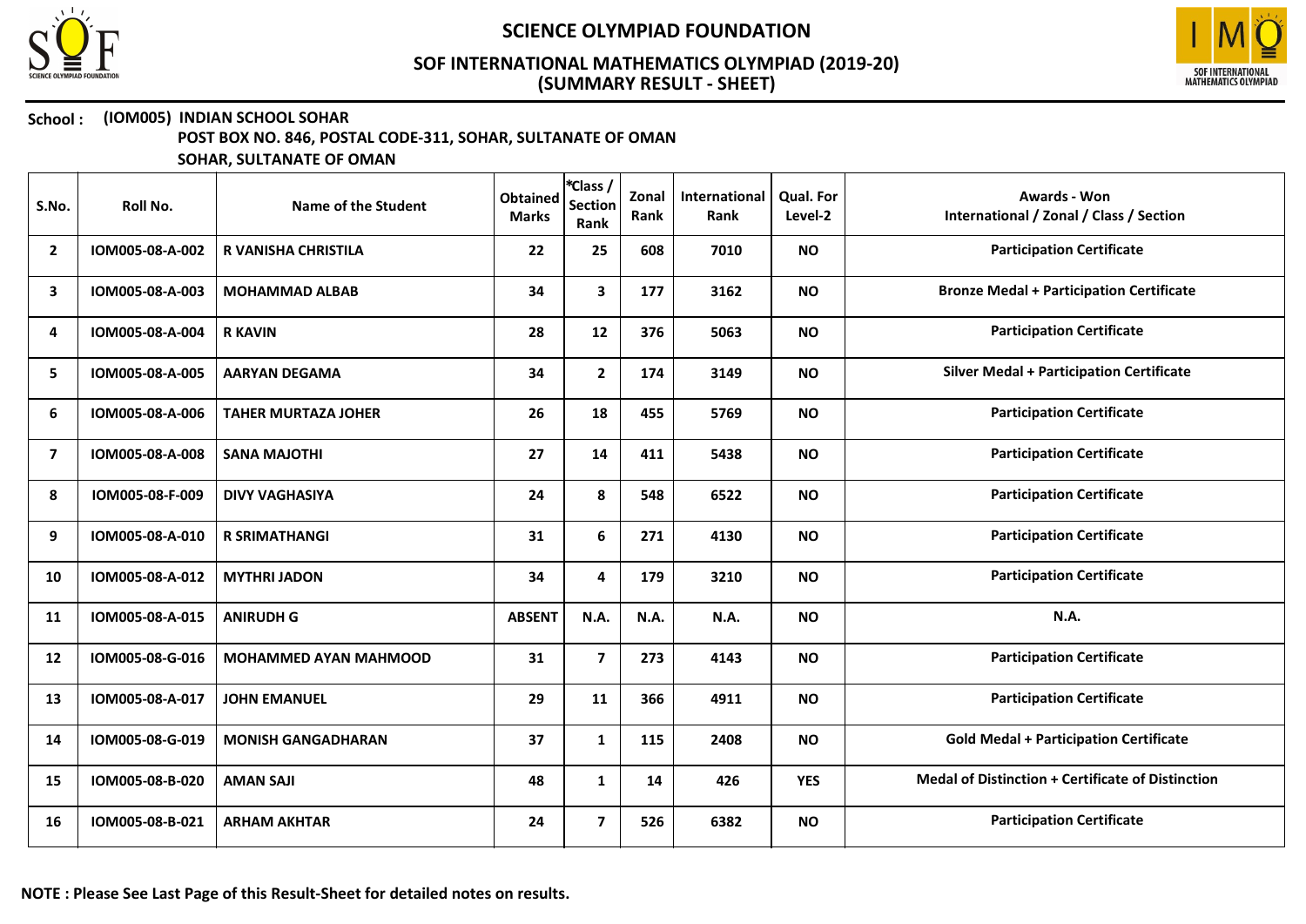# SCIENCE OLYMPIAD FOUNDATION

## SOF INTERNATIONAL MATHEMATICS OLYMPIAD (2019-20)
## (SUMMARY RESULT - SHEET)

**School : (IOM005) INDIAN SCHOOL SOHAR**
**POST BOX NO. 846, POSTAL CODE-311, SOHAR, SULTANATE OF OMAN**
**SOHAR, SULTANATE OF OMAN**

| S.No. | Roll No. | Name of the Student | Obtained Marks | *Class / Section Rank | Zonal Rank | International Rank | Qual. For Level-2 | Awards - Won International / Zonal / Class / Section |
|---|---|---|---|---|---|---|---|---|
| 2 | IOM005-08-A-002 | R VANISHA CHRISTILA | 22 | 25 | 608 | 7010 | NO | Participation Certificate |
| 3 | IOM005-08-A-003 | MOHAMMAD ALBAB | 34 | 3 | 177 | 3162 | NO | Bronze Medal + Participation Certificate |
| 4 | IOM005-08-A-004 | R KAVIN | 28 | 12 | 376 | 5063 | NO | Participation Certificate |
| 5 | IOM005-08-A-005 | AARYAN DEGAMA | 34 | 2 | 174 | 3149 | NO | Silver Medal + Participation Certificate |
| 6 | IOM005-08-A-006 | TAHER MURTAZA JOHER | 26 | 18 | 455 | 5769 | NO | Participation Certificate |
| 7 | IOM005-08-A-008 | SANA MAJOTHI | 27 | 14 | 411 | 5438 | NO | Participation Certificate |
| 8 | IOM005-08-F-009 | DIVY VAGHASIYA | 24 | 8 | 548 | 6522 | NO | Participation Certificate |
| 9 | IOM005-08-A-010 | R SRIMATHANGI | 31 | 6 | 271 | 4130 | NO | Participation Certificate |
| 10 | IOM005-08-A-012 | MYTHRI JADON | 34 | 4 | 179 | 3210 | NO | Participation Certificate |
| 11 | IOM005-08-A-015 | ANIRUDH G | ABSENT | N.A. | N.A. | N.A. | NO | N.A. |
| 12 | IOM005-08-G-016 | MOHAMMED AYAN MAHMOOD | 31 | 7 | 273 | 4143 | NO | Participation Certificate |
| 13 | IOM005-08-A-017 | JOHN EMANUEL | 29 | 11 | 366 | 4911 | NO | Participation Certificate |
| 14 | IOM005-08-G-019 | MONISH GANGADHARAN | 37 | 1 | 115 | 2408 | NO | Gold Medal + Participation Certificate |
| 15 | IOM005-08-B-020 | AMAN SAJI | 48 | 1 | 14 | 426 | YES | Medal of Distinction + Certificate of Distinction |
| 16 | IOM005-08-B-021 | ARHAM AKHTAR | 24 | 7 | 526 | 6382 | NO | Participation Certificate |

**NOTE : Please See Last Page of this Result-Sheet for detailed notes on results.**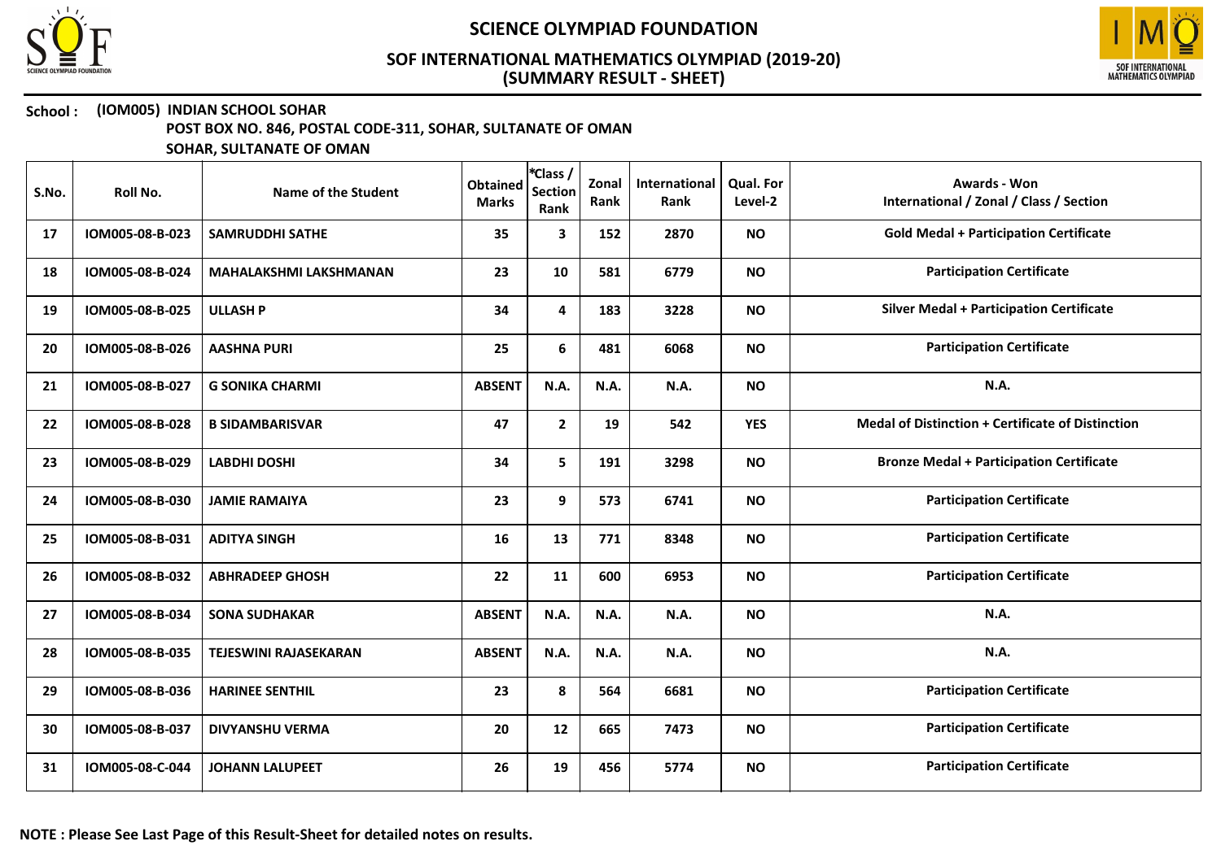**School : (IOM005) INDIAN SCHOOL SOHAR**
**POST BOX NO. 846, POSTAL CODE-311, SOHAR, SULTANATE OF OMAN**
**SOHAR, SULTANATE OF OMAN**

| S.No. | Roll No. | Name of the Student | Obtained Marks | *Class / Section Rank | Zonal Rank | International Rank | Qual. For Level-2 | Awards - Won International / Zonal / Class / Section |
|---|---|---|---|---|---|---|---|---|
| 17 | IOM005-08-B-023 | SAMRUDDHI SATHE | 35 | 3 | 152 | 2870 | NO | Gold Medal + Participation Certificate |
| 18 | IOM005-08-B-024 | MAHALAKSHMI LAKSHMANAN | 23 | 10 | 581 | 6779 | NO | Participation Certificate |
| 19 | IOM005-08-B-025 | ULLASH P | 34 | 4 | 183 | 3228 | NO | Silver Medal + Participation Certificate |
| 20 | IOM005-08-B-026 | AASHNA PURI | 25 | 6 | 481 | 6068 | NO | Participation Certificate |
| 21 | IOM005-08-B-027 | G SONIKA CHARMI | ABSENT | N.A. | N.A. | N.A. | NO | N.A. |
| 22 | IOM005-08-B-028 | B SIDAMBARISVAR | 47 | 2 | 19 | 542 | YES | Medal of Distinction + Certificate of Distinction |
| 23 | IOM005-08-B-029 | LABDHI DOSHI | 34 | 5 | 191 | 3298 | NO | Bronze Medal + Participation Certificate |
| 24 | IOM005-08-B-030 | JAMIE RAMAIYA | 23 | 9 | 573 | 6741 | NO | Participation Certificate |
| 25 | IOM005-08-B-031 | ADITYA SINGH | 16 | 13 | 771 | 8348 | NO | Participation Certificate |
| 26 | IOM005-08-B-032 | ABHRADEEP GHOSH | 22 | 11 | 600 | 6953 | NO | Participation Certificate |
| 27 | IOM005-08-B-034 | SONA SUDHAKAR | ABSENT | N.A. | N.A. | N.A. | NO | N.A. |
| 28 | IOM005-08-B-035 | TEJESWINI RAJASEKARAN | ABSENT | N.A. | N.A. | N.A. | NO | N.A. |
| 29 | IOM005-08-B-036 | HARINEE SENTHIL | 23 | 8 | 564 | 6681 | NO | Participation Certificate |
| 30 | IOM005-08-B-037 | DIVYANSHU VERMA | 20 | 12 | 665 | 7473 | NO | Participation Certificate |
| 31 | IOM005-08-C-044 | JOHANN LALUPEET | 26 | 19 | 456 | 5774 | NO | Participation Certificate |

**NOTE : Please See Last Page of this Result-Sheet for detailed notes on results.**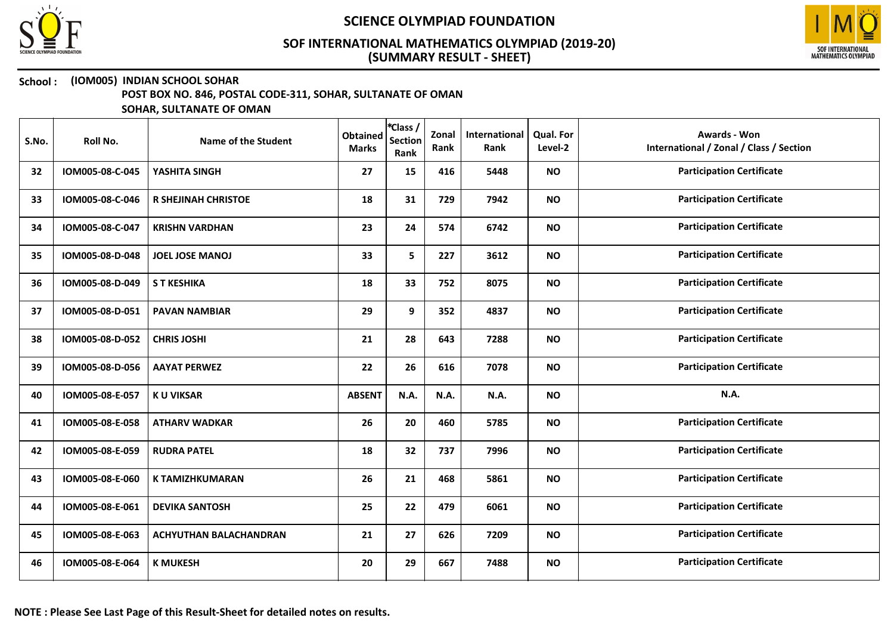# SCIENCE OLYMPIAD FOUNDATION

## SOF INTERNATIONAL MATHEMATICS OLYMPIAD (2019-20)
## (SUMMARY RESULT - SHEET)

**School : (IOM005) INDIAN SCHOOL SOHAR**
**POST BOX NO. 846, POSTAL CODE-311, SOHAR, SULTANATE OF OMAN**
**SOHAR, SULTANATE OF OMAN**

| S.No. | Roll No. | Name of the Student | Obtained Marks | *Class / Section Rank | Zonal Rank | International Rank | Qual. For Level-2 | Awards - Won International / Zonal / Class / Section |
|---|---|---|---|---|---|---|---|---|
| 32 | IOM005-08-C-045 | YASHITA SINGH | 27 | 15 | 416 | 5448 | NO | Participation Certificate |
| 33 | IOM005-08-C-046 | R SHEJINAH CHRISTOE | 18 | 31 | 729 | 7942 | NO | Participation Certificate |
| 34 | IOM005-08-C-047 | KRISHN VARDHAN | 23 | 24 | 574 | 6742 | NO | Participation Certificate |
| 35 | IOM005-08-D-048 | JOEL JOSE MANOJ | 33 | 5 | 227 | 3612 | NO | Participation Certificate |
| 36 | IOM005-08-D-049 | S T KESHIKA | 18 | 33 | 752 | 8075 | NO | Participation Certificate |
| 37 | IOM005-08-D-051 | PAVAN NAMBIAR | 29 | 9 | 352 | 4837 | NO | Participation Certificate |
| 38 | IOM005-08-D-052 | CHRIS JOSHI | 21 | 28 | 643 | 7288 | NO | Participation Certificate |
| 39 | IOM005-08-D-056 | AAYAT PERWEZ | 22 | 26 | 616 | 7078 | NO | Participation Certificate |
| 40 | IOM005-08-E-057 | K U VIKSAR | ABSENT | N.A. | N.A. | N.A. | NO | N.A. |
| 41 | IOM005-08-E-058 | ATHARV WADKAR | 26 | 20 | 460 | 5785 | NO | Participation Certificate |
| 42 | IOM005-08-E-059 | RUDRA PATEL | 18 | 32 | 737 | 7996 | NO | Participation Certificate |
| 43 | IOM005-08-E-060 | K TAMIZHKUMARAN | 26 | 21 | 468 | 5861 | NO | Participation Certificate |
| 44 | IOM005-08-E-061 | DEVIKA SANTOSH | 25 | 22 | 479 | 6061 | NO | Participation Certificate |
| 45 | IOM005-08-E-063 | ACHYUTHAN BALACHANDRAN | 21 | 27 | 626 | 7209 | NO | Participation Certificate |
| 46 | IOM005-08-E-064 | K MUKESH | 20 | 29 | 667 | 7488 | NO | Participation Certificate |

**NOTE : Please See Last Page of this Result-Sheet for detailed notes on results.**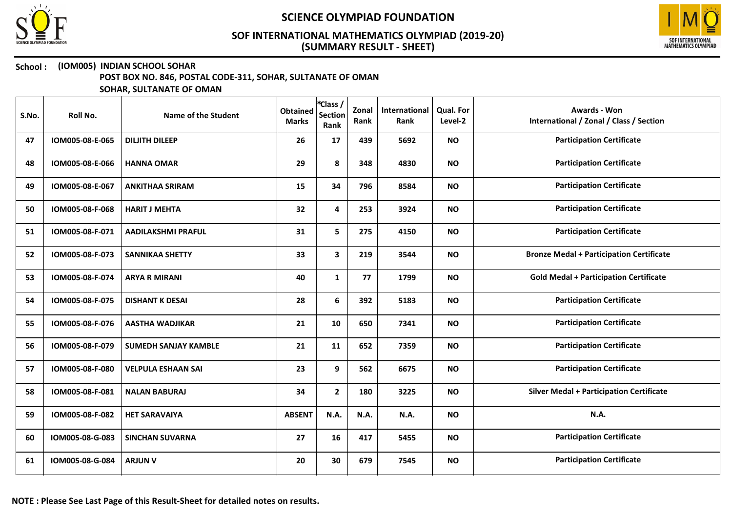# SCIENCE OLYMPIAD FOUNDATION

## SOF INTERNATIONAL MATHEMATICS OLYMPIAD (2019-20)
## (SUMMARY RESULT - SHEET)

**School : (IOM005) INDIAN SCHOOL SOHAR**
**POST BOX NO. 846, POSTAL CODE-311, SOHAR, SULTANATE OF OMAN**
**SOHAR, SULTANATE OF OMAN**

| S.No. | Roll No. | Name of the Student | Obtained Marks | *Class / Section Rank | Zonal Rank | International Rank | Qual. For Level-2 | Awards - Won International / Zonal / Class / Section |
|---|---|---|---|---|---|---|---|---|
| 47 | IOM005-08-E-065 | DILJITH DILEEP | 26 | 17 | 439 | 5692 | NO | Participation Certificate |
| 48 | IOM005-08-E-066 | HANNA OMAR | 29 | 8 | 348 | 4830 | NO | Participation Certificate |
| 49 | IOM005-08-E-067 | ANKITHAA SRIRAM | 15 | 34 | 796 | 8584 | NO | Participation Certificate |
| 50 | IOM005-08-F-068 | HARIT J MEHTA | 32 | 4 | 253 | 3924 | NO | Participation Certificate |
| 51 | IOM005-08-F-071 | AADILAKSHMI PRAFUL | 31 | 5 | 275 | 4150 | NO | Participation Certificate |
| 52 | IOM005-08-F-073 | SANNIKAA SHETTY | 33 | 3 | 219 | 3544 | NO | Bronze Medal + Participation Certificate |
| 53 | IOM005-08-F-074 | ARYA R MIRANI | 40 | 1 | 77 | 1799 | NO | Gold Medal + Participation Certificate |
| 54 | IOM005-08-F-075 | DISHANT K DESAI | 28 | 6 | 392 | 5183 | NO | Participation Certificate |
| 55 | IOM005-08-F-076 | AASTHA WADJIKAR | 21 | 10 | 650 | 7341 | NO | Participation Certificate |
| 56 | IOM005-08-F-079 | SUMEDH SANJAY KAMBLE | 21 | 11 | 652 | 7359 | NO | Participation Certificate |
| 57 | IOM005-08-F-080 | VELPULA ESHAAN SAI | 23 | 9 | 562 | 6675 | NO | Participation Certificate |
| 58 | IOM005-08-F-081 | NALAN BABURAJ | 34 | 2 | 180 | 3225 | NO | Silver Medal + Participation Certificate |
| 59 | IOM005-08-F-082 | HET SARAVAIYA | ABSENT | N.A. | N.A. | N.A. | NO | N.A. |
| 60 | IOM005-08-G-083 | SINCHAN SUVARNA | 27 | 16 | 417 | 5455 | NO | Participation Certificate |
| 61 | IOM005-08-G-084 | ARJUN V | 20 | 30 | 679 | 7545 | NO | Participation Certificate |

**NOTE : Please See Last Page of this Result-Sheet for detailed notes on results.**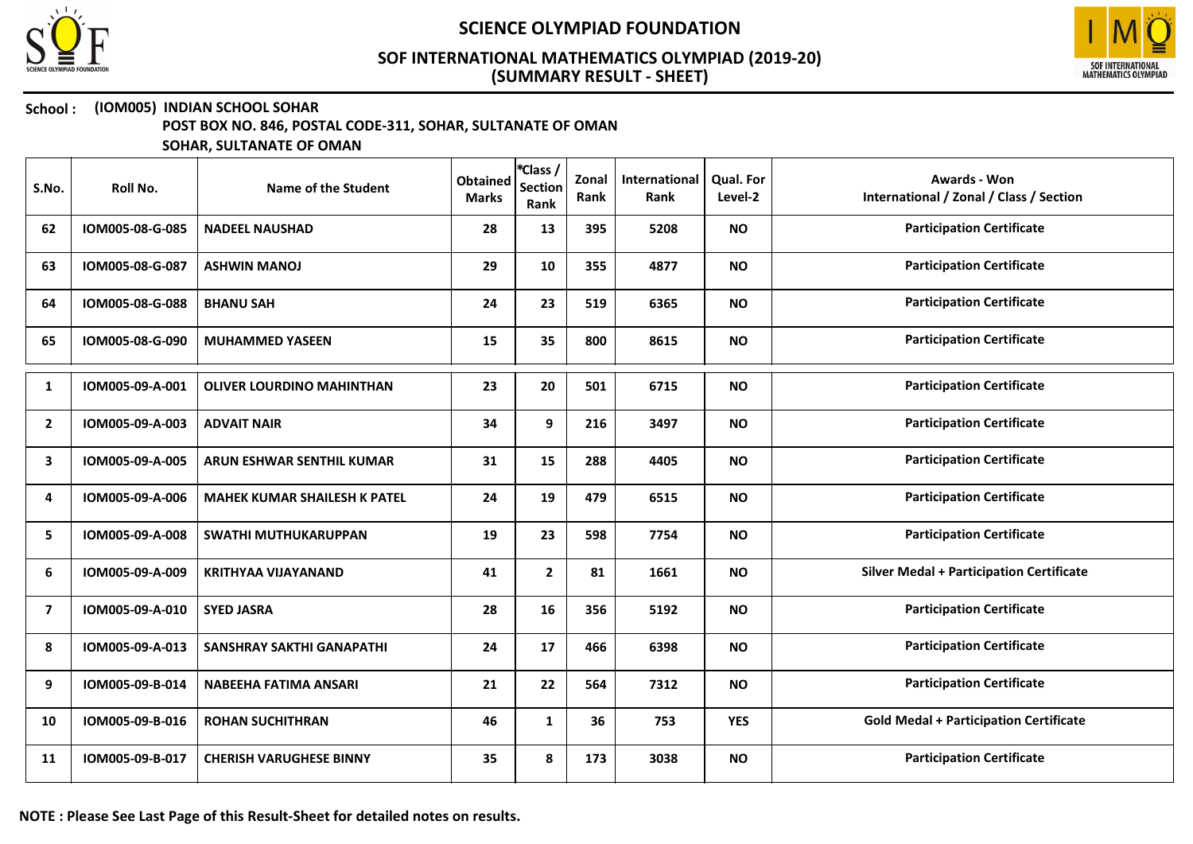# SCIENCE OLYMPIAD FOUNDATION

## SOF INTERNATIONAL MATHEMATICS OLYMPIAD (2019-20)
## (SUMMARY RESULT - SHEET)

**School :** **(IOM005) INDIAN SCHOOL SOHAR**
**POST BOX NO. 846, POSTAL CODE-311, SOHAR, SULTANATE OF OMAN**
**SOHAR, SULTANATE OF OMAN**

| S.No. | Roll No. | Name of the Student | Obtained Marks | *Class / Section Rank | Zonal Rank | International Rank | Qual. For Level-2 | Awards - Won International / Zonal / Class / Section |
|---|---|---|---|---|---|---|---|---|
| 62 | IOM005-08-G-085 | NADEEL NAUSHAD | 28 | 13 | 395 | 5208 | NO | Participation Certificate |
| 63 | IOM005-08-G-087 | ASHWIN MANOJ | 29 | 10 | 355 | 4877 | NO | Participation Certificate |
| 64 | IOM005-08-G-088 | BHANU SAH | 24 | 23 | 519 | 6365 | NO | Participation Certificate |
| 65 | IOM005-08-G-090 | MUHAMMED YASEEN | 15 | 35 | 800 | 8615 | NO | Participation Certificate |
| 1 | IOM005-09-A-001 | OLIVER LOURDINO MAHINTHAN | 23 | 20 | 501 | 6715 | NO | Participation Certificate |
| 2 | IOM005-09-A-003 | ADVAIT NAIR | 34 | 9 | 216 | 3497 | NO | Participation Certificate |
| 3 | IOM005-09-A-005 | ARUN ESHWAR SENTHIL KUMAR | 31 | 15 | 288 | 4405 | NO | Participation Certificate |
| 4 | IOM005-09-A-006 | MAHEK KUMAR SHAILESH K PATEL | 24 | 19 | 479 | 6515 | NO | Participation Certificate |
| 5 | IOM005-09-A-008 | SWATHI MUTHUKARUPPAN | 19 | 23 | 598 | 7754 | NO | Participation Certificate |
| 6 | IOM005-09-A-009 | KRITHYAA VIJAYANAND | 41 | 2 | 81 | 1661 | NO | Silver Medal + Participation Certificate |
| 7 | IOM005-09-A-010 | SYED JASRA | 28 | 16 | 356 | 5192 | NO | Participation Certificate |
| 8 | IOM005-09-A-013 | SANSHRAY SAKTHI GANAPATHI | 24 | 17 | 466 | 6398 | NO | Participation Certificate |
| 9 | IOM005-09-B-014 | NABEEHA FATIMA ANSARI | 21 | 22 | 564 | 7312 | NO | Participation Certificate |
| 10 | IOM005-09-B-016 | ROHAN SUCHITHRAN | 46 | 1 | 36 | 753 | YES | Gold Medal + Participation Certificate |
| 11 | IOM005-09-B-017 | CHERISH VARUGHESE BINNY | 35 | 8 | 173 | 3038 | NO | Participation Certificate |

**NOTE : Please See Last Page of this Result-Sheet for detailed notes on results.**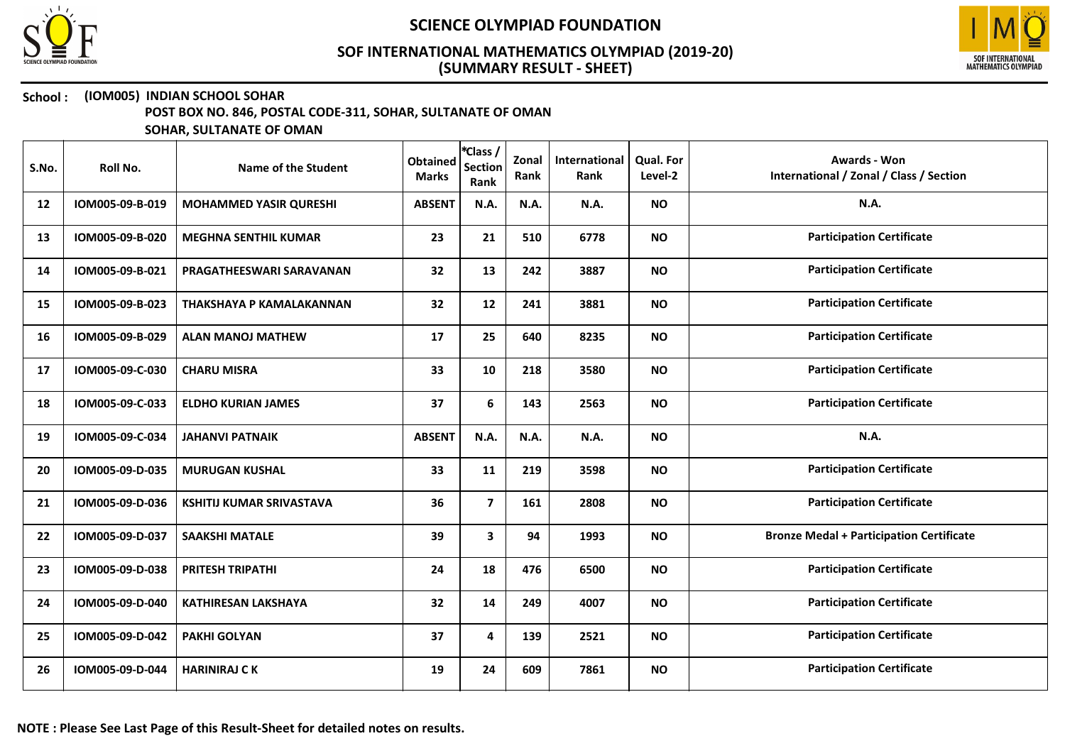# SCIENCE OLYMPIAD FOUNDATION

## SOF INTERNATIONAL MATHEMATICS OLYMPIAD (2019-20)
## (SUMMARY RESULT - SHEET)

**School : (IOM005) INDIAN SCHOOL SOHAR**
**POST BOX NO. 846, POSTAL CODE-311, SOHAR, SULTANATE OF OMAN**
**SOHAR, SULTANATE OF OMAN**

| S.No. | Roll No. | Name of the Student | Obtained Marks | *Class / Section Rank | Zonal Rank | International Rank | Qual. For Level-2 | Awards - Won International / Zonal / Class / Section |
|---|---|---|---|---|---|---|---|---|
| 12 | IOM005-09-B-019 | MOHAMMED YASIR QURESHI | ABSENT | N.A. | N.A. | N.A. | NO | N.A. |
| 13 | IOM005-09-B-020 | MEGHNA SENTHIL KUMAR | 23 | 21 | 510 | 6778 | NO | Participation Certificate |
| 14 | IOM005-09-B-021 | PRAGATHEESWARI SARAVANAN | 32 | 13 | 242 | 3887 | NO | Participation Certificate |
| 15 | IOM005-09-B-023 | THAKSHAYA P KAMALAKANNAN | 32 | 12 | 241 | 3881 | NO | Participation Certificate |
| 16 | IOM005-09-B-029 | ALAN MANOJ MATHEW | 17 | 25 | 640 | 8235 | NO | Participation Certificate |
| 17 | IOM005-09-C-030 | CHARU MISRA | 33 | 10 | 218 | 3580 | NO | Participation Certificate |
| 18 | IOM005-09-C-033 | ELDHO KURIAN JAMES | 37 | 6 | 143 | 2563 | NO | Participation Certificate |
| 19 | IOM005-09-C-034 | JAHANVI PATNAIK | ABSENT | N.A. | N.A. | N.A. | NO | N.A. |
| 20 | IOM005-09-D-035 | MURUGAN KUSHAL | 33 | 11 | 219 | 3598 | NO | Participation Certificate |
| 21 | IOM005-09-D-036 | KSHITIJ KUMAR SRIVASTAVA | 36 | 7 | 161 | 2808 | NO | Participation Certificate |
| 22 | IOM005-09-D-037 | SAAKSHI MATALE | 39 | 3 | 94 | 1993 | NO | Bronze Medal + Participation Certificate |
| 23 | IOM005-09-D-038 | PRITESH TRIPATHI | 24 | 18 | 476 | 6500 | NO | Participation Certificate |
| 24 | IOM005-09-D-040 | KATHIRESAN LAKSHAYA | 32 | 14 | 249 | 4007 | NO | Participation Certificate |
| 25 | IOM005-09-D-042 | PAKHI GOLYAN | 37 | 4 | 139 | 2521 | NO | Participation Certificate |
| 26 | IOM005-09-D-044 | HARINIRAJ C K | 19 | 24 | 609 | 7861 | NO | Participation Certificate |

**NOTE : Please See Last Page of this Result-Sheet for detailed notes on results.**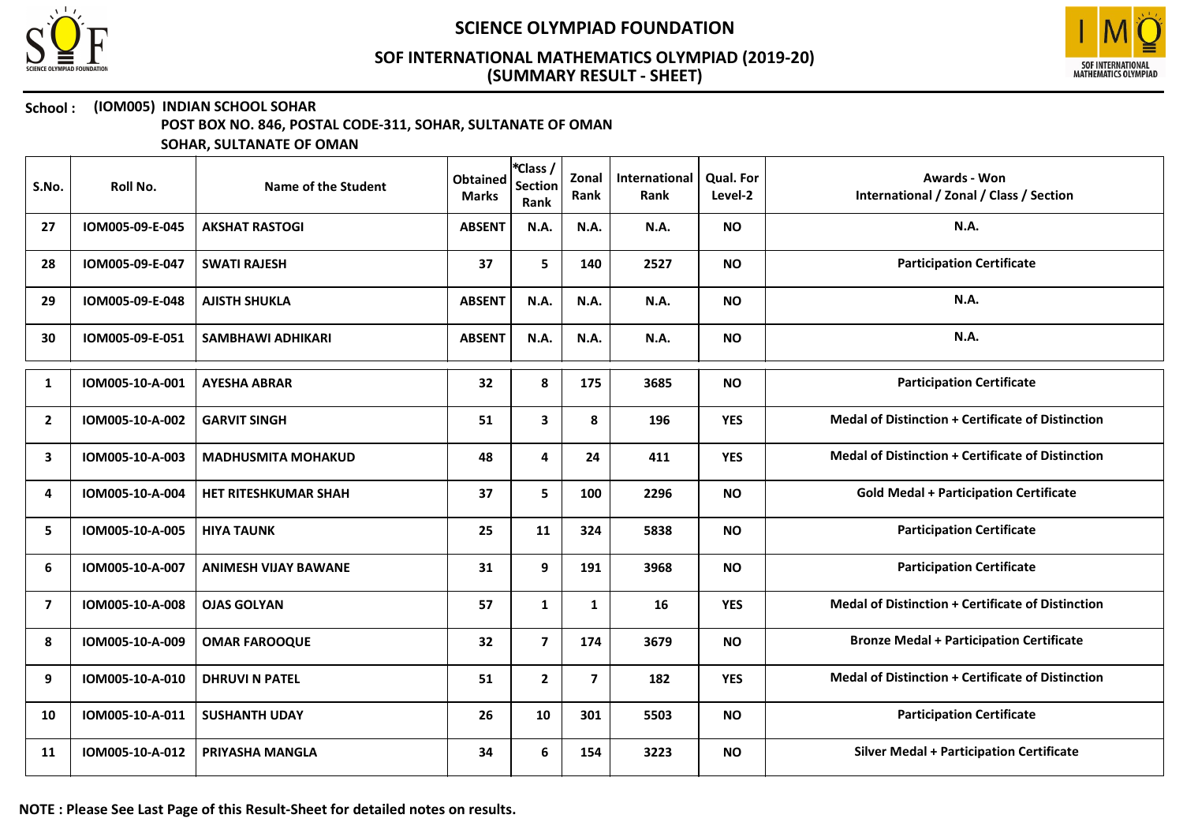# SCIENCE OLYMPIAD FOUNDATION

## SOF INTERNATIONAL MATHEMATICS OLYMPIAD (2019-20)
## (SUMMARY RESULT - SHEET)

**School : (IOM005) INDIAN SCHOOL SOHAR**
**POST BOX NO. 846, POSTAL CODE-311, SOHAR, SULTANATE OF OMAN**
**SOHAR, SULTANATE OF OMAN**

| S.No. | Roll No. | Name of the Student | Obtained Marks | *Class / Section Rank | Zonal Rank | International Rank | Qual. For Level-2 | Awards - Won International / Zonal / Class / Section |
|---|---|---|---|---|---|---|---|---|
| 27 | IOM005-09-E-045 | AKSHAT RASTOGI | ABSENT | N.A. | N.A. | N.A. | NO | N.A. |
| 28 | IOM005-09-E-047 | SWATI RAJESH | 37 | 5 | 140 | 2527 | NO | Participation Certificate |
| 29 | IOM005-09-E-048 | AJISTH SHUKLA | ABSENT | N.A. | N.A. | N.A. | NO | N.A. |
| 30 | IOM005-09-E-051 | SAMBHAWI ADHIKARI | ABSENT | N.A. | N.A. | N.A. | NO | N.A. |
| 1 | IOM005-10-A-001 | AYESHA ABRAR | 32 | 8 | 175 | 3685 | NO | Participation Certificate |
| 2 | IOM005-10-A-002 | GARVIT SINGH | 51 | 3 | 8 | 196 | YES | Medal of Distinction + Certificate of Distinction |
| 3 | IOM005-10-A-003 | MADHUSMITA MOHAKUD | 48 | 4 | 24 | 411 | YES | Medal of Distinction + Certificate of Distinction |
| 4 | IOM005-10-A-004 | HET RITESHKUMAR SHAH | 37 | 5 | 100 | 2296 | NO | Gold Medal + Participation Certificate |
| 5 | IOM005-10-A-005 | HIYA TAUNK | 25 | 11 | 324 | 5838 | NO | Participation Certificate |
| 6 | IOM005-10-A-007 | ANIMESH VIJAY BAWANE | 31 | 9 | 191 | 3968 | NO | Participation Certificate |
| 7 | IOM005-10-A-008 | OJAS GOLYAN | 57 | 1 | 1 | 16 | YES | Medal of Distinction + Certificate of Distinction |
| 8 | IOM005-10-A-009 | OMAR FAROOQUE | 32 | 7 | 174 | 3679 | NO | Bronze Medal + Participation Certificate |
| 9 | IOM005-10-A-010 | DHRUVI N PATEL | 51 | 2 | 7 | 182 | YES | Medal of Distinction + Certificate of Distinction |
| 10 | IOM005-10-A-011 | SUSHANTH UDAY | 26 | 10 | 301 | 5503 | NO | Participation Certificate |
| 11 | IOM005-10-A-012 | PRIYASHA MANGLA | 34 | 6 | 154 | 3223 | NO | Silver Medal + Participation Certificate |

**NOTE : Please See Last Page of this Result-Sheet for detailed notes on results.**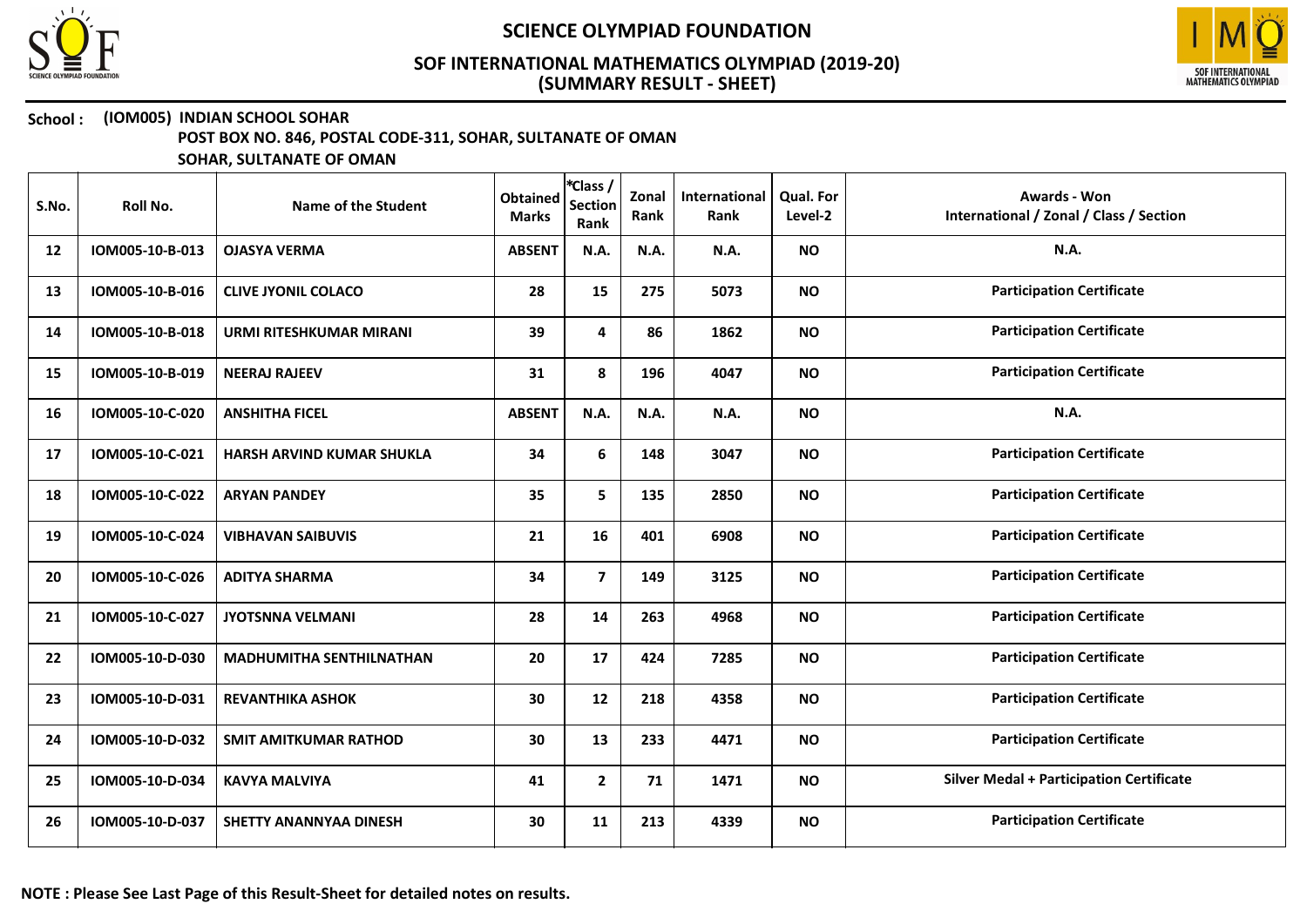# SCIENCE OLYMPIAD FOUNDATION

## SOF INTERNATIONAL MATHEMATICS OLYMPIAD (2019-20)
## (SUMMARY RESULT - SHEET)

**School : (IOM005) INDIAN SCHOOL SOHAR**
**POST BOX NO. 846, POSTAL CODE-311, SOHAR, SULTANATE OF OMAN**
**SOHAR, SULTANATE OF OMAN**

| S.No. | Roll No. | Name of the Student | Obtained Marks | *Class / Section Rank | Zonal Rank | International Rank | Qual. For Level-2 | Awards - Won International / Zonal / Class / Section |
|---|---|---|---|---|---|---|---|---|
| 12 | IOM005-10-B-013 | OJASYA VERMA | ABSENT | N.A. | N.A. | N.A. | NO | N.A. |
| 13 | IOM005-10-B-016 | CLIVE JYONIL COLACO | 28 | 15 | 275 | 5073 | NO | Participation Certificate |
| 14 | IOM005-10-B-018 | URMI RITESHKUMAR MIRANI | 39 | 4 | 86 | 1862 | NO | Participation Certificate |
| 15 | IOM005-10-B-019 | NEERAJ RAJEEV | 31 | 8 | 196 | 4047 | NO | Participation Certificate |
| 16 | IOM005-10-C-020 | ANSHITHA FICEL | ABSENT | N.A. | N.A. | N.A. | NO | N.A. |
| 17 | IOM005-10-C-021 | HARSH ARVIND KUMAR SHUKLA | 34 | 6 | 148 | 3047 | NO | Participation Certificate |
| 18 | IOM005-10-C-022 | ARYAN PANDEY | 35 | 5 | 135 | 2850 | NO | Participation Certificate |
| 19 | IOM005-10-C-024 | VIBHAVAN SAIBUVIS | 21 | 16 | 401 | 6908 | NO | Participation Certificate |
| 20 | IOM005-10-C-026 | ADITYA SHARMA | 34 | 7 | 149 | 3125 | NO | Participation Certificate |
| 21 | IOM005-10-C-027 | JYOTSNNA VELMANI | 28 | 14 | 263 | 4968 | NO | Participation Certificate |
| 22 | IOM005-10-D-030 | MADHUMITHA SENTHILNATHAN | 20 | 17 | 424 | 7285 | NO | Participation Certificate |
| 23 | IOM005-10-D-031 | REVANTHIKA ASHOK | 30 | 12 | 218 | 4358 | NO | Participation Certificate |
| 24 | IOM005-10-D-032 | SMIT AMITKUMAR RATHOD | 30 | 13 | 233 | 4471 | NO | Participation Certificate |
| 25 | IOM005-10-D-034 | KAVYA MALVIYA | 41 | 2 | 71 | 1471 | NO | Silver Medal + Participation Certificate |
| 26 | IOM005-10-D-037 | SHETTY ANANNYAA DINESH | 30 | 11 | 213 | 4339 | NO | Participation Certificate |

**NOTE : Please See Last Page of this Result-Sheet for detailed notes on results.**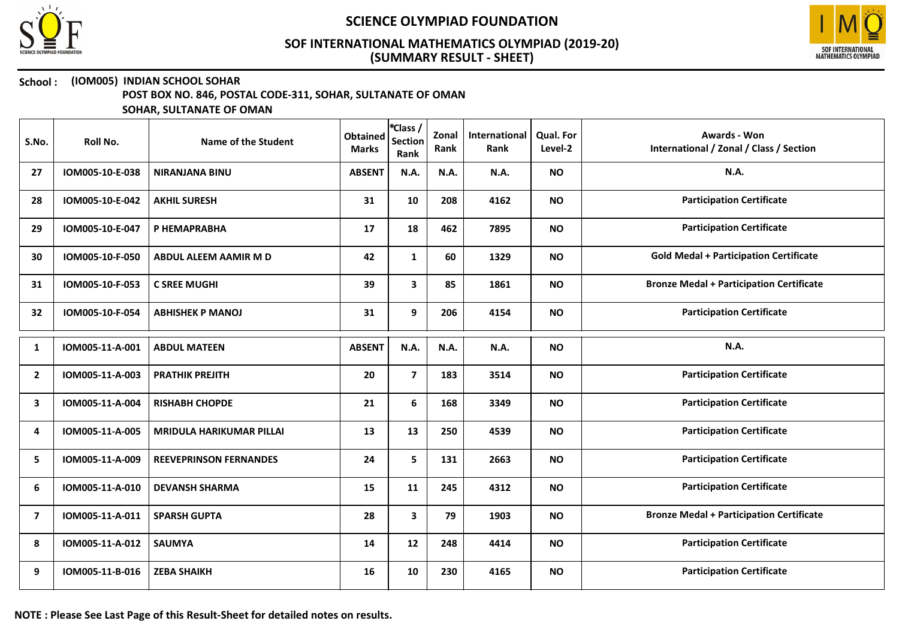# SCIENCE OLYMPIAD FOUNDATION

## SOF INTERNATIONAL MATHEMATICS OLYMPIAD (2019-20)
## (SUMMARY RESULT - SHEET)

**School :** **(IOM005) INDIAN SCHOOL SOHAR**
**POST BOX NO. 846, POSTAL CODE-311, SOHAR, SULTANATE OF OMAN**
**SOHAR, SULTANATE OF OMAN**

| S.No. | Roll No. | Name of the Student | Obtained Marks | *Class / Section Rank | Zonal Rank | International Rank | Qual. For Level-2 | Awards - Won International / Zonal / Class / Section |
|---|---|---|---|---|---|---|---|---|
| 27 | IOM005-10-E-038 | NIRANJANA BINU | ABSENT | N.A. | N.A. | N.A. | NO | N.A. |
| 28 | IOM005-10-E-042 | AKHIL SURESH | 31 | 10 | 208 | 4162 | NO | Participation Certificate |
| 29 | IOM005-10-E-047 | P HEMAPRABHA | 17 | 18 | 462 | 7895 | NO | Participation Certificate |
| 30 | IOM005-10-F-050 | ABDUL ALEEM AAMIR M D | 42 | 1 | 60 | 1329 | NO | Gold Medal + Participation Certificate |
| 31 | IOM005-10-F-053 | C SREE MUGHI | 39 | 3 | 85 | 1861 | NO | Bronze Medal + Participation Certificate |
| 32 | IOM005-10-F-054 | ABHISHEK P MANOJ | 31 | 9 | 206 | 4154 | NO | Participation Certificate |

| S.No. | Roll No. | Name of the Student | Obtained Marks | *Class / Section Rank | Zonal Rank | International Rank | Qual. For Level-2 | Awards - Won International / Zonal / Class / Section |
|---|---|---|---|---|---|---|---|---|
| 1 | IOM005-11-A-001 | ABDUL MATEEN | ABSENT | N.A. | N.A. | N.A. | NO | N.A. |
| 2 | IOM005-11-A-003 | PRATHIK PREJITH | 20 | 7 | 183 | 3514 | NO | Participation Certificate |
| 3 | IOM005-11-A-004 | RISHABH CHOPDE | 21 | 6 | 168 | 3349 | NO | Participation Certificate |
| 4 | IOM005-11-A-005 | MRIDULA HARIKUMAR PILLAI | 13 | 13 | 250 | 4539 | NO | Participation Certificate |
| 5 | IOM005-11-A-009 | REEVEPRINSON FERNANDES | 24 | 5 | 131 | 2663 | NO | Participation Certificate |
| 6 | IOM005-11-A-010 | DEVANSH SHARMA | 15 | 11 | 245 | 4312 | NO | Participation Certificate |
| 7 | IOM005-11-A-011 | SPARSH GUPTA | 28 | 3 | 79 | 1903 | NO | Bronze Medal + Participation Certificate |
| 8 | IOM005-11-A-012 | SAUMYA | 14 | 12 | 248 | 4414 | NO | Participation Certificate |
| 9 | IOM005-11-B-016 | ZEBA SHAIKH | 16 | 10 | 230 | 4165 | NO | Participation Certificate |

**NOTE : Please See Last Page of this Result-Sheet for detailed notes on results.**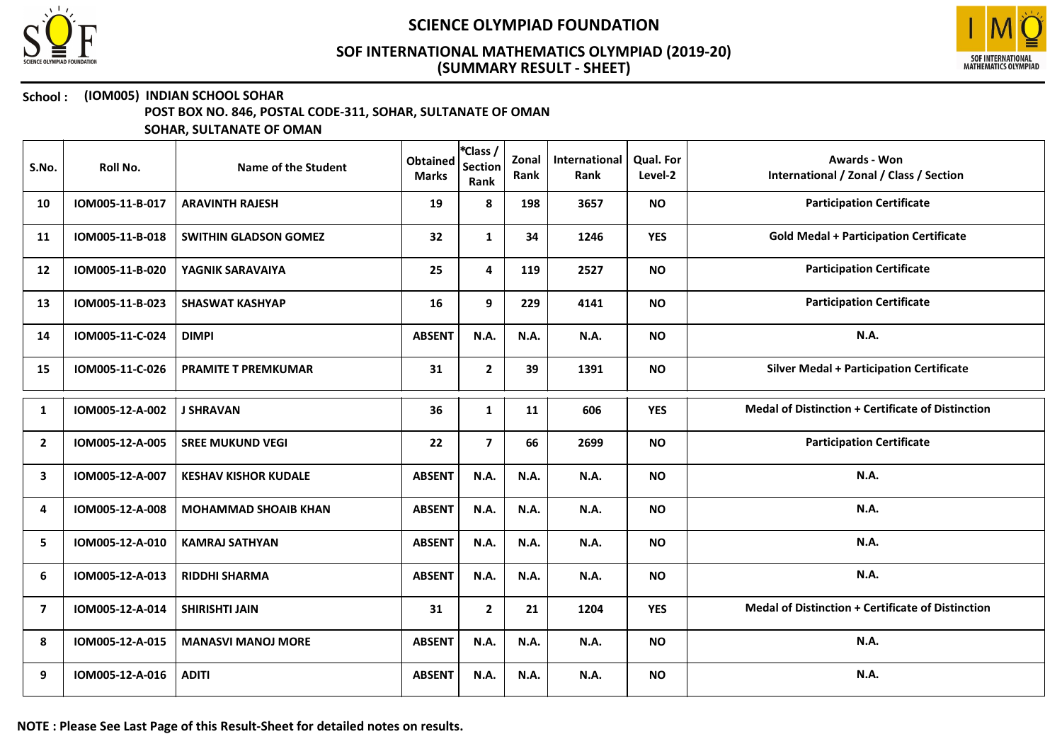# SCIENCE OLYMPIAD FOUNDATION

## SOF INTERNATIONAL MATHEMATICS OLYMPIAD (2019-20)
## (SUMMARY RESULT - SHEET)

**School : (IOM005) INDIAN SCHOOL SOHAR**
**POST BOX NO. 846, POSTAL CODE-311, SOHAR, SULTANATE OF OMAN**
**SOHAR, SULTANATE OF OMAN**

| S.No. | Roll No. | Name of the Student | Obtained Marks | *Class / Section Rank | Zonal Rank | International Rank | Qual. For Level-2 | Awards - Won International / Zonal / Class / Section |
|---|---|---|---|---|---|---|---|---|
| 10 | IOM005-11-B-017 | ARAVINTH RAJESH | 19 | 8 | 198 | 3657 | NO | Participation Certificate |
| 11 | IOM005-11-B-018 | SWITHIN GLADSON GOMEZ | 32 | 1 | 34 | 1246 | YES | Gold Medal + Participation Certificate |
| 12 | IOM005-11-B-020 | YAGNIK SARAVAIYA | 25 | 4 | 119 | 2527 | NO | Participation Certificate |
| 13 | IOM005-11-B-023 | SHASWAT KASHYAP | 16 | 9 | 229 | 4141 | NO | Participation Certificate |
| 14 | IOM005-11-C-024 | DIMPI | ABSENT | N.A. | N.A. | N.A. | NO | N.A. |
| 15 | IOM005-11-C-026 | PRAMITE T PREMKUMAR | 31 | 2 | 39 | 1391 | NO | Silver Medal + Participation Certificate |

| S.No. | Roll No. | Name of the Student | Obtained Marks | *Class / Section Rank | Zonal Rank | International Rank | Qual. For Level-2 | Awards - Won International / Zonal / Class / Section |
|---|---|---|---|---|---|---|---|---|
| 1 | IOM005-12-A-002 | J SHRAVAN | 36 | 1 | 11 | 606 | YES | Medal of Distinction + Certificate of Distinction |
| 2 | IOM005-12-A-005 | SREE MUKUND VEGI | 22 | 7 | 66 | 2699 | NO | Participation Certificate |
| 3 | IOM005-12-A-007 | KESHAV KISHOR KUDALE | ABSENT | N.A. | N.A. | N.A. | NO | N.A. |
| 4 | IOM005-12-A-008 | MOHAMMAD SHOAIB KHAN | ABSENT | N.A. | N.A. | N.A. | NO | N.A. |
| 5 | IOM005-12-A-010 | KAMRAJ SATHYAN | ABSENT | N.A. | N.A. | N.A. | NO | N.A. |
| 6 | IOM005-12-A-013 | RIDDHI SHARMA | ABSENT | N.A. | N.A. | N.A. | NO | N.A. |
| 7 | IOM005-12-A-014 | SHIRISHTI JAIN | 31 | 2 | 21 | 1204 | YES | Medal of Distinction + Certificate of Distinction |
| 8 | IOM005-12-A-015 | MANASVI MANOJ MORE | ABSENT | N.A. | N.A. | N.A. | NO | N.A. |
| 9 | IOM005-12-A-016 | ADITI | ABSENT | N.A. | N.A. | N.A. | NO | N.A. |

**NOTE : Please See Last Page of this Result-Sheet for detailed notes on results.**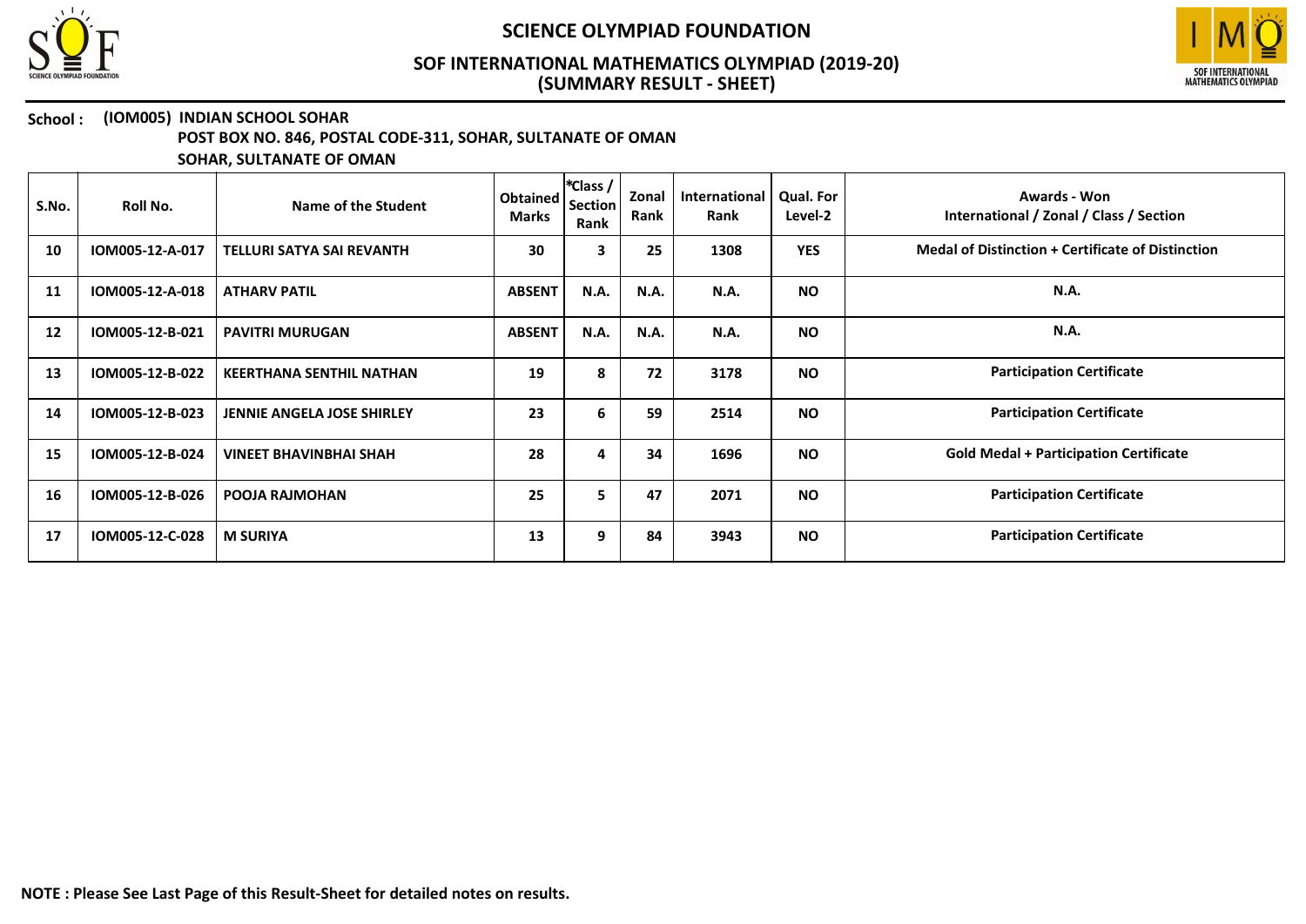# SCIENCE OLYMPIAD FOUNDATION

## SOF INTERNATIONAL MATHEMATICS OLYMPIAD (2019-20)
## (SUMMARY RESULT - SHEET)

**School : (IOM005) INDIAN SCHOOL SOHAR**
**POST BOX NO. 846, POSTAL CODE-311, SOHAR, SULTANATE OF OMAN**
**SOHAR, SULTANATE OF OMAN**

| S.No. | Roll No. | Name of the Student | Obtained Marks | *Class / Section Rank | Zonal Rank | International Rank | Qual. For Level-2 | Awards - Won International / Zonal / Class / Section |
|---|---|---|---|---|---|---|---|---|
| 10 | IOM005-12-A-017 | TELLURI SATYA SAI REVANTH | 30 | 3 | 25 | 1308 | YES | Medal of Distinction + Certificate of Distinction |
| 11 | IOM005-12-A-018 | ATHARV PATIL | ABSENT | N.A. | N.A. | N.A. | NO | N.A. |
| 12 | IOM005-12-B-021 | PAVITRI MURUGAN | ABSENT | N.A. | N.A. | N.A. | NO | N.A. |
| 13 | IOM005-12-B-022 | KEERTHANA SENTHIL NATHAN | 19 | 8 | 72 | 3178 | NO | Participation Certificate |
| 14 | IOM005-12-B-023 | JENNIE ANGELA JOSE SHIRLEY | 23 | 6 | 59 | 2514 | NO | Participation Certificate |
| 15 | IOM005-12-B-024 | VINEET BHAVINBHAI SHAH | 28 | 4 | 34 | 1696 | NO | Gold Medal + Participation Certificate |
| 16 | IOM005-12-B-026 | POOJA RAJMOHAN | 25 | 5 | 47 | 2071 | NO | Participation Certificate |
| 17 | IOM005-12-C-028 | M SURIYA | 13 | 9 | 84 | 3943 | NO | Participation Certificate |

**NOTE : Please See Last Page of this Result-Sheet for detailed notes on results.**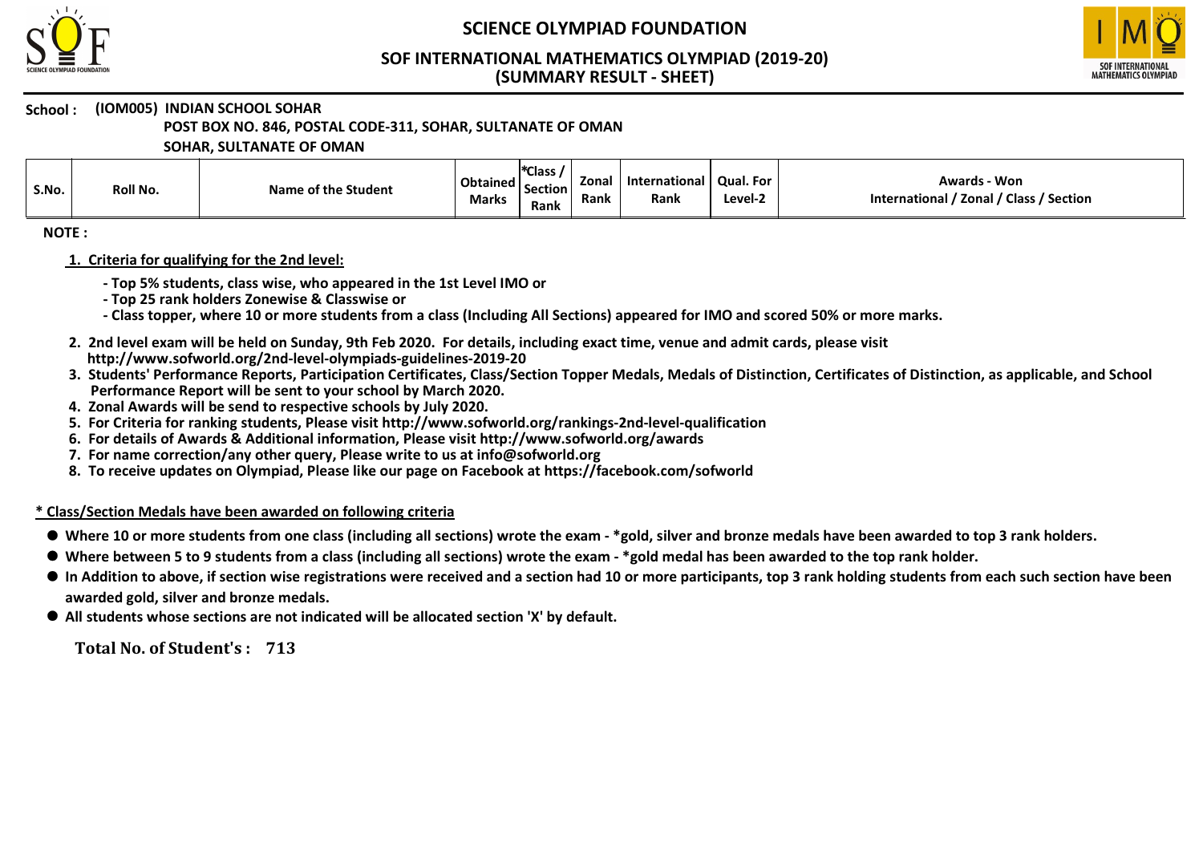# SCIENCE OLYMPIAD FOUNDATION

## SOF INTERNATIONAL MATHEMATICS OLYMPIAD (2019-20)
## (SUMMARY RESULT - SHEET)

**School : (IOM005) INDIAN SCHOOL SOHAR**
**POST BOX NO. 846, POSTAL CODE-311, SOHAR, SULTANATE OF OMAN**
**SOHAR, SULTANATE OF OMAN**

| S.No. | Roll No. | Name of the Student | Obtained Marks | *Class / Section Rank | Zonal Rank | International Rank | Qual. For Level-2 | Awards - Won International / Zonal / Class / Section |
|---|---|---|---|---|---|---|---|---|

**NOTE :**

1. **Criteria for qualifying for the 2nd level:**
   - **Top 5% students, class wise, who appeared in the 1st Level IMO or**
   - **Top 25 rank holders Zonewise & Classwise or**
   - **Class topper, where 10 or more students from a class (Including All Sections) appeared for IMO and scored 50% or more marks.**
2. **2nd level exam will be held on Sunday, 9th Feb 2020. For details, including exact time, venue and admit cards, please visit http://www.sofworld.org/2nd-level-olympiads-guidelines-2019-20**
3. **Students' Performance Reports, Participation Certificates, Class/Section Topper Medals, Medals of Distinction, Certificates of Distinction, as applicable, and School Performance Report will be sent to your school by March 2020.**
4. **Zonal Awards will be send to respective schools by July 2020.**
5. **For Criteria for ranking students, Please visit http://www.sofworld.org/rankings-2nd-level-qualification**
6. **For details of Awards & Additional information, Please visit http://www.sofworld.org/awards**
7. **For name correction/any other query, Please write to us at info@sofworld.org**
8. **To receive updates on Olympiad, Please like our page on Facebook at https://facebook.com/sofworld**

**\* Class/Section Medals have been awarded on following criteria**

- **Where 10 or more students from one class (including all sections) wrote the exam - *gold, silver and bronze medals have been awarded to top 3 rank holders.**
- **Where between 5 to 9 students from a class (including all sections) wrote the exam - *gold medal has been awarded to the top rank holder.**
- **In Addition to above, if section wise registrations were received and a section had 10 or more participants, top 3 rank holding students from each such section have been awarded gold, silver and bronze medals.**
- **All students whose sections are not indicated will be allocated section 'X' by default.**

**Total No. of Student's : 713**